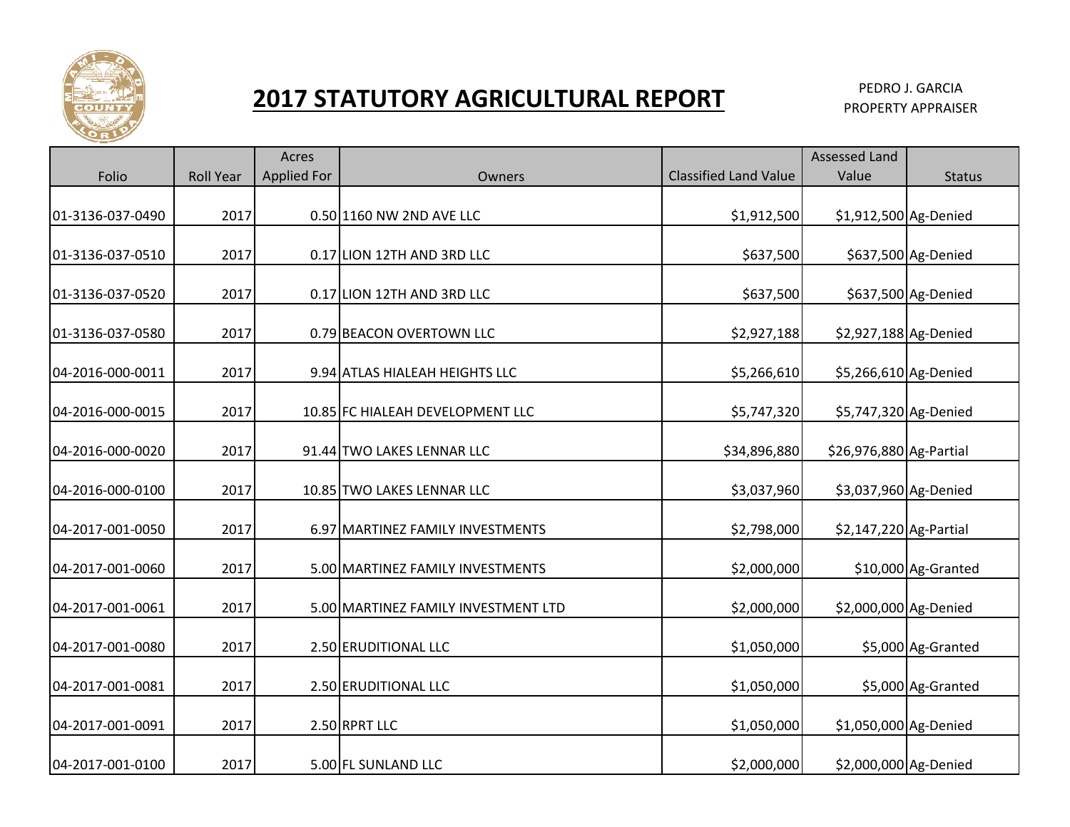# 2017 STATUTORY AGRICULTURAL REPORT

PEDRO J. GARCIA
PROPERTY APPRAISER

| Folio | Roll Year | Acres Applied For | Owners | Classified Land Value | Assessed Land Value | Status |
|---|---|---|---|---|---|---|
| 01-3136-037-0490 | 2017 | 0.50 | 1160 NW 2ND AVE LLC | $1,912,500 | $1,912,500 | Ag-Denied |
| 01-3136-037-0510 | 2017 | 0.17 | LION 12TH AND 3RD LLC | $637,500 | $637,500 | Ag-Denied |
| 01-3136-037-0520 | 2017 | 0.17 | LION 12TH AND 3RD LLC | $637,500 | $637,500 | Ag-Denied |
| 01-3136-037-0580 | 2017 | 0.79 | BEACON OVERTOWN LLC | $2,927,188 | $2,927,188 | Ag-Denied |
| 04-2016-000-0011 | 2017 | 9.94 | ATLAS HIALEAH HEIGHTS LLC | $5,266,610 | $5,266,610 | Ag-Denied |
| 04-2016-000-0015 | 2017 | 10.85 | FC HIALEAH DEVELOPMENT LLC | $5,747,320 | $5,747,320 | Ag-Denied |
| 04-2016-000-0020 | 2017 | 91.44 | TWO LAKES LENNAR LLC | $34,896,880 | $26,976,880 | Ag-Partial |
| 04-2016-000-0100 | 2017 | 10.85 | TWO LAKES LENNAR LLC | $3,037,960 | $3,037,960 | Ag-Denied |
| 04-2017-001-0050 | 2017 | 6.97 | MARTINEZ FAMILY INVESTMENTS | $2,798,000 | $2,147,220 | Ag-Partial |
| 04-2017-001-0060 | 2017 | 5.00 | MARTINEZ FAMILY INVESTMENTS | $2,000,000 | $10,000 | Ag-Granted |
| 04-2017-001-0061 | 2017 | 5.00 | MARTINEZ FAMILY INVESTMENT LTD | $2,000,000 | $2,000,000 | Ag-Denied |
| 04-2017-001-0080 | 2017 | 2.50 | ERUDITIONAL LLC | $1,050,000 | $5,000 | Ag-Granted |
| 04-2017-001-0081 | 2017 | 2.50 | ERUDITIONAL LLC | $1,050,000 | $5,000 | Ag-Granted |
| 04-2017-001-0091 | 2017 | 2.50 | RPRT LLC | $1,050,000 | $1,050,000 | Ag-Denied |
| 04-2017-001-0100 | 2017 | 5.00 | FL SUNLAND LLC | $2,000,000 | $2,000,000 | Ag-Denied |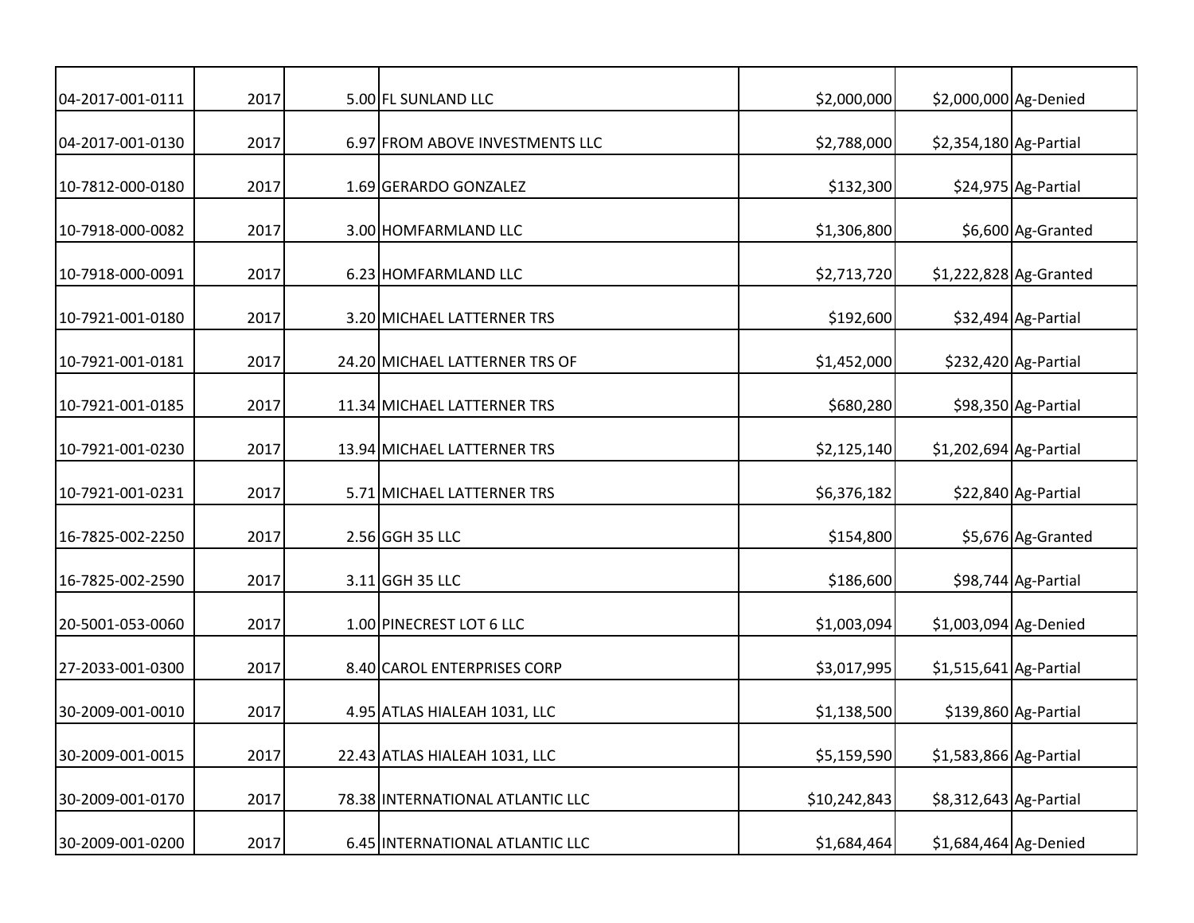| | | | | | | |
|---|---|---|---|---|---|---|
| 04-2017-001-0111 | 2017 | 5.00 | FL SUNLAND LLC | $2,000,000 | $2,000,000 | Ag-Denied |
| 04-2017-001-0130 | 2017 | 6.97 | FROM ABOVE INVESTMENTS LLC | $2,788,000 | $2,354,180 | Ag-Partial |
| 10-7812-000-0180 | 2017 | 1.69 | GERARDO GONZALEZ | $132,300 | $24,975 | Ag-Partial |
| 10-7918-000-0082 | 2017 | 3.00 | HOMFARMLAND LLC | $1,306,800 | $6,600 | Ag-Granted |
| 10-7918-000-0091 | 2017 | 6.23 | HOMFARMLAND LLC | $2,713,720 | $1,222,828 | Ag-Granted |
| 10-7921-001-0180 | 2017 | 3.20 | MICHAEL LATTERNER TRS | $192,600 | $32,494 | Ag-Partial |
| 10-7921-001-0181 | 2017 | 24.20 | MICHAEL LATTERNER TRS OF | $1,452,000 | $232,420 | Ag-Partial |
| 10-7921-001-0185 | 2017 | 11.34 | MICHAEL LATTERNER TRS | $680,280 | $98,350 | Ag-Partial |
| 10-7921-001-0230 | 2017 | 13.94 | MICHAEL LATTERNER TRS | $2,125,140 | $1,202,694 | Ag-Partial |
| 10-7921-001-0231 | 2017 | 5.71 | MICHAEL LATTERNER TRS | $6,376,182 | $22,840 | Ag-Partial |
| 16-7825-002-2250 | 2017 | 2.56 | GGH 35 LLC | $154,800 | $5,676 | Ag-Granted |
| 16-7825-002-2590 | 2017 | 3.11 | GGH 35 LLC | $186,600 | $98,744 | Ag-Partial |
| 20-5001-053-0060 | 2017 | 1.00 | PINECREST LOT 6 LLC | $1,003,094 | $1,003,094 | Ag-Denied |
| 27-2033-001-0300 | 2017 | 8.40 | CAROL ENTERPRISES CORP | $3,017,995 | $1,515,641 | Ag-Partial |
| 30-2009-001-0010 | 2017 | 4.95 | ATLAS HIALEAH 1031, LLC | $1,138,500 | $139,860 | Ag-Partial |
| 30-2009-001-0015 | 2017 | 22.43 | ATLAS HIALEAH 1031, LLC | $5,159,590 | $1,583,866 | Ag-Partial |
| 30-2009-001-0170 | 2017 | 78.38 | INTERNATIONAL ATLANTIC LLC | $10,242,843 | $8,312,643 | Ag-Partial |
| 30-2009-001-0200 | 2017 | 6.45 | INTERNATIONAL ATLANTIC LLC | $1,684,464 | $1,684,464 | Ag-Denied |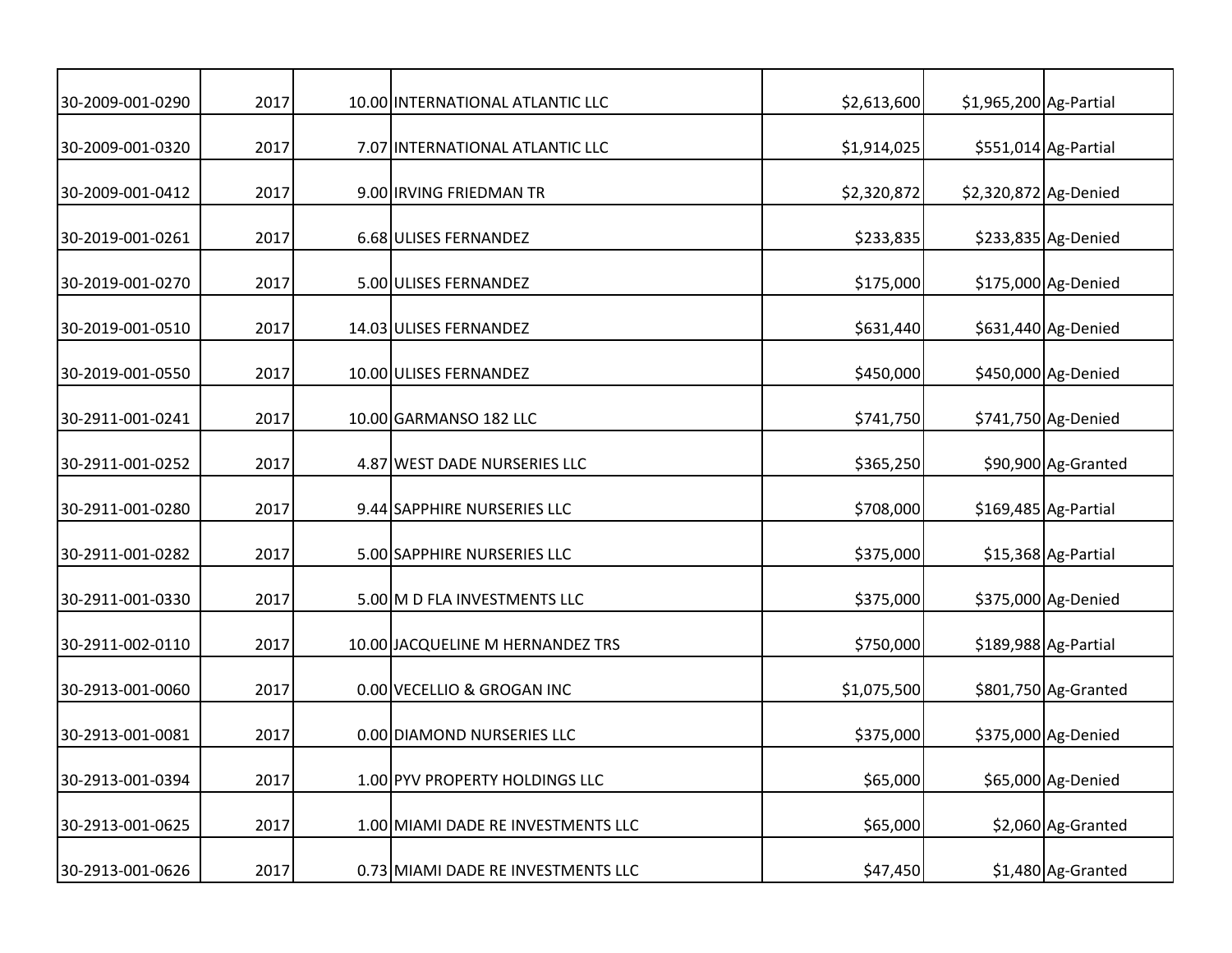| | | | | | | |
|---|---|---|---|---|---|---|
| 30-2009-001-0290 | 2017 | 10.00 | INTERNATIONAL ATLANTIC LLC | $2,613,600 | $1,965,200 | Ag-Partial |
| 30-2009-001-0320 | 2017 | 7.07 | INTERNATIONAL ATLANTIC LLC | $1,914,025 | $551,014 | Ag-Partial |
| 30-2009-001-0412 | 2017 | 9.00 | IRVING FRIEDMAN TR | $2,320,872 | $2,320,872 | Ag-Denied |
| 30-2019-001-0261 | 2017 | 6.68 | ULISES FERNANDEZ | $233,835 | $233,835 | Ag-Denied |
| 30-2019-001-0270 | 2017 | 5.00 | ULISES FERNANDEZ | $175,000 | $175,000 | Ag-Denied |
| 30-2019-001-0510 | 2017 | 14.03 | ULISES FERNANDEZ | $631,440 | $631,440 | Ag-Denied |
| 30-2019-001-0550 | 2017 | 10.00 | ULISES FERNANDEZ | $450,000 | $450,000 | Ag-Denied |
| 30-2911-001-0241 | 2017 | 10.00 | GARMANSO 182 LLC | $741,750 | $741,750 | Ag-Denied |
| 30-2911-001-0252 | 2017 | 4.87 | WEST DADE NURSERIES LLC | $365,250 | $90,900 | Ag-Granted |
| 30-2911-001-0280 | 2017 | 9.44 | SAPPHIRE NURSERIES LLC | $708,000 | $169,485 | Ag-Partial |
| 30-2911-001-0282 | 2017 | 5.00 | SAPPHIRE NURSERIES LLC | $375,000 | $15,368 | Ag-Partial |
| 30-2911-001-0330 | 2017 | 5.00 | M D FLA INVESTMENTS LLC | $375,000 | $375,000 | Ag-Denied |
| 30-2911-002-0110 | 2017 | 10.00 | JACQUELINE M HERNANDEZ TRS | $750,000 | $189,988 | Ag-Partial |
| 30-2913-001-0060 | 2017 | 0.00 | VECELLIO & GROGAN INC | $1,075,500 | $801,750 | Ag-Granted |
| 30-2913-001-0081 | 2017 | 0.00 | DIAMOND NURSERIES LLC | $375,000 | $375,000 | Ag-Denied |
| 30-2913-001-0394 | 2017 | 1.00 | PYV PROPERTY HOLDINGS LLC | $65,000 | $65,000 | Ag-Denied |
| 30-2913-001-0625 | 2017 | 1.00 | MIAMI DADE RE INVESTMENTS LLC | $65,000 | $2,060 | Ag-Granted |
| 30-2913-001-0626 | 2017 | 0.73 | MIAMI DADE RE INVESTMENTS LLC | $47,450 | $1,480 | Ag-Granted |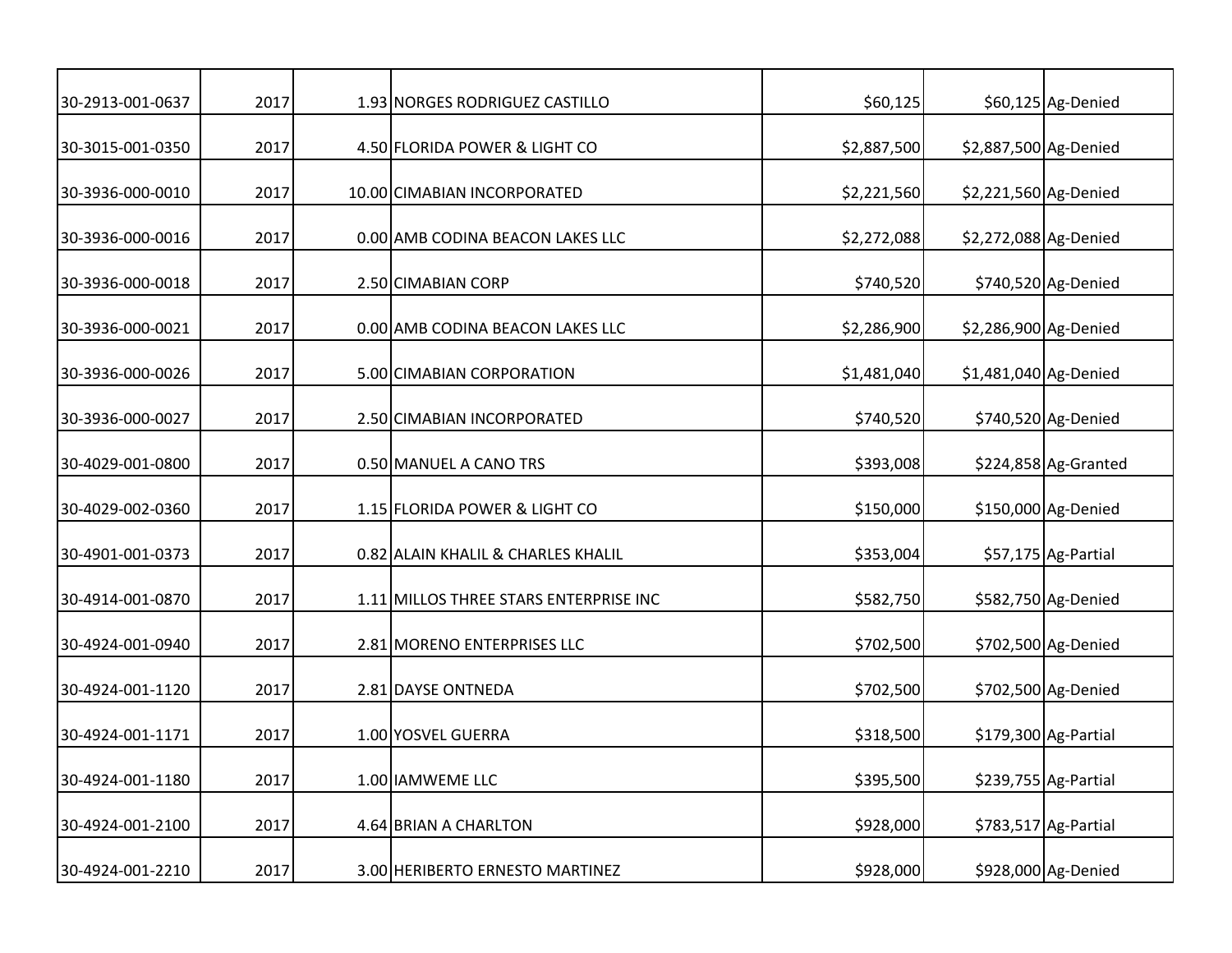| | | | | | | |
|---|---|---|---|---|---|---|
| 30-2913-001-0637 | 2017 | 1.93 | NORGES RODRIGUEZ CASTILLO | $60,125 | $60,125 | Ag-Denied |
| 30-3015-001-0350 | 2017 | 4.50 | FLORIDA POWER & LIGHT CO | $2,887,500 | $2,887,500 | Ag-Denied |
| 30-3936-000-0010 | 2017 | 10.00 | CIMABIAN INCORPORATED | $2,221,560 | $2,221,560 | Ag-Denied |
| 30-3936-000-0016 | 2017 | 0.00 | AMB CODINA BEACON LAKES LLC | $2,272,088 | $2,272,088 | Ag-Denied |
| 30-3936-000-0018 | 2017 | 2.50 | CIMABIAN CORP | $740,520 | $740,520 | Ag-Denied |
| 30-3936-000-0021 | 2017 | 0.00 | AMB CODINA BEACON LAKES LLC | $2,286,900 | $2,286,900 | Ag-Denied |
| 30-3936-000-0026 | 2017 | 5.00 | CIMABIAN CORPORATION | $1,481,040 | $1,481,040 | Ag-Denied |
| 30-3936-000-0027 | 2017 | 2.50 | CIMABIAN INCORPORATED | $740,520 | $740,520 | Ag-Denied |
| 30-4029-001-0800 | 2017 | 0.50 | MANUEL A CANO TRS | $393,008 | $224,858 | Ag-Granted |
| 30-4029-002-0360 | 2017 | 1.15 | FLORIDA POWER & LIGHT CO | $150,000 | $150,000 | Ag-Denied |
| 30-4901-001-0373 | 2017 | 0.82 | ALAIN KHALIL & CHARLES KHALIL | $353,004 | $57,175 | Ag-Partial |
| 30-4914-001-0870 | 2017 | 1.11 | MILLOS THREE STARS ENTERPRISE INC | $582,750 | $582,750 | Ag-Denied |
| 30-4924-001-0940 | 2017 | 2.81 | MORENO ENTERPRISES LLC | $702,500 | $702,500 | Ag-Denied |
| 30-4924-001-1120 | 2017 | 2.81 | DAYSE ONTNEDA | $702,500 | $702,500 | Ag-Denied |
| 30-4924-001-1171 | 2017 | 1.00 | YOSVEL GUERRA | $318,500 | $179,300 | Ag-Partial |
| 30-4924-001-1180 | 2017 | 1.00 | IAMWEME LLC | $395,500 | $239,755 | Ag-Partial |
| 30-4924-001-2100 | 2017 | 4.64 | BRIAN A CHARLTON | $928,000 | $783,517 | Ag-Partial |
| 30-4924-001-2210 | 2017 | 3.00 | HERIBERTO ERNESTO MARTINEZ | $928,000 | $928,000 | Ag-Denied |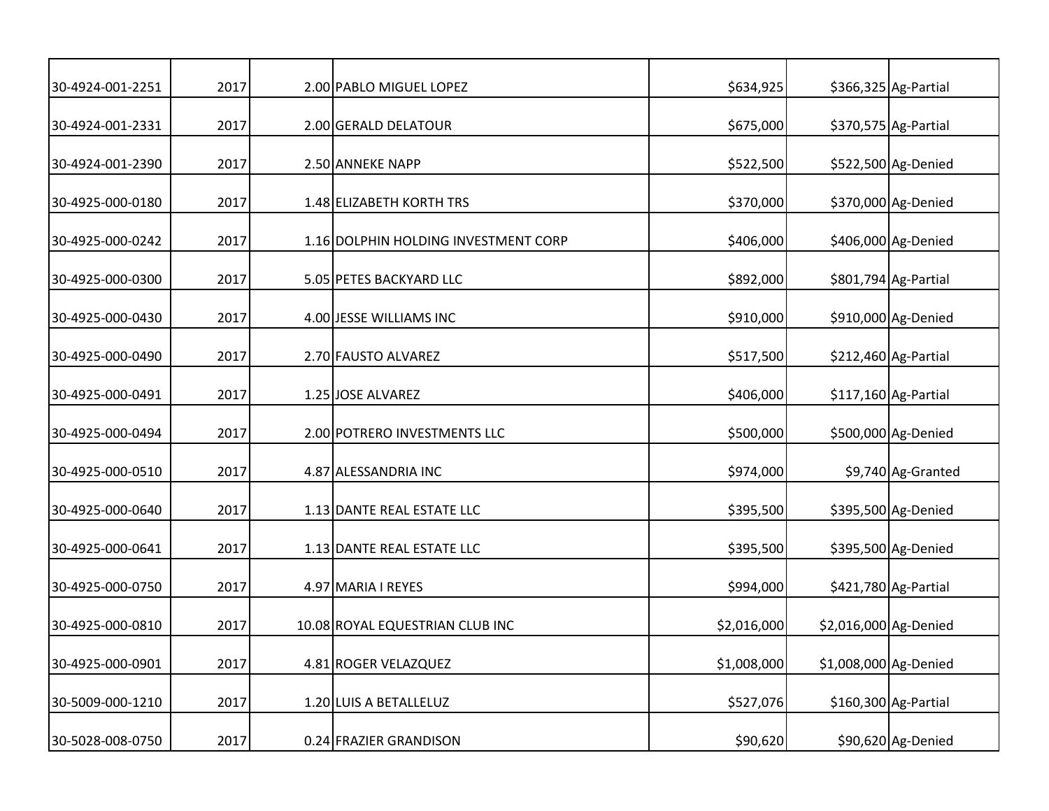| | | | | | | |
|---|---|---|---|---|---|---|
| 30-4924-001-2251 | 2017 | 2.00 | PABLO MIGUEL LOPEZ | $634,925 | $366,325 | Ag-Partial |
| 30-4924-001-2331 | 2017 | 2.00 | GERALD DELATOUR | $675,000 | $370,575 | Ag-Partial |
| 30-4924-001-2390 | 2017 | 2.50 | ANNEKE NAPP | $522,500 | $522,500 | Ag-Denied |
| 30-4925-000-0180 | 2017 | 1.48 | ELIZABETH KORTH TRS | $370,000 | $370,000 | Ag-Denied |
| 30-4925-000-0242 | 2017 | 1.16 | DOLPHIN HOLDING INVESTMENT CORP | $406,000 | $406,000 | Ag-Denied |
| 30-4925-000-0300 | 2017 | 5.05 | PETES BACKYARD LLC | $892,000 | $801,794 | Ag-Partial |
| 30-4925-000-0430 | 2017 | 4.00 | JESSE WILLIAMS INC | $910,000 | $910,000 | Ag-Denied |
| 30-4925-000-0490 | 2017 | 2.70 | FAUSTO ALVAREZ | $517,500 | $212,460 | Ag-Partial |
| 30-4925-000-0491 | 2017 | 1.25 | JOSE ALVAREZ | $406,000 | $117,160 | Ag-Partial |
| 30-4925-000-0494 | 2017 | 2.00 | POTRERO INVESTMENTS LLC | $500,000 | $500,000 | Ag-Denied |
| 30-4925-000-0510 | 2017 | 4.87 | ALESSANDRIA INC | $974,000 | $9,740 | Ag-Granted |
| 30-4925-000-0640 | 2017 | 1.13 | DANTE REAL ESTATE LLC | $395,500 | $395,500 | Ag-Denied |
| 30-4925-000-0641 | 2017 | 1.13 | DANTE REAL ESTATE LLC | $395,500 | $395,500 | Ag-Denied |
| 30-4925-000-0750 | 2017 | 4.97 | MARIA I REYES | $994,000 | $421,780 | Ag-Partial |
| 30-4925-000-0810 | 2017 | 10.08 | ROYAL EQUESTRIAN CLUB INC | $2,016,000 | $2,016,000 | Ag-Denied |
| 30-4925-000-0901 | 2017 | 4.81 | ROGER VELAZQUEZ | $1,008,000 | $1,008,000 | Ag-Denied |
| 30-5009-000-1210 | 2017 | 1.20 | LUIS A BETALLELUZ | $527,076 | $160,300 | Ag-Partial |
| 30-5028-008-0750 | 2017 | 0.24 | FRAZIER GRANDISON | $90,620 | $90,620 | Ag-Denied |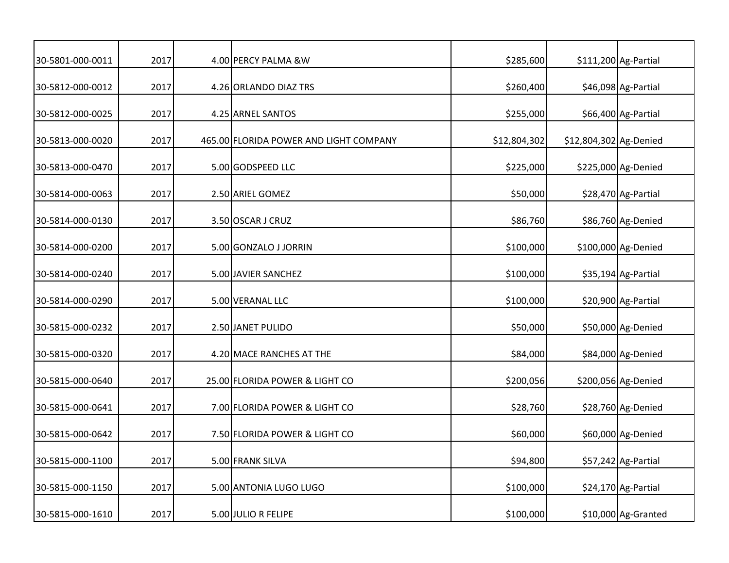| | | | | | | |
|---|---|---|---|---|---|---|
| 30-5801-000-0011 | 2017 | 4.00 | PERCY PALMA &W | $285,600 | $111,200 | Ag-Partial |
| 30-5812-000-0012 | 2017 | 4.26 | ORLANDO DIAZ TRS | $260,400 | $46,098 | Ag-Partial |
| 30-5812-000-0025 | 2017 | 4.25 | ARNEL SANTOS | $255,000 | $66,400 | Ag-Partial |
| 30-5813-000-0020 | 2017 | 465.00 | FLORIDA POWER AND LIGHT COMPANY | $12,804,302 | $12,804,302 | Ag-Denied |
| 30-5813-000-0470 | 2017 | 5.00 | GODSPEED LLC | $225,000 | $225,000 | Ag-Denied |
| 30-5814-000-0063 | 2017 | 2.50 | ARIEL GOMEZ | $50,000 | $28,470 | Ag-Partial |
| 30-5814-000-0130 | 2017 | 3.50 | OSCAR J CRUZ | $86,760 | $86,760 | Ag-Denied |
| 30-5814-000-0200 | 2017 | 5.00 | GONZALO J JORRIN | $100,000 | $100,000 | Ag-Denied |
| 30-5814-000-0240 | 2017 | 5.00 | JAVIER SANCHEZ | $100,000 | $35,194 | Ag-Partial |
| 30-5814-000-0290 | 2017 | 5.00 | VERANAL LLC | $100,000 | $20,900 | Ag-Partial |
| 30-5815-000-0232 | 2017 | 2.50 | JANET PULIDO | $50,000 | $50,000 | Ag-Denied |
| 30-5815-000-0320 | 2017 | 4.20 | MACE RANCHES AT THE | $84,000 | $84,000 | Ag-Denied |
| 30-5815-000-0640 | 2017 | 25.00 | FLORIDA POWER & LIGHT CO | $200,056 | $200,056 | Ag-Denied |
| 30-5815-000-0641 | 2017 | 7.00 | FLORIDA POWER & LIGHT CO | $28,760 | $28,760 | Ag-Denied |
| 30-5815-000-0642 | 2017 | 7.50 | FLORIDA POWER & LIGHT CO | $60,000 | $60,000 | Ag-Denied |
| 30-5815-000-1100 | 2017 | 5.00 | FRANK SILVA | $94,800 | $57,242 | Ag-Partial |
| 30-5815-000-1150 | 2017 | 5.00 | ANTONIA LUGO LUGO | $100,000 | $24,170 | Ag-Partial |
| 30-5815-000-1610 | 2017 | 5.00 | JULIO R FELIPE | $100,000 | $10,000 | Ag-Granted |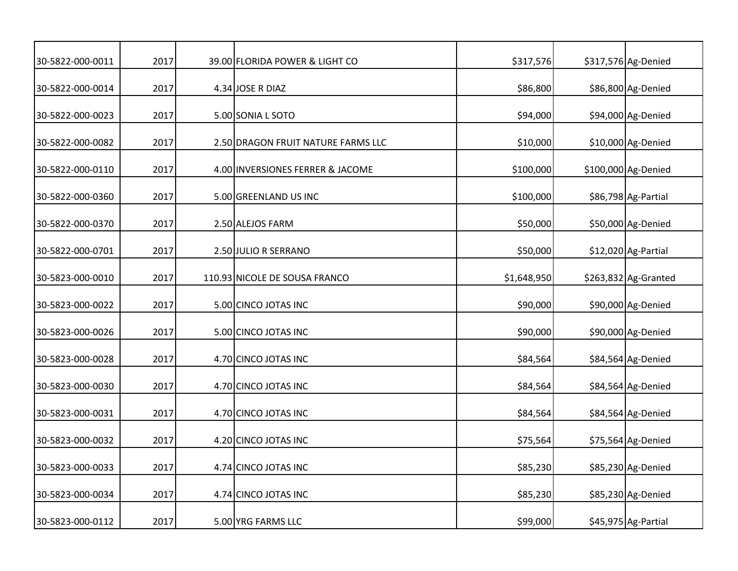| | | | | | | |
|---|---|---|---|---|---|---|
| 30-5822-000-0011 | 2017 | 39.00 | FLORIDA POWER & LIGHT CO | $317,576 | $317,576 | Ag-Denied |
| 30-5822-000-0014 | 2017 | 4.34 | JOSE R DIAZ | $86,800 | $86,800 | Ag-Denied |
| 30-5822-000-0023 | 2017 | 5.00 | SONIA L SOTO | $94,000 | $94,000 | Ag-Denied |
| 30-5822-000-0082 | 2017 | 2.50 | DRAGON FRUIT NATURE FARMS LLC | $10,000 | $10,000 | Ag-Denied |
| 30-5822-000-0110 | 2017 | 4.00 | INVERSIONES FERRER & JACOME | $100,000 | $100,000 | Ag-Denied |
| 30-5822-000-0360 | 2017 | 5.00 | GREENLAND US INC | $100,000 | $86,798 | Ag-Partial |
| 30-5822-000-0370 | 2017 | 2.50 | ALEJOS FARM | $50,000 | $50,000 | Ag-Denied |
| 30-5822-000-0701 | 2017 | 2.50 | JULIO R SERRANO | $50,000 | $12,020 | Ag-Partial |
| 30-5823-000-0010 | 2017 | 110.93 | NICOLE DE SOUSA FRANCO | $1,648,950 | $263,832 | Ag-Granted |
| 30-5823-000-0022 | 2017 | 5.00 | CINCO JOTAS INC | $90,000 | $90,000 | Ag-Denied |
| 30-5823-000-0026 | 2017 | 5.00 | CINCO JOTAS INC | $90,000 | $90,000 | Ag-Denied |
| 30-5823-000-0028 | 2017 | 4.70 | CINCO JOTAS INC | $84,564 | $84,564 | Ag-Denied |
| 30-5823-000-0030 | 2017 | 4.70 | CINCO JOTAS INC | $84,564 | $84,564 | Ag-Denied |
| 30-5823-000-0031 | 2017 | 4.70 | CINCO JOTAS INC | $84,564 | $84,564 | Ag-Denied |
| 30-5823-000-0032 | 2017 | 4.20 | CINCO JOTAS INC | $75,564 | $75,564 | Ag-Denied |
| 30-5823-000-0033 | 2017 | 4.74 | CINCO JOTAS INC | $85,230 | $85,230 | Ag-Denied |
| 30-5823-000-0034 | 2017 | 4.74 | CINCO JOTAS INC | $85,230 | $85,230 | Ag-Denied |
| 30-5823-000-0112 | 2017 | 5.00 | YRG FARMS LLC | $99,000 | $45,975 | Ag-Partial |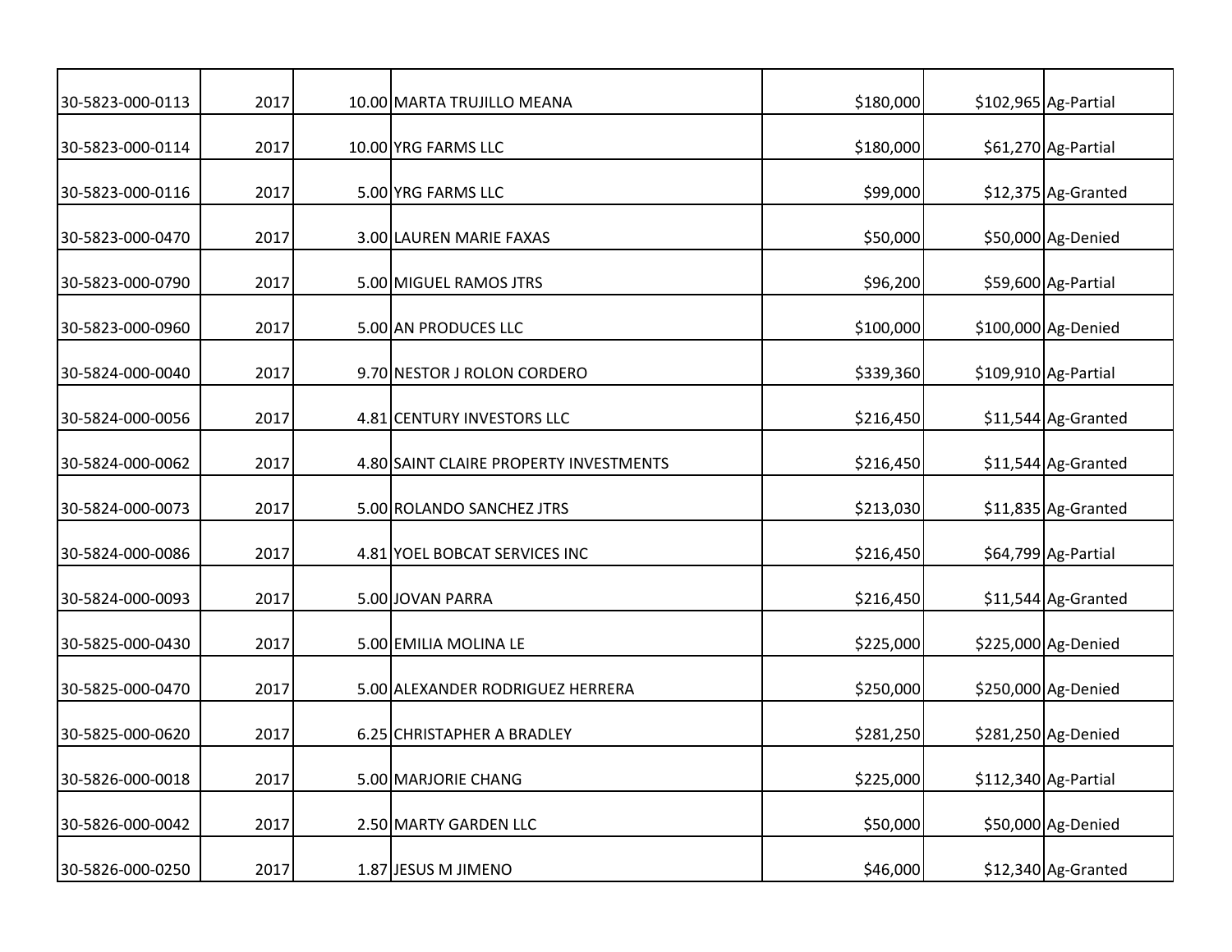| | | | | | | |
|---|---|---|---|---|---|---|
| 30-5823-000-0113 | 2017 | 10.00 | MARTA TRUJILLO MEANA | $180,000 | $102,965 | Ag-Partial |
| 30-5823-000-0114 | 2017 | 10.00 | YRG FARMS LLC | $180,000 | $61,270 | Ag-Partial |
| 30-5823-000-0116 | 2017 | 5.00 | YRG FARMS LLC | $99,000 | $12,375 | Ag-Granted |
| 30-5823-000-0470 | 2017 | 3.00 | LAUREN MARIE FAXAS | $50,000 | $50,000 | Ag-Denied |
| 30-5823-000-0790 | 2017 | 5.00 | MIGUEL RAMOS JTRS | $96,200 | $59,600 | Ag-Partial |
| 30-5823-000-0960 | 2017 | 5.00 | AN PRODUCES LLC | $100,000 | $100,000 | Ag-Denied |
| 30-5824-000-0040 | 2017 | 9.70 | NESTOR J ROLON CORDERO | $339,360 | $109,910 | Ag-Partial |
| 30-5824-000-0056 | 2017 | 4.81 | CENTURY INVESTORS LLC | $216,450 | $11,544 | Ag-Granted |
| 30-5824-000-0062 | 2017 | 4.80 | SAINT CLAIRE PROPERTY INVESTMENTS | $216,450 | $11,544 | Ag-Granted |
| 30-5824-000-0073 | 2017 | 5.00 | ROLANDO SANCHEZ JTRS | $213,030 | $11,835 | Ag-Granted |
| 30-5824-000-0086 | 2017 | 4.81 | YOEL BOBCAT SERVICES INC | $216,450 | $64,799 | Ag-Partial |
| 30-5824-000-0093 | 2017 | 5.00 | JOVAN PARRA | $216,450 | $11,544 | Ag-Granted |
| 30-5825-000-0430 | 2017 | 5.00 | EMILIA MOLINA LE | $225,000 | $225,000 | Ag-Denied |
| 30-5825-000-0470 | 2017 | 5.00 | ALEXANDER RODRIGUEZ HERRERA | $250,000 | $250,000 | Ag-Denied |
| 30-5825-000-0620 | 2017 | 6.25 | CHRISTAPHER A BRADLEY | $281,250 | $281,250 | Ag-Denied |
| 30-5826-000-0018 | 2017 | 5.00 | MARJORIE CHANG | $225,000 | $112,340 | Ag-Partial |
| 30-5826-000-0042 | 2017 | 2.50 | MARTY GARDEN LLC | $50,000 | $50,000 | Ag-Denied |
| 30-5826-000-0250 | 2017 | 1.87 | JESUS M JIMENO | $46,000 | $12,340 | Ag-Granted |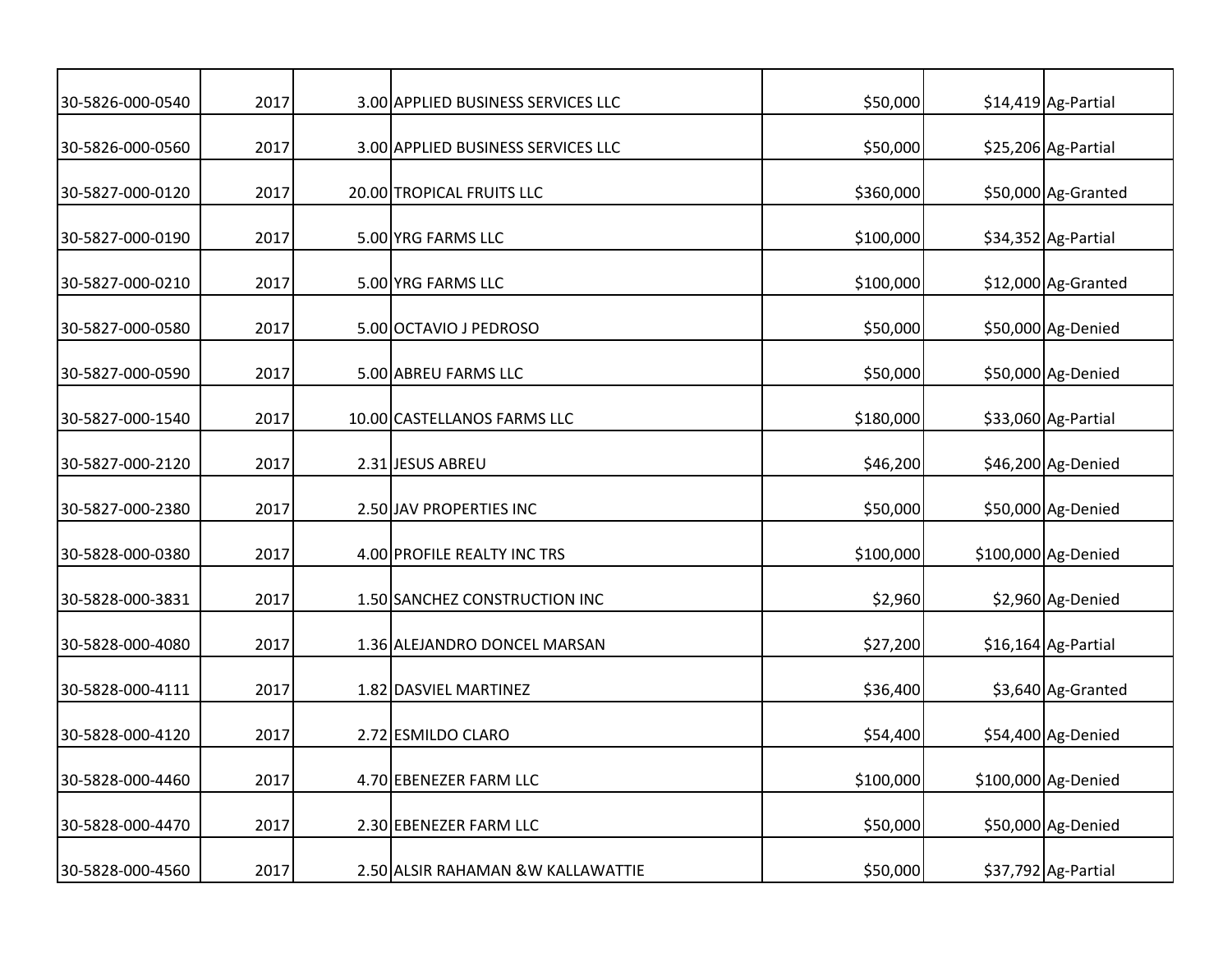| | | | | | | |
|---|---|---|---|---|---|---|
| 30-5826-000-0540 | 2017 | 3.00 | APPLIED BUSINESS SERVICES LLC | $50,000 | $14,419 | Ag-Partial |
| 30-5826-000-0560 | 2017 | 3.00 | APPLIED BUSINESS SERVICES LLC | $50,000 | $25,206 | Ag-Partial |
| 30-5827-000-0120 | 2017 | 20.00 | TROPICAL FRUITS LLC | $360,000 | $50,000 | Ag-Granted |
| 30-5827-000-0190 | 2017 | 5.00 | YRG FARMS LLC | $100,000 | $34,352 | Ag-Partial |
| 30-5827-000-0210 | 2017 | 5.00 | YRG FARMS LLC | $100,000 | $12,000 | Ag-Granted |
| 30-5827-000-0580 | 2017 | 5.00 | OCTAVIO J PEDROSO | $50,000 | $50,000 | Ag-Denied |
| 30-5827-000-0590 | 2017 | 5.00 | ABREU FARMS LLC | $50,000 | $50,000 | Ag-Denied |
| 30-5827-000-1540 | 2017 | 10.00 | CASTELLANOS FARMS LLC | $180,000 | $33,060 | Ag-Partial |
| 30-5827-000-2120 | 2017 | 2.31 | JESUS ABREU | $46,200 | $46,200 | Ag-Denied |
| 30-5827-000-2380 | 2017 | 2.50 | JAV PROPERTIES INC | $50,000 | $50,000 | Ag-Denied |
| 30-5828-000-0380 | 2017 | 4.00 | PROFILE REALTY INC TRS | $100,000 | $100,000 | Ag-Denied |
| 30-5828-000-3831 | 2017 | 1.50 | SANCHEZ CONSTRUCTION INC | $2,960 | $2,960 | Ag-Denied |
| 30-5828-000-4080 | 2017 | 1.36 | ALEJANDRO DONCEL MARSAN | $27,200 | $16,164 | Ag-Partial |
| 30-5828-000-4111 | 2017 | 1.82 | DASVIEL MARTINEZ | $36,400 | $3,640 | Ag-Granted |
| 30-5828-000-4120 | 2017 | 2.72 | ESMILDO CLARO | $54,400 | $54,400 | Ag-Denied |
| 30-5828-000-4460 | 2017 | 4.70 | EBENEZER FARM LLC | $100,000 | $100,000 | Ag-Denied |
| 30-5828-000-4470 | 2017 | 2.30 | EBENEZER FARM LLC | $50,000 | $50,000 | Ag-Denied |
| 30-5828-000-4560 | 2017 | 2.50 | ALSIR RAHAMAN &W KALLAWATTIE | $50,000 | $37,792 | Ag-Partial |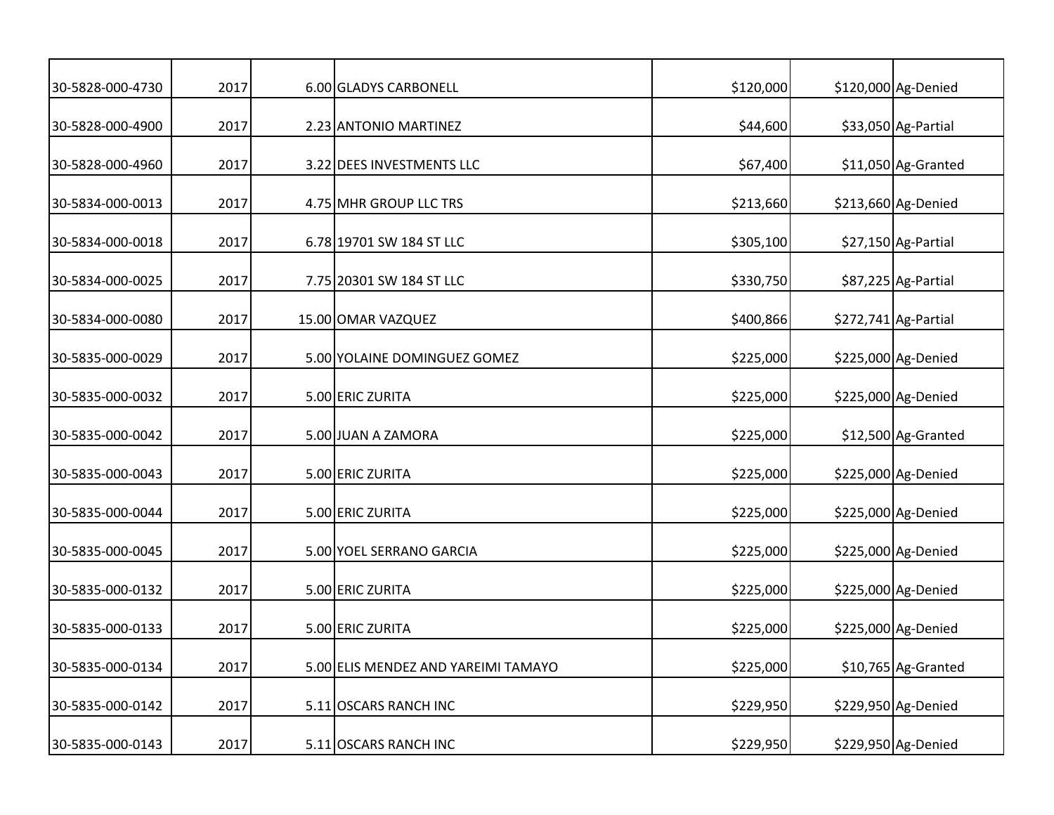| | | | | | | |
|---|---|---|---|---|---|---|
| 30-5828-000-4730 | 2017 | 6.00 | GLADYS CARBONELL | $120,000 | $120,000 | Ag-Denied |
| 30-5828-000-4900 | 2017 | 2.23 | ANTONIO MARTINEZ | $44,600 | $33,050 | Ag-Partial |
| 30-5828-000-4960 | 2017 | 3.22 | DEES INVESTMENTS LLC | $67,400 | $11,050 | Ag-Granted |
| 30-5834-000-0013 | 2017 | 4.75 | MHR GROUP LLC TRS | $213,660 | $213,660 | Ag-Denied |
| 30-5834-000-0018 | 2017 | 6.78 | 19701 SW 184 ST LLC | $305,100 | $27,150 | Ag-Partial |
| 30-5834-000-0025 | 2017 | 7.75 | 20301 SW 184 ST LLC | $330,750 | $87,225 | Ag-Partial |
| 30-5834-000-0080 | 2017 | 15.00 | OMAR VAZQUEZ | $400,866 | $272,741 | Ag-Partial |
| 30-5835-000-0029 | 2017 | 5.00 | YOLAINE DOMINGUEZ GOMEZ | $225,000 | $225,000 | Ag-Denied |
| 30-5835-000-0032 | 2017 | 5.00 | ERIC ZURITA | $225,000 | $225,000 | Ag-Denied |
| 30-5835-000-0042 | 2017 | 5.00 | JUAN A ZAMORA | $225,000 | $12,500 | Ag-Granted |
| 30-5835-000-0043 | 2017 | 5.00 | ERIC ZURITA | $225,000 | $225,000 | Ag-Denied |
| 30-5835-000-0044 | 2017 | 5.00 | ERIC ZURITA | $225,000 | $225,000 | Ag-Denied |
| 30-5835-000-0045 | 2017 | 5.00 | YOEL SERRANO GARCIA | $225,000 | $225,000 | Ag-Denied |
| 30-5835-000-0132 | 2017 | 5.00 | ERIC ZURITA | $225,000 | $225,000 | Ag-Denied |
| 30-5835-000-0133 | 2017 | 5.00 | ERIC ZURITA | $225,000 | $225,000 | Ag-Denied |
| 30-5835-000-0134 | 2017 | 5.00 | ELIS MENDEZ AND YAREIMI TAMAYO | $225,000 | $10,765 | Ag-Granted |
| 30-5835-000-0142 | 2017 | 5.11 | OSCARS RANCH INC | $229,950 | $229,950 | Ag-Denied |
| 30-5835-000-0143 | 2017 | 5.11 | OSCARS RANCH INC | $229,950 | $229,950 | Ag-Denied |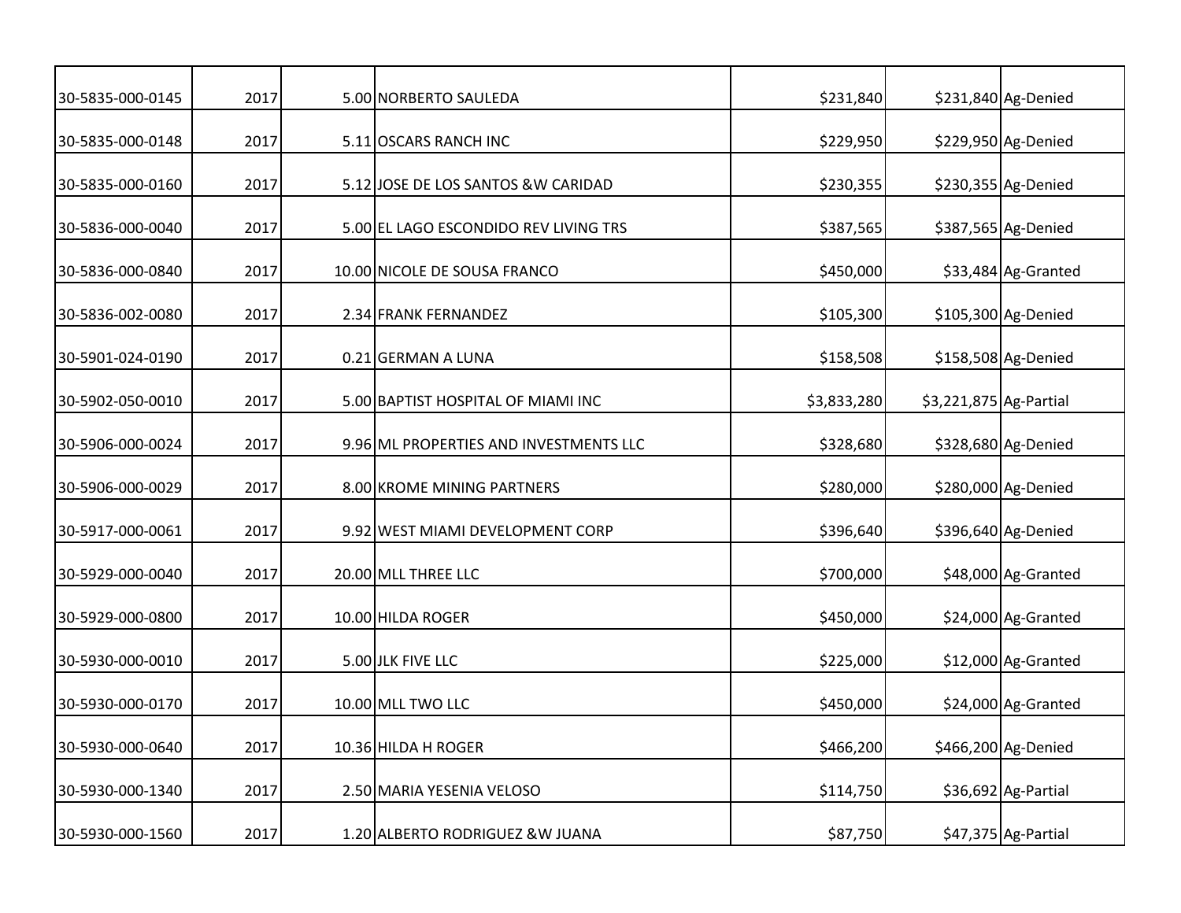| | | | | | | |
|---|---|---|---|---|---|---|
| 30-5835-000-0145 | 2017 | 5.00 | NORBERTO SAULEDA | $231,840 | $231,840 | Ag-Denied |
| 30-5835-000-0148 | 2017 | 5.11 | OSCARS RANCH INC | $229,950 | $229,950 | Ag-Denied |
| 30-5835-000-0160 | 2017 | 5.12 | JOSE DE LOS SANTOS &W CARIDAD | $230,355 | $230,355 | Ag-Denied |
| 30-5836-000-0040 | 2017 | 5.00 | EL LAGO ESCONDIDO REV LIVING TRS | $387,565 | $387,565 | Ag-Denied |
| 30-5836-000-0840 | 2017 | 10.00 | NICOLE DE SOUSA FRANCO | $450,000 | $33,484 | Ag-Granted |
| 30-5836-002-0080 | 2017 | 2.34 | FRANK FERNANDEZ | $105,300 | $105,300 | Ag-Denied |
| 30-5901-024-0190 | 2017 | 0.21 | GERMAN A LUNA | $158,508 | $158,508 | Ag-Denied |
| 30-5902-050-0010 | 2017 | 5.00 | BAPTIST HOSPITAL OF MIAMI INC | $3,833,280 | $3,221,875 | Ag-Partial |
| 30-5906-000-0024 | 2017 | 9.96 | ML PROPERTIES AND INVESTMENTS LLC | $328,680 | $328,680 | Ag-Denied |
| 30-5906-000-0029 | 2017 | 8.00 | KROME MINING PARTNERS | $280,000 | $280,000 | Ag-Denied |
| 30-5917-000-0061 | 2017 | 9.92 | WEST MIAMI DEVELOPMENT CORP | $396,640 | $396,640 | Ag-Denied |
| 30-5929-000-0040 | 2017 | 20.00 | MLL THREE LLC | $700,000 | $48,000 | Ag-Granted |
| 30-5929-000-0800 | 2017 | 10.00 | HILDA ROGER | $450,000 | $24,000 | Ag-Granted |
| 30-5930-000-0010 | 2017 | 5.00 | JLK FIVE LLC | $225,000 | $12,000 | Ag-Granted |
| 30-5930-000-0170 | 2017 | 10.00 | MLL TWO LLC | $450,000 | $24,000 | Ag-Granted |
| 30-5930-000-0640 | 2017 | 10.36 | HILDA H ROGER | $466,200 | $466,200 | Ag-Denied |
| 30-5930-000-1340 | 2017 | 2.50 | MARIA YESENIA VELOSO | $114,750 | $36,692 | Ag-Partial |
| 30-5930-000-1560 | 2017 | 1.20 | ALBERTO RODRIGUEZ &W JUANA | $87,750 | $47,375 | Ag-Partial |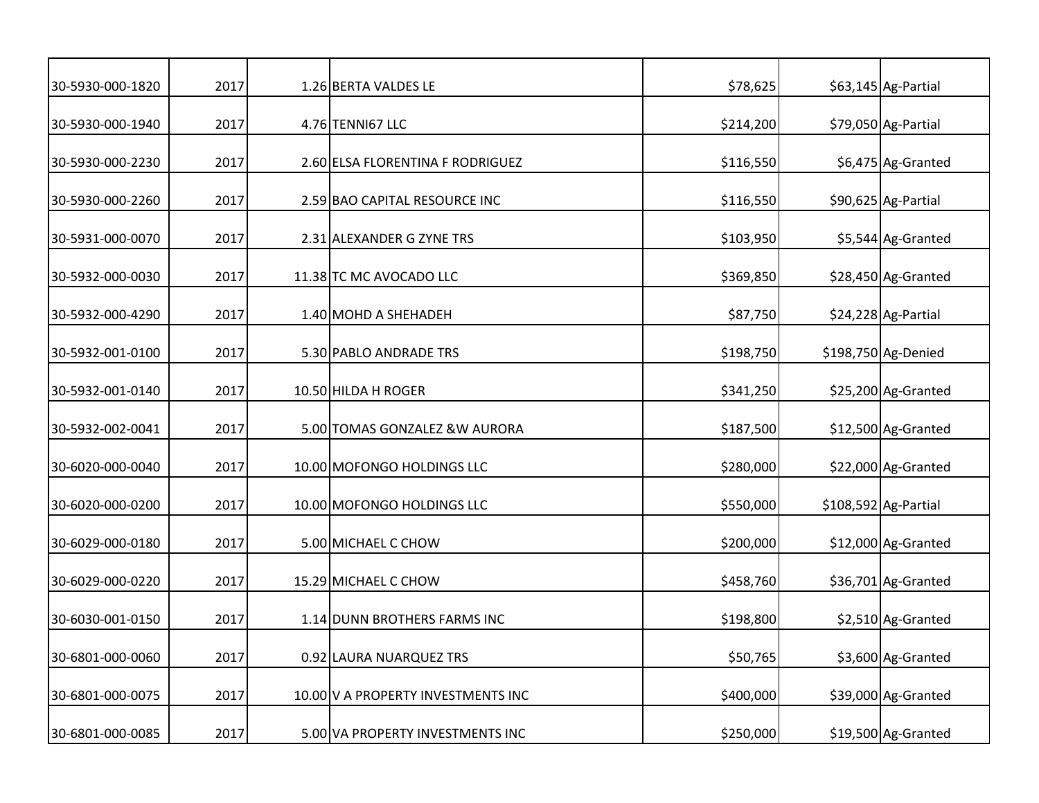| | | | | | | |
|---|---|---|---|---|---|---|
| 30-5930-000-1820 | 2017 | 1.26 | BERTA VALDES LE | $78,625 | $63,145 | Ag-Partial |
| 30-5930-000-1940 | 2017 | 4.76 | TENNI67 LLC | $214,200 | $79,050 | Ag-Partial |
| 30-5930-000-2230 | 2017 | 2.60 | ELSA FLORENTINA F RODRIGUEZ | $116,550 | $6,475 | Ag-Granted |
| 30-5930-000-2260 | 2017 | 2.59 | BAO CAPITAL RESOURCE INC | $116,550 | $90,625 | Ag-Partial |
| 30-5931-000-0070 | 2017 | 2.31 | ALEXANDER G ZYNE TRS | $103,950 | $5,544 | Ag-Granted |
| 30-5932-000-0030 | 2017 | 11.38 | TC MC AVOCADO LLC | $369,850 | $28,450 | Ag-Granted |
| 30-5932-000-4290 | 2017 | 1.40 | MOHD A SHEHADEH | $87,750 | $24,228 | Ag-Partial |
| 30-5932-001-0100 | 2017 | 5.30 | PABLO ANDRADE TRS | $198,750 | $198,750 | Ag-Denied |
| 30-5932-001-0140 | 2017 | 10.50 | HILDA H ROGER | $341,250 | $25,200 | Ag-Granted |
| 30-5932-002-0041 | 2017 | 5.00 | TOMAS GONZALEZ &W AURORA | $187,500 | $12,500 | Ag-Granted |
| 30-6020-000-0040 | 2017 | 10.00 | MOFONGO HOLDINGS LLC | $280,000 | $22,000 | Ag-Granted |
| 30-6020-000-0200 | 2017 | 10.00 | MOFONGO HOLDINGS LLC | $550,000 | $108,592 | Ag-Partial |
| 30-6029-000-0180 | 2017 | 5.00 | MICHAEL C CHOW | $200,000 | $12,000 | Ag-Granted |
| 30-6029-000-0220 | 2017 | 15.29 | MICHAEL C CHOW | $458,760 | $36,701 | Ag-Granted |
| 30-6030-001-0150 | 2017 | 1.14 | DUNN BROTHERS FARMS INC | $198,800 | $2,510 | Ag-Granted |
| 30-6801-000-0060 | 2017 | 0.92 | LAURA NUARQUEZ TRS | $50,765 | $3,600 | Ag-Granted |
| 30-6801-000-0075 | 2017 | 10.00 | V A PROPERTY INVESTMENTS INC | $400,000 | $39,000 | Ag-Granted |
| 30-6801-000-0085 | 2017 | 5.00 | VA PROPERTY INVESTMENTS INC | $250,000 | $19,500 | Ag-Granted |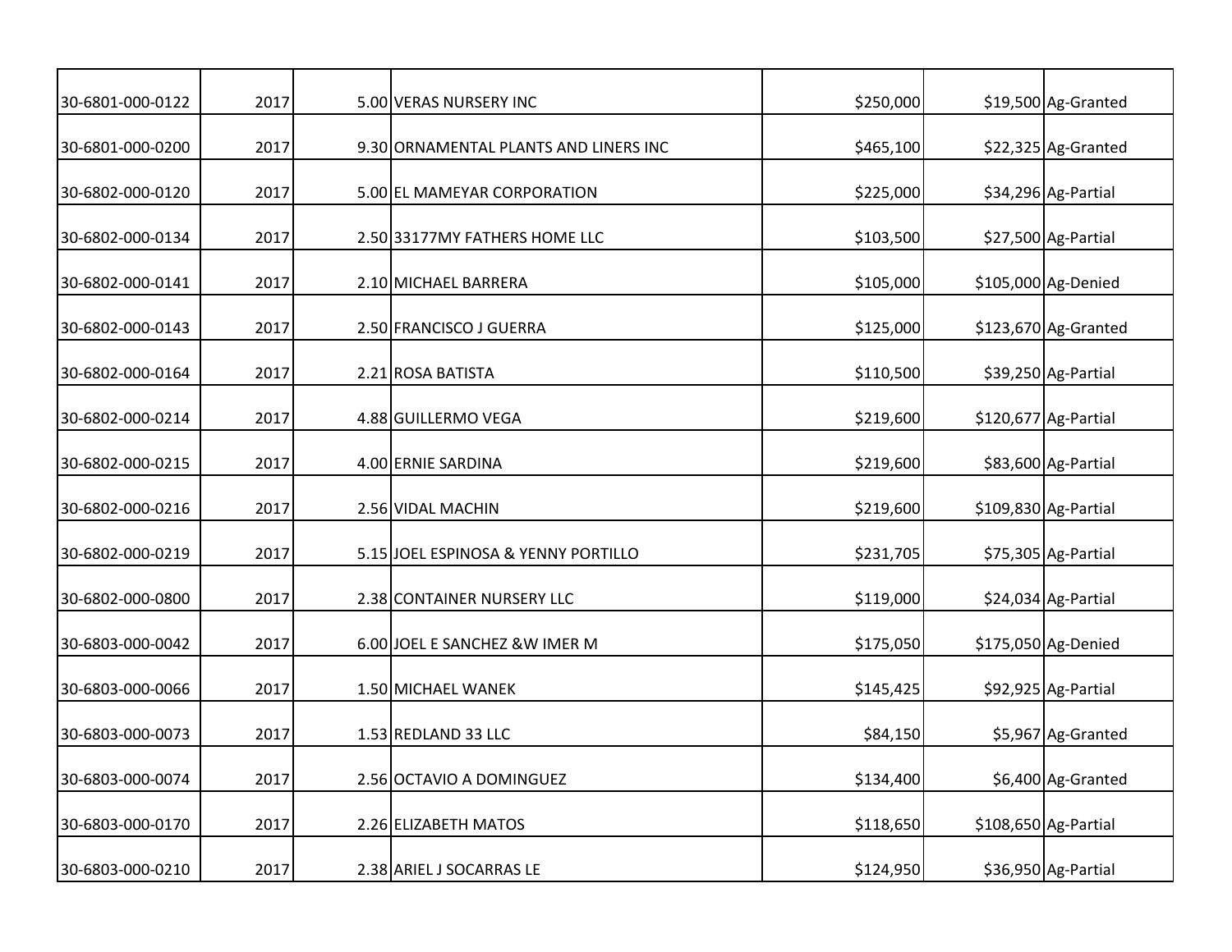| | | | | | | |
|---|---|---|---|---|---|---|
| 30-6801-000-0122 | 2017 | 5.00 | VERAS NURSERY INC | $250,000 | $19,500 | Ag-Granted |
| 30-6801-000-0200 | 2017 | 9.30 | ORNAMENTAL PLANTS AND LINERS INC | $465,100 | $22,325 | Ag-Granted |
| 30-6802-000-0120 | 2017 | 5.00 | EL MAMEYAR CORPORATION | $225,000 | $34,296 | Ag-Partial |
| 30-6802-000-0134 | 2017 | 2.50 | 33177MY FATHERS HOME LLC | $103,500 | $27,500 | Ag-Partial |
| 30-6802-000-0141 | 2017 | 2.10 | MICHAEL BARRERA | $105,000 | $105,000 | Ag-Denied |
| 30-6802-000-0143 | 2017 | 2.50 | FRANCISCO J GUERRA | $125,000 | $123,670 | Ag-Granted |
| 30-6802-000-0164 | 2017 | 2.21 | ROSA BATISTA | $110,500 | $39,250 | Ag-Partial |
| 30-6802-000-0214 | 2017 | 4.88 | GUILLERMO VEGA | $219,600 | $120,677 | Ag-Partial |
| 30-6802-000-0215 | 2017 | 4.00 | ERNIE SARDINA | $219,600 | $83,600 | Ag-Partial |
| 30-6802-000-0216 | 2017 | 2.56 | VIDAL MACHIN | $219,600 | $109,830 | Ag-Partial |
| 30-6802-000-0219 | 2017 | 5.15 | JOEL ESPINOSA & YENNY PORTILLO | $231,705 | $75,305 | Ag-Partial |
| 30-6802-000-0800 | 2017 | 2.38 | CONTAINER NURSERY LLC | $119,000 | $24,034 | Ag-Partial |
| 30-6803-000-0042 | 2017 | 6.00 | JOEL E SANCHEZ &W IMER M | $175,050 | $175,050 | Ag-Denied |
| 30-6803-000-0066 | 2017 | 1.50 | MICHAEL WANEK | $145,425 | $92,925 | Ag-Partial |
| 30-6803-000-0073 | 2017 | 1.53 | REDLAND 33 LLC | $84,150 | $5,967 | Ag-Granted |
| 30-6803-000-0074 | 2017 | 2.56 | OCTAVIO A DOMINGUEZ | $134,400 | $6,400 | Ag-Granted |
| 30-6803-000-0170 | 2017 | 2.26 | ELIZABETH MATOS | $118,650 | $108,650 | Ag-Partial |
| 30-6803-000-0210 | 2017 | 2.38 | ARIEL J SOCARRAS LE | $124,950 | $36,950 | Ag-Partial |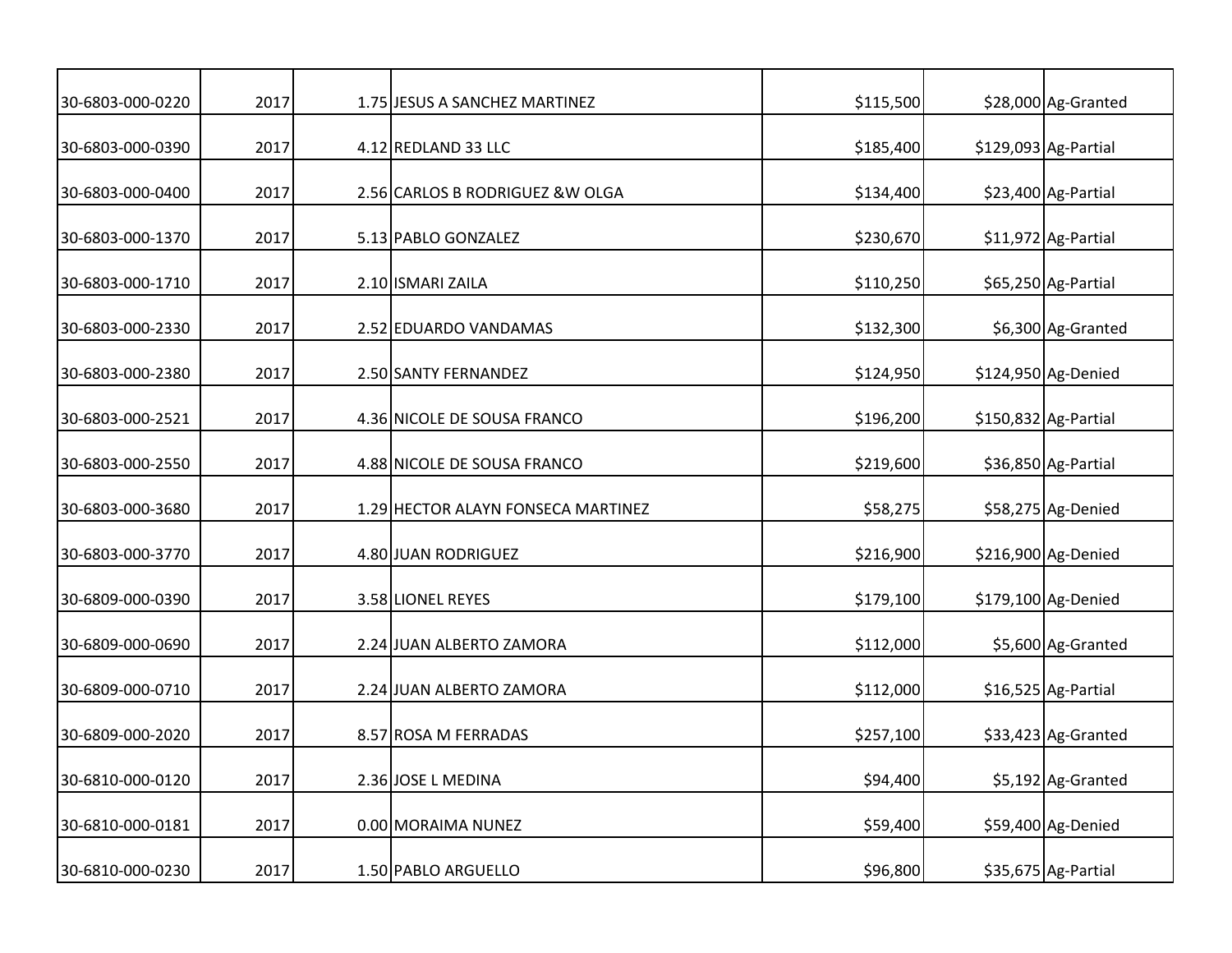| | | | | | | |
|---|---|---|---|---|---|---|
| 30-6803-000-0220 | 2017 | 1.75 | JESUS A SANCHEZ MARTINEZ | $115,500 | $28,000 | Ag-Granted |
| 30-6803-000-0390 | 2017 | 4.12 | REDLAND 33 LLC | $185,400 | $129,093 | Ag-Partial |
| 30-6803-000-0400 | 2017 | 2.56 | CARLOS B RODRIGUEZ &W OLGA | $134,400 | $23,400 | Ag-Partial |
| 30-6803-000-1370 | 2017 | 5.13 | PABLO GONZALEZ | $230,670 | $11,972 | Ag-Partial |
| 30-6803-000-1710 | 2017 | 2.10 | ISMARI ZAILA | $110,250 | $65,250 | Ag-Partial |
| 30-6803-000-2330 | 2017 | 2.52 | EDUARDO VANDAMAS | $132,300 | $6,300 | Ag-Granted |
| 30-6803-000-2380 | 2017 | 2.50 | SANTY FERNANDEZ | $124,950 | $124,950 | Ag-Denied |
| 30-6803-000-2521 | 2017 | 4.36 | NICOLE DE SOUSA FRANCO | $196,200 | $150,832 | Ag-Partial |
| 30-6803-000-2550 | 2017 | 4.88 | NICOLE DE SOUSA FRANCO | $219,600 | $36,850 | Ag-Partial |
| 30-6803-000-3680 | 2017 | 1.29 | HECTOR ALAYN FONSECA MARTINEZ | $58,275 | $58,275 | Ag-Denied |
| 30-6803-000-3770 | 2017 | 4.80 | JUAN RODRIGUEZ | $216,900 | $216,900 | Ag-Denied |
| 30-6809-000-0390 | 2017 | 3.58 | LIONEL REYES | $179,100 | $179,100 | Ag-Denied |
| 30-6809-000-0690 | 2017 | 2.24 | JUAN ALBERTO ZAMORA | $112,000 | $5,600 | Ag-Granted |
| 30-6809-000-0710 | 2017 | 2.24 | JUAN ALBERTO ZAMORA | $112,000 | $16,525 | Ag-Partial |
| 30-6809-000-2020 | 2017 | 8.57 | ROSA M FERRADAS | $257,100 | $33,423 | Ag-Granted |
| 30-6810-000-0120 | 2017 | 2.36 | JOSE L MEDINA | $94,400 | $5,192 | Ag-Granted |
| 30-6810-000-0181 | 2017 | 0.00 | MORAIMA NUNEZ | $59,400 | $59,400 | Ag-Denied |
| 30-6810-000-0230 | 2017 | 1.50 | PABLO ARGUELLO | $96,800 | $35,675 | Ag-Partial |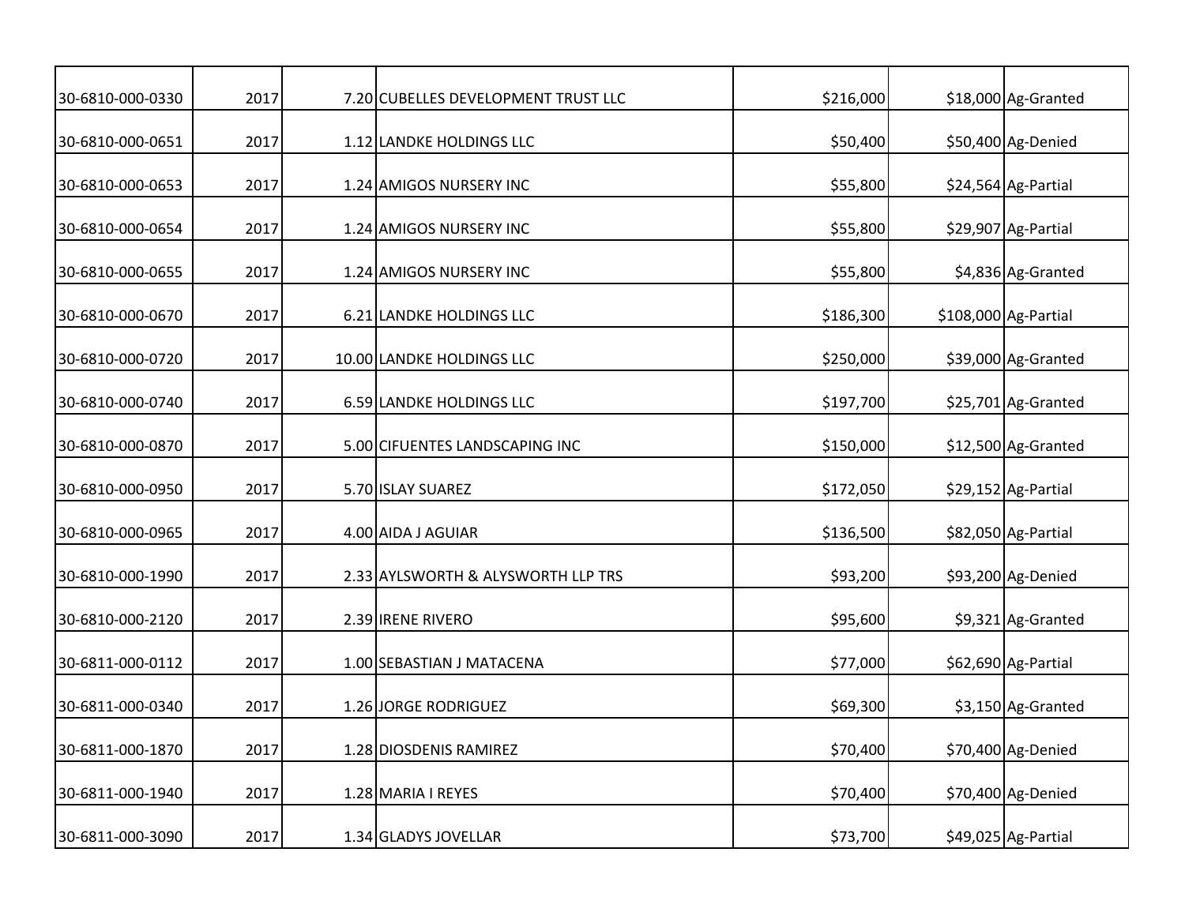| | | | | | | |
|---|---|---|---|---|---|---|
| 30-6810-000-0330 | 2017 | 7.20 | CUBELLES DEVELOPMENT TRUST LLC | $216,000 | $18,000 | Ag-Granted |
| 30-6810-000-0651 | 2017 | 1.12 | LANDKE HOLDINGS LLC | $50,400 | $50,400 | Ag-Denied |
| 30-6810-000-0653 | 2017 | 1.24 | AMIGOS NURSERY INC | $55,800 | $24,564 | Ag-Partial |
| 30-6810-000-0654 | 2017 | 1.24 | AMIGOS NURSERY INC | $55,800 | $29,907 | Ag-Partial |
| 30-6810-000-0655 | 2017 | 1.24 | AMIGOS NURSERY INC | $55,800 | $4,836 | Ag-Granted |
| 30-6810-000-0670 | 2017 | 6.21 | LANDKE HOLDINGS LLC | $186,300 | $108,000 | Ag-Partial |
| 30-6810-000-0720 | 2017 | 10.00 | LANDKE HOLDINGS LLC | $250,000 | $39,000 | Ag-Granted |
| 30-6810-000-0740 | 2017 | 6.59 | LANDKE HOLDINGS LLC | $197,700 | $25,701 | Ag-Granted |
| 30-6810-000-0870 | 2017 | 5.00 | CIFUENTES LANDSCAPING INC | $150,000 | $12,500 | Ag-Granted |
| 30-6810-000-0950 | 2017 | 5.70 | ISLAY SUAREZ | $172,050 | $29,152 | Ag-Partial |
| 30-6810-000-0965 | 2017 | 4.00 | AIDA J AGUIAR | $136,500 | $82,050 | Ag-Partial |
| 30-6810-000-1990 | 2017 | 2.33 | AYLSWORTH & ALYSWORTH LLP TRS | $93,200 | $93,200 | Ag-Denied |
| 30-6810-000-2120 | 2017 | 2.39 | IRENE RIVERO | $95,600 | $9,321 | Ag-Granted |
| 30-6811-000-0112 | 2017 | 1.00 | SEBASTIAN J MATACENA | $77,000 | $62,690 | Ag-Partial |
| 30-6811-000-0340 | 2017 | 1.26 | JORGE RODRIGUEZ | $69,300 | $3,150 | Ag-Granted |
| 30-6811-000-1870 | 2017 | 1.28 | DIOSDENIS RAMIREZ | $70,400 | $70,400 | Ag-Denied |
| 30-6811-000-1940 | 2017 | 1.28 | MARIA I REYES | $70,400 | $70,400 | Ag-Denied |
| 30-6811-000-3090 | 2017 | 1.34 | GLADYS JOVELLAR | $73,700 | $49,025 | Ag-Partial |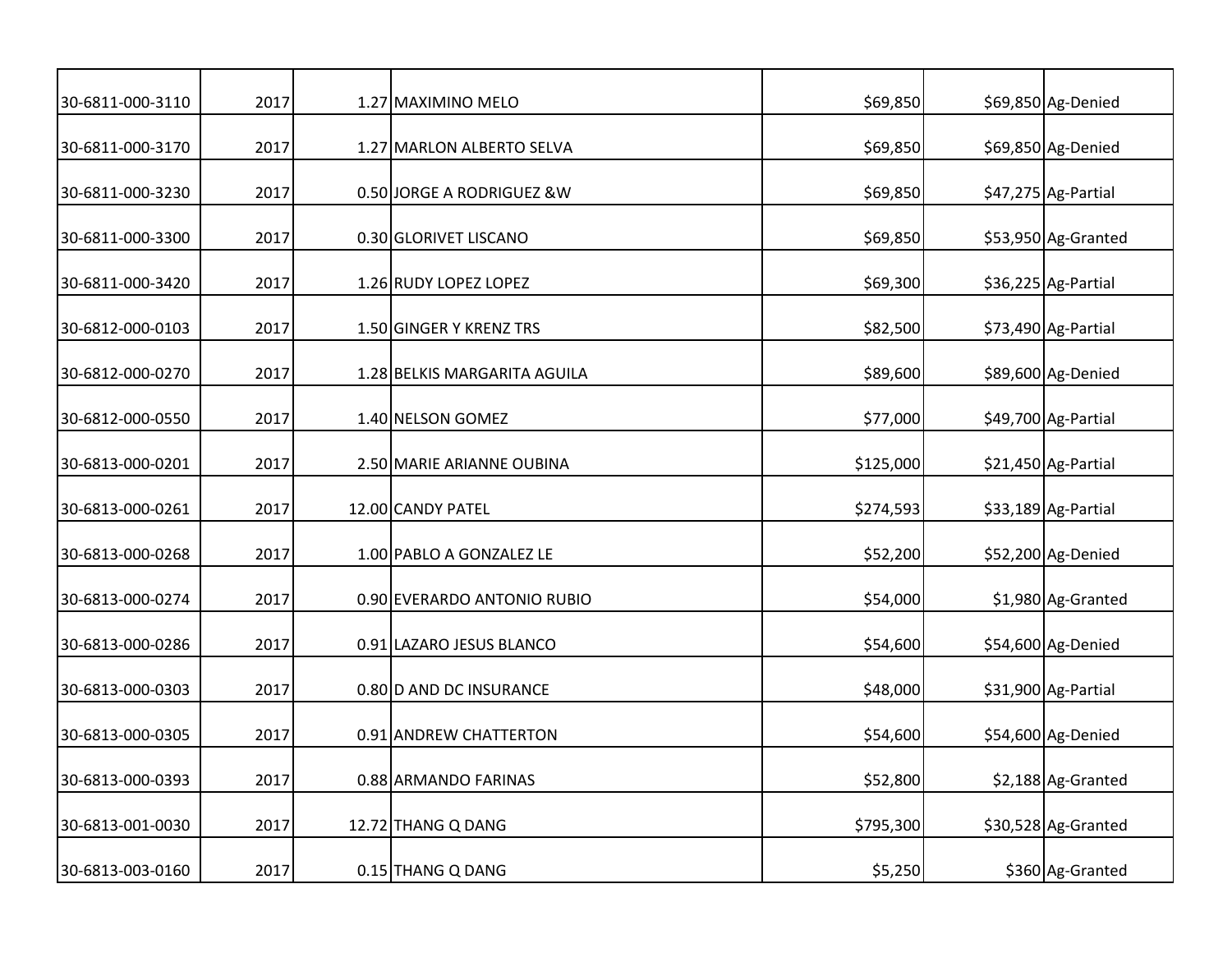| | | | | | | |
|---|---|---|---|---|---|---|
| 30-6811-000-3110 | 2017 | 1.27 | MAXIMINO MELO | $69,850 | $69,850 | Ag-Denied |
| 30-6811-000-3170 | 2017 | 1.27 | MARLON ALBERTO SELVA | $69,850 | $69,850 | Ag-Denied |
| 30-6811-000-3230 | 2017 | 0.50 | JORGE A RODRIGUEZ &W | $69,850 | $47,275 | Ag-Partial |
| 30-6811-000-3300 | 2017 | 0.30 | GLORIVET LISCANO | $69,850 | $53,950 | Ag-Granted |
| 30-6811-000-3420 | 2017 | 1.26 | RUDY LOPEZ LOPEZ | $69,300 | $36,225 | Ag-Partial |
| 30-6812-000-0103 | 2017 | 1.50 | GINGER Y KRENZ TRS | $82,500 | $73,490 | Ag-Partial |
| 30-6812-000-0270 | 2017 | 1.28 | BELKIS MARGARITA AGUILA | $89,600 | $89,600 | Ag-Denied |
| 30-6812-000-0550 | 2017 | 1.40 | NELSON GOMEZ | $77,000 | $49,700 | Ag-Partial |
| 30-6813-000-0201 | 2017 | 2.50 | MARIE ARIANNE OUBINA | $125,000 | $21,450 | Ag-Partial |
| 30-6813-000-0261 | 2017 | 12.00 | CANDY PATEL | $274,593 | $33,189 | Ag-Partial |
| 30-6813-000-0268 | 2017 | 1.00 | PABLO A GONZALEZ LE | $52,200 | $52,200 | Ag-Denied |
| 30-6813-000-0274 | 2017 | 0.90 | EVERARDO ANTONIO RUBIO | $54,000 | $1,980 | Ag-Granted |
| 30-6813-000-0286 | 2017 | 0.91 | LAZARO JESUS BLANCO | $54,600 | $54,600 | Ag-Denied |
| 30-6813-000-0303 | 2017 | 0.80 | D AND DC INSURANCE | $48,000 | $31,900 | Ag-Partial |
| 30-6813-000-0305 | 2017 | 0.91 | ANDREW CHATTERTON | $54,600 | $54,600 | Ag-Denied |
| 30-6813-000-0393 | 2017 | 0.88 | ARMANDO FARINAS | $52,800 | $2,188 | Ag-Granted |
| 30-6813-001-0030 | 2017 | 12.72 | THANG Q DANG | $795,300 | $30,528 | Ag-Granted |
| 30-6813-003-0160 | 2017 | 0.15 | THANG Q DANG | $5,250 | $360 | Ag-Granted |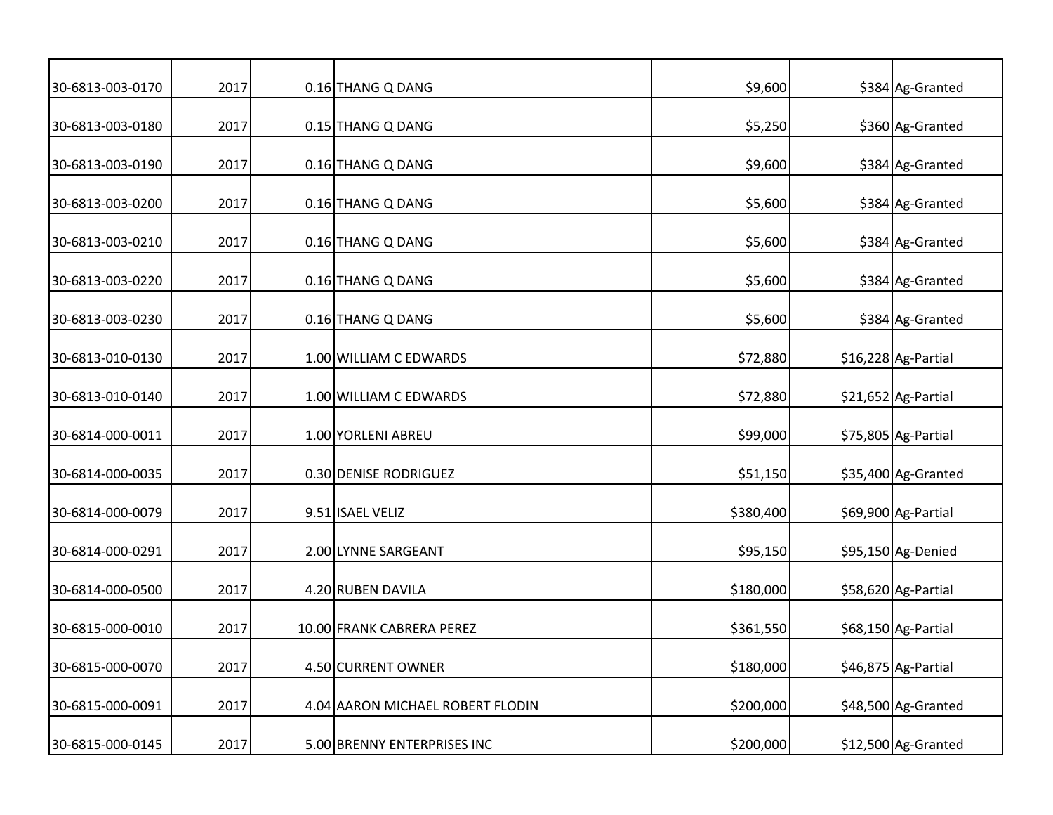| | | | | | | |
|---|---|---|---|---|---|---|
| 30-6813-003-0170 | 2017 | 0.16 | THANG Q DANG | $9,600 | $384 | Ag-Granted |
| 30-6813-003-0180 | 2017 | 0.15 | THANG Q DANG | $5,250 | $360 | Ag-Granted |
| 30-6813-003-0190 | 2017 | 0.16 | THANG Q DANG | $9,600 | $384 | Ag-Granted |
| 30-6813-003-0200 | 2017 | 0.16 | THANG Q DANG | $5,600 | $384 | Ag-Granted |
| 30-6813-003-0210 | 2017 | 0.16 | THANG Q DANG | $5,600 | $384 | Ag-Granted |
| 30-6813-003-0220 | 2017 | 0.16 | THANG Q DANG | $5,600 | $384 | Ag-Granted |
| 30-6813-003-0230 | 2017 | 0.16 | THANG Q DANG | $5,600 | $384 | Ag-Granted |
| 30-6813-010-0130 | 2017 | 1.00 | WILLIAM C EDWARDS | $72,880 | $16,228 | Ag-Partial |
| 30-6813-010-0140 | 2017 | 1.00 | WILLIAM C EDWARDS | $72,880 | $21,652 | Ag-Partial |
| 30-6814-000-0011 | 2017 | 1.00 | YORLENI ABREU | $99,000 | $75,805 | Ag-Partial |
| 30-6814-000-0035 | 2017 | 0.30 | DENISE RODRIGUEZ | $51,150 | $35,400 | Ag-Granted |
| 30-6814-000-0079 | 2017 | 9.51 | ISAEL VELIZ | $380,400 | $69,900 | Ag-Partial |
| 30-6814-000-0291 | 2017 | 2.00 | LYNNE SARGEANT | $95,150 | $95,150 | Ag-Denied |
| 30-6814-000-0500 | 2017 | 4.20 | RUBEN DAVILA | $180,000 | $58,620 | Ag-Partial |
| 30-6815-000-0010 | 2017 | 10.00 | FRANK CABRERA PEREZ | $361,550 | $68,150 | Ag-Partial |
| 30-6815-000-0070 | 2017 | 4.50 | CURRENT OWNER | $180,000 | $46,875 | Ag-Partial |
| 30-6815-000-0091 | 2017 | 4.04 | AARON MICHAEL ROBERT FLODIN | $200,000 | $48,500 | Ag-Granted |
| 30-6815-000-0145 | 2017 | 5.00 | BRENNY ENTERPRISES INC | $200,000 | $12,500 | Ag-Granted |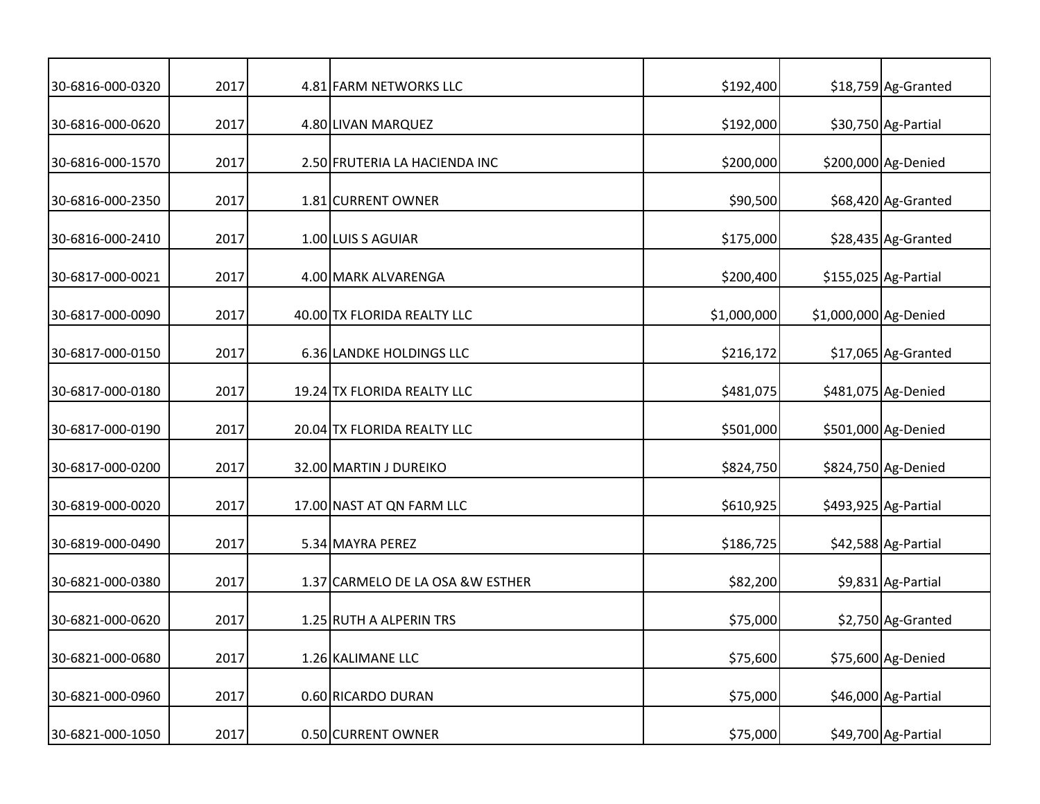| | | | | | | |
|---|---|---|---|---|---|---|
| 30-6816-000-0320 | 2017 | 4.81 | FARM NETWORKS LLC | $192,400 | $18,759 | Ag-Granted |
| 30-6816-000-0620 | 2017 | 4.80 | LIVAN MARQUEZ | $192,000 | $30,750 | Ag-Partial |
| 30-6816-000-1570 | 2017 | 2.50 | FRUTERIA LA HACIENDA INC | $200,000 | $200,000 | Ag-Denied |
| 30-6816-000-2350 | 2017 | 1.81 | CURRENT OWNER | $90,500 | $68,420 | Ag-Granted |
| 30-6816-000-2410 | 2017 | 1.00 | LUIS S AGUIAR | $175,000 | $28,435 | Ag-Granted |
| 30-6817-000-0021 | 2017 | 4.00 | MARK ALVARENGA | $200,400 | $155,025 | Ag-Partial |
| 30-6817-000-0090 | 2017 | 40.00 | TX FLORIDA REALTY LLC | $1,000,000 | $1,000,000 | Ag-Denied |
| 30-6817-000-0150 | 2017 | 6.36 | LANDKE HOLDINGS LLC | $216,172 | $17,065 | Ag-Granted |
| 30-6817-000-0180 | 2017 | 19.24 | TX FLORIDA REALTY LLC | $481,075 | $481,075 | Ag-Denied |
| 30-6817-000-0190 | 2017 | 20.04 | TX FLORIDA REALTY LLC | $501,000 | $501,000 | Ag-Denied |
| 30-6817-000-0200 | 2017 | 32.00 | MARTIN J DUREIKO | $824,750 | $824,750 | Ag-Denied |
| 30-6819-000-0020 | 2017 | 17.00 | NAST AT QN FARM LLC | $610,925 | $493,925 | Ag-Partial |
| 30-6819-000-0490 | 2017 | 5.34 | MAYRA PEREZ | $186,725 | $42,588 | Ag-Partial |
| 30-6821-000-0380 | 2017 | 1.37 | CARMELO DE LA OSA &W ESTHER | $82,200 | $9,831 | Ag-Partial |
| 30-6821-000-0620 | 2017 | 1.25 | RUTH A ALPERIN TRS | $75,000 | $2,750 | Ag-Granted |
| 30-6821-000-0680 | 2017 | 1.26 | KALIMANE LLC | $75,600 | $75,600 | Ag-Denied |
| 30-6821-000-0960 | 2017 | 0.60 | RICARDO DURAN | $75,000 | $46,000 | Ag-Partial |
| 30-6821-000-1050 | 2017 | 0.50 | CURRENT OWNER | $75,000 | $49,700 | Ag-Partial |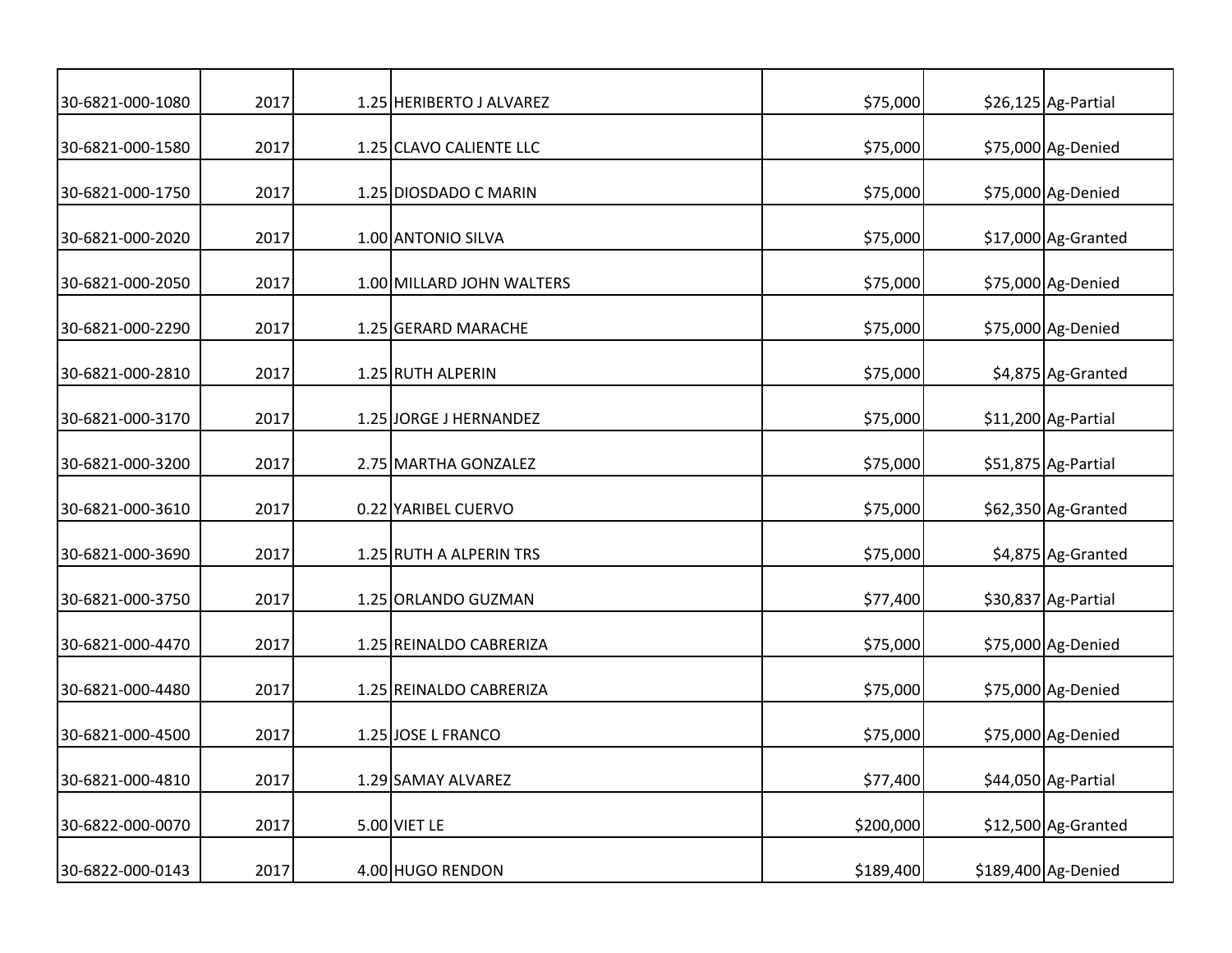| | | | | | | |
|---|---|---|---|---|---|---|
| 30-6821-000-1080 | 2017 | 1.25 | HERIBERTO J ALVAREZ | $75,000 | $26,125 | Ag-Partial |
| 30-6821-000-1580 | 2017 | 1.25 | CLAVO CALIENTE LLC | $75,000 | $75,000 | Ag-Denied |
| 30-6821-000-1750 | 2017 | 1.25 | DIOSDADO C MARIN | $75,000 | $75,000 | Ag-Denied |
| 30-6821-000-2020 | 2017 | 1.00 | ANTONIO SILVA | $75,000 | $17,000 | Ag-Granted |
| 30-6821-000-2050 | 2017 | 1.00 | MILLARD JOHN WALTERS | $75,000 | $75,000 | Ag-Denied |
| 30-6821-000-2290 | 2017 | 1.25 | GERARD MARACHE | $75,000 | $75,000 | Ag-Denied |
| 30-6821-000-2810 | 2017 | 1.25 | RUTH ALPERIN | $75,000 | $4,875 | Ag-Granted |
| 30-6821-000-3170 | 2017 | 1.25 | JORGE J HERNANDEZ | $75,000 | $11,200 | Ag-Partial |
| 30-6821-000-3200 | 2017 | 2.75 | MARTHA GONZALEZ | $75,000 | $51,875 | Ag-Partial |
| 30-6821-000-3610 | 2017 | 0.22 | YARIBEL CUERVO | $75,000 | $62,350 | Ag-Granted |
| 30-6821-000-3690 | 2017 | 1.25 | RUTH A ALPERIN TRS | $75,000 | $4,875 | Ag-Granted |
| 30-6821-000-3750 | 2017 | 1.25 | ORLANDO GUZMAN | $77,400 | $30,837 | Ag-Partial |
| 30-6821-000-4470 | 2017 | 1.25 | REINALDO CABRERIZA | $75,000 | $75,000 | Ag-Denied |
| 30-6821-000-4480 | 2017 | 1.25 | REINALDO CABRERIZA | $75,000 | $75,000 | Ag-Denied |
| 30-6821-000-4500 | 2017 | 1.25 | JOSE L FRANCO | $75,000 | $75,000 | Ag-Denied |
| 30-6821-000-4810 | 2017 | 1.29 | SAMAY ALVAREZ | $77,400 | $44,050 | Ag-Partial |
| 30-6822-000-0070 | 2017 | 5.00 | VIET LE | $200,000 | $12,500 | Ag-Granted |
| 30-6822-000-0143 | 2017 | 4.00 | HUGO RENDON | $189,400 | $189,400 | Ag-Denied |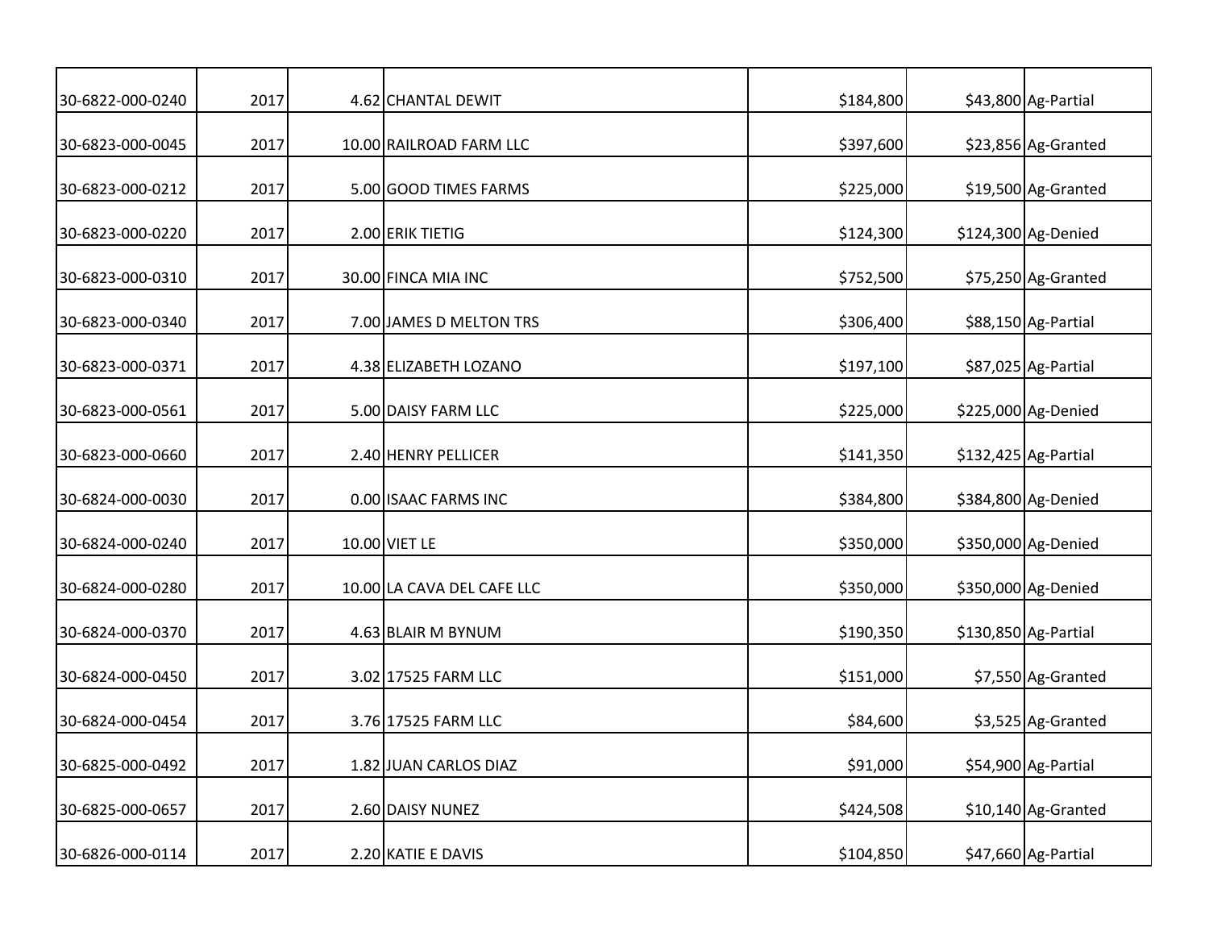| | | | | | | |
|---|---|---|---|---|---|---|
| 30-6822-000-0240 | 2017 | 4.62 | CHANTAL DEWIT | $184,800 | $43,800 | Ag-Partial |
| 30-6823-000-0045 | 2017 | 10.00 | RAILROAD FARM LLC | $397,600 | $23,856 | Ag-Granted |
| 30-6823-000-0212 | 2017 | 5.00 | GOOD TIMES FARMS | $225,000 | $19,500 | Ag-Granted |
| 30-6823-000-0220 | 2017 | 2.00 | ERIK TIETIG | $124,300 | $124,300 | Ag-Denied |
| 30-6823-000-0310 | 2017 | 30.00 | FINCA MIA INC | $752,500 | $75,250 | Ag-Granted |
| 30-6823-000-0340 | 2017 | 7.00 | JAMES D MELTON TRS | $306,400 | $88,150 | Ag-Partial |
| 30-6823-000-0371 | 2017 | 4.38 | ELIZABETH LOZANO | $197,100 | $87,025 | Ag-Partial |
| 30-6823-000-0561 | 2017 | 5.00 | DAISY FARM LLC | $225,000 | $225,000 | Ag-Denied |
| 30-6823-000-0660 | 2017 | 2.40 | HENRY PELLICER | $141,350 | $132,425 | Ag-Partial |
| 30-6824-000-0030 | 2017 | 0.00 | ISAAC FARMS INC | $384,800 | $384,800 | Ag-Denied |
| 30-6824-000-0240 | 2017 | 10.00 | VIET LE | $350,000 | $350,000 | Ag-Denied |
| 30-6824-000-0280 | 2017 | 10.00 | LA CAVA DEL CAFE LLC | $350,000 | $350,000 | Ag-Denied |
| 30-6824-000-0370 | 2017 | 4.63 | BLAIR M BYNUM | $190,350 | $130,850 | Ag-Partial |
| 30-6824-000-0450 | 2017 | 3.02 | 17525 FARM LLC | $151,000 | $7,550 | Ag-Granted |
| 30-6824-000-0454 | 2017 | 3.76 | 17525 FARM LLC | $84,600 | $3,525 | Ag-Granted |
| 30-6825-000-0492 | 2017 | 1.82 | JUAN CARLOS DIAZ | $91,000 | $54,900 | Ag-Partial |
| 30-6825-000-0657 | 2017 | 2.60 | DAISY NUNEZ | $424,508 | $10,140 | Ag-Granted |
| 30-6826-000-0114 | 2017 | 2.20 | KATIE E DAVIS | $104,850 | $47,660 | Ag-Partial |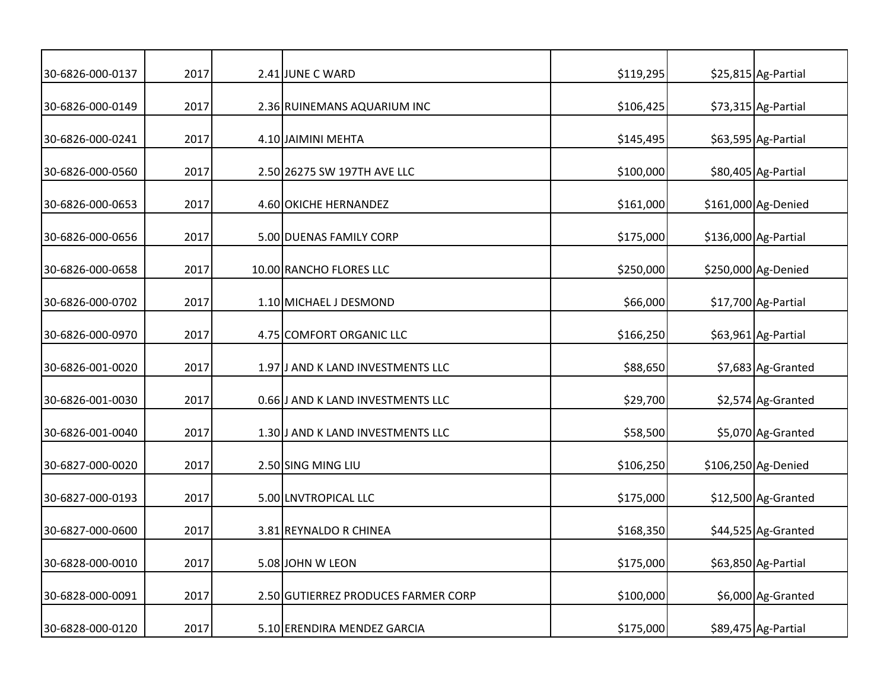| | | | | | | |
|---|---|---|---|---|---|---|
| 30-6826-000-0137 | 2017 | 2.41 | JUNE C WARD | $119,295 | $25,815 | Ag-Partial |
| 30-6826-000-0149 | 2017 | 2.36 | RUINEMANS AQUARIUM INC | $106,425 | $73,315 | Ag-Partial |
| 30-6826-000-0241 | 2017 | 4.10 | JAIMINI MEHTA | $145,495 | $63,595 | Ag-Partial |
| 30-6826-000-0560 | 2017 | 2.50 | 26275 SW 197TH AVE LLC | $100,000 | $80,405 | Ag-Partial |
| 30-6826-000-0653 | 2017 | 4.60 | OKICHE HERNANDEZ | $161,000 | $161,000 | Ag-Denied |
| 30-6826-000-0656 | 2017 | 5.00 | DUENAS FAMILY CORP | $175,000 | $136,000 | Ag-Partial |
| 30-6826-000-0658 | 2017 | 10.00 | RANCHO FLORES LLC | $250,000 | $250,000 | Ag-Denied |
| 30-6826-000-0702 | 2017 | 1.10 | MICHAEL J DESMOND | $66,000 | $17,700 | Ag-Partial |
| 30-6826-000-0970 | 2017 | 4.75 | COMFORT ORGANIC LLC | $166,250 | $63,961 | Ag-Partial |
| 30-6826-001-0020 | 2017 | 1.97 | J AND K LAND INVESTMENTS LLC | $88,650 | $7,683 | Ag-Granted |
| 30-6826-001-0030 | 2017 | 0.66 | J AND K LAND INVESTMENTS LLC | $29,700 | $2,574 | Ag-Granted |
| 30-6826-001-0040 | 2017 | 1.30 | J AND K LAND INVESTMENTS LLC | $58,500 | $5,070 | Ag-Granted |
| 30-6827-000-0020 | 2017 | 2.50 | SING MING LIU | $106,250 | $106,250 | Ag-Denied |
| 30-6827-000-0193 | 2017 | 5.00 | LNVTROPICAL LLC | $175,000 | $12,500 | Ag-Granted |
| 30-6827-000-0600 | 2017 | 3.81 | REYNALDO R CHINEA | $168,350 | $44,525 | Ag-Granted |
| 30-6828-000-0010 | 2017 | 5.08 | JOHN W LEON | $175,000 | $63,850 | Ag-Partial |
| 30-6828-000-0091 | 2017 | 2.50 | GUTIERREZ PRODUCES FARMER CORP | $100,000 | $6,000 | Ag-Granted |
| 30-6828-000-0120 | 2017 | 5.10 | ERENDIRA MENDEZ GARCIA | $175,000 | $89,475 | Ag-Partial |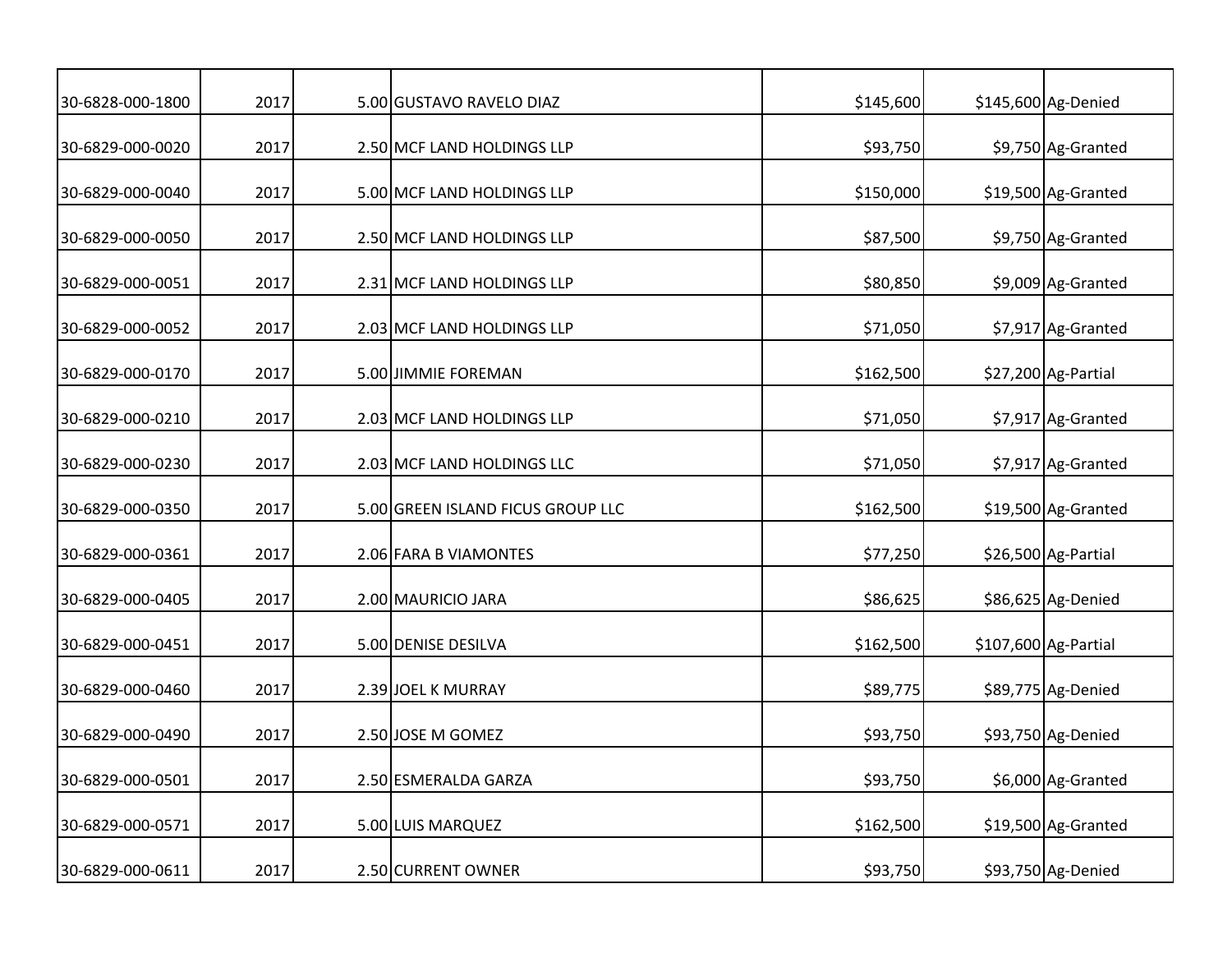| | | | | | | |
|---|---|---|---|---|---|---|
| 30-6828-000-1800 | 2017 | 5.00 | GUSTAVO RAVELO DIAZ | $145,600 | $145,600 | Ag-Denied |
| 30-6829-000-0020 | 2017 | 2.50 | MCF LAND HOLDINGS LLP | $93,750 | $9,750 | Ag-Granted |
| 30-6829-000-0040 | 2017 | 5.00 | MCF LAND HOLDINGS LLP | $150,000 | $19,500 | Ag-Granted |
| 30-6829-000-0050 | 2017 | 2.50 | MCF LAND HOLDINGS LLP | $87,500 | $9,750 | Ag-Granted |
| 30-6829-000-0051 | 2017 | 2.31 | MCF LAND HOLDINGS LLP | $80,850 | $9,009 | Ag-Granted |
| 30-6829-000-0052 | 2017 | 2.03 | MCF LAND HOLDINGS LLP | $71,050 | $7,917 | Ag-Granted |
| 30-6829-000-0170 | 2017 | 5.00 | JIMMIE FOREMAN | $162,500 | $27,200 | Ag-Partial |
| 30-6829-000-0210 | 2017 | 2.03 | MCF LAND HOLDINGS LLP | $71,050 | $7,917 | Ag-Granted |
| 30-6829-000-0230 | 2017 | 2.03 | MCF LAND HOLDINGS LLC | $71,050 | $7,917 | Ag-Granted |
| 30-6829-000-0350 | 2017 | 5.00 | GREEN ISLAND FICUS GROUP LLC | $162,500 | $19,500 | Ag-Granted |
| 30-6829-000-0361 | 2017 | 2.06 | FARA B VIAMONTES | $77,250 | $26,500 | Ag-Partial |
| 30-6829-000-0405 | 2017 | 2.00 | MAURICIO JARA | $86,625 | $86,625 | Ag-Denied |
| 30-6829-000-0451 | 2017 | 5.00 | DENISE DESILVA | $162,500 | $107,600 | Ag-Partial |
| 30-6829-000-0460 | 2017 | 2.39 | JOEL K MURRAY | $89,775 | $89,775 | Ag-Denied |
| 30-6829-000-0490 | 2017 | 2.50 | JOSE M GOMEZ | $93,750 | $93,750 | Ag-Denied |
| 30-6829-000-0501 | 2017 | 2.50 | ESMERALDA GARZA | $93,750 | $6,000 | Ag-Granted |
| 30-6829-000-0571 | 2017 | 5.00 | LUIS MARQUEZ | $162,500 | $19,500 | Ag-Granted |
| 30-6829-000-0611 | 2017 | 2.50 | CURRENT OWNER | $93,750 | $93,750 | Ag-Denied |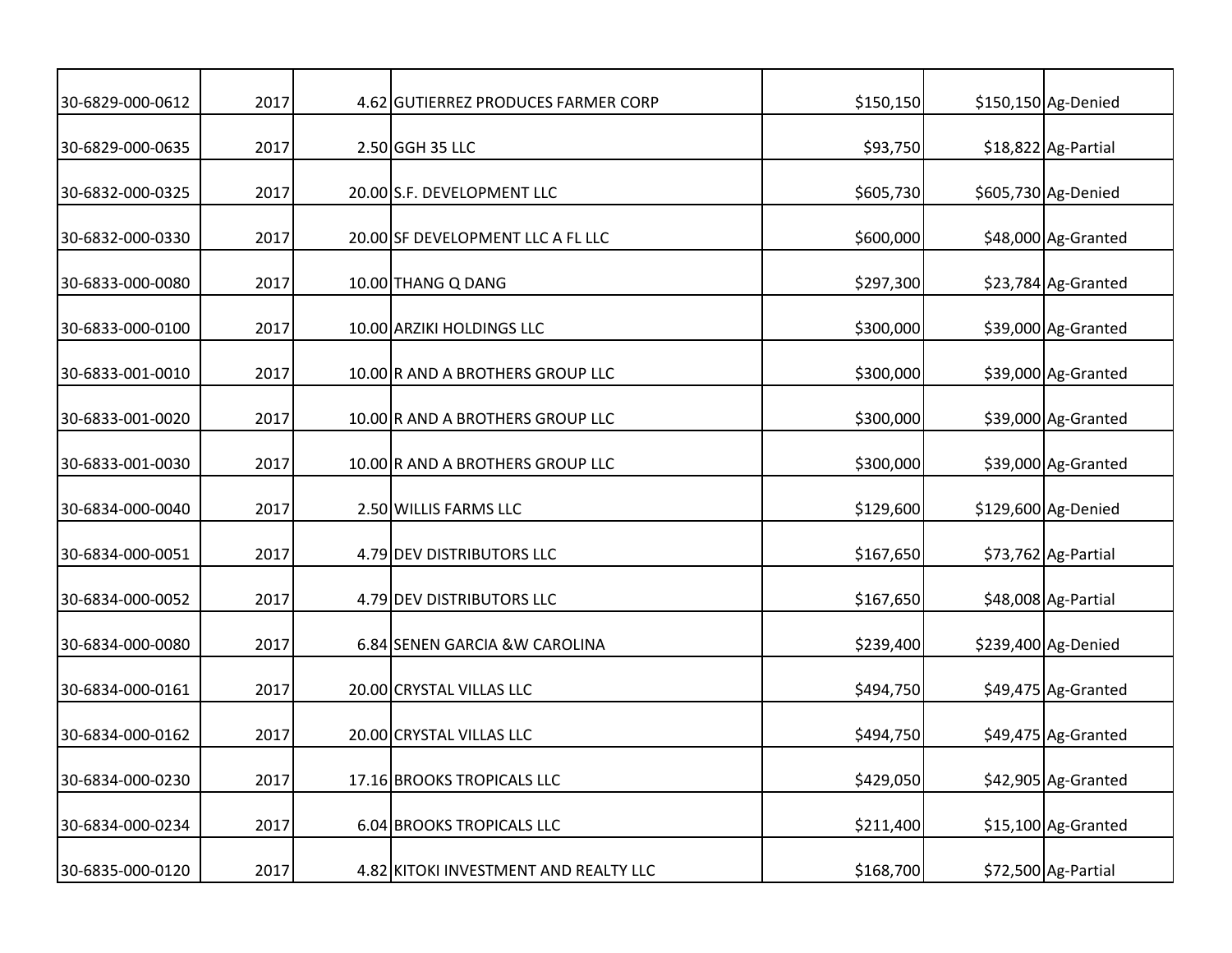| | | | | | | |
|---|---|---|---|---|---|---|
| 30-6829-000-0612 | 2017 | 4.62 | GUTIERREZ PRODUCES FARMER CORP | $150,150 | $150,150 | Ag-Denied |
| 30-6829-000-0635 | 2017 | 2.50 | GGH 35 LLC | $93,750 | $18,822 | Ag-Partial |
| 30-6832-000-0325 | 2017 | 20.00 | S.F. DEVELOPMENT LLC | $605,730 | $605,730 | Ag-Denied |
| 30-6832-000-0330 | 2017 | 20.00 | SF DEVELOPMENT LLC A FL LLC | $600,000 | $48,000 | Ag-Granted |
| 30-6833-000-0080 | 2017 | 10.00 | THANG Q DANG | $297,300 | $23,784 | Ag-Granted |
| 30-6833-000-0100 | 2017 | 10.00 | ARZIKI HOLDINGS LLC | $300,000 | $39,000 | Ag-Granted |
| 30-6833-001-0010 | 2017 | 10.00 | R AND A BROTHERS GROUP LLC | $300,000 | $39,000 | Ag-Granted |
| 30-6833-001-0020 | 2017 | 10.00 | R AND A BROTHERS GROUP LLC | $300,000 | $39,000 | Ag-Granted |
| 30-6833-001-0030 | 2017 | 10.00 | R AND A BROTHERS GROUP LLC | $300,000 | $39,000 | Ag-Granted |
| 30-6834-000-0040 | 2017 | 2.50 | WILLIS FARMS LLC | $129,600 | $129,600 | Ag-Denied |
| 30-6834-000-0051 | 2017 | 4.79 | DEV DISTRIBUTORS LLC | $167,650 | $73,762 | Ag-Partial |
| 30-6834-000-0052 | 2017 | 4.79 | DEV DISTRIBUTORS LLC | $167,650 | $48,008 | Ag-Partial |
| 30-6834-000-0080 | 2017 | 6.84 | SENEN GARCIA &W CAROLINA | $239,400 | $239,400 | Ag-Denied |
| 30-6834-000-0161 | 2017 | 20.00 | CRYSTAL VILLAS LLC | $494,750 | $49,475 | Ag-Granted |
| 30-6834-000-0162 | 2017 | 20.00 | CRYSTAL VILLAS LLC | $494,750 | $49,475 | Ag-Granted |
| 30-6834-000-0230 | 2017 | 17.16 | BROOKS TROPICALS LLC | $429,050 | $42,905 | Ag-Granted |
| 30-6834-000-0234 | 2017 | 6.04 | BROOKS TROPICALS LLC | $211,400 | $15,100 | Ag-Granted |
| 30-6835-000-0120 | 2017 | 4.82 | KITOKI INVESTMENT AND REALTY LLC | $168,700 | $72,500 | Ag-Partial |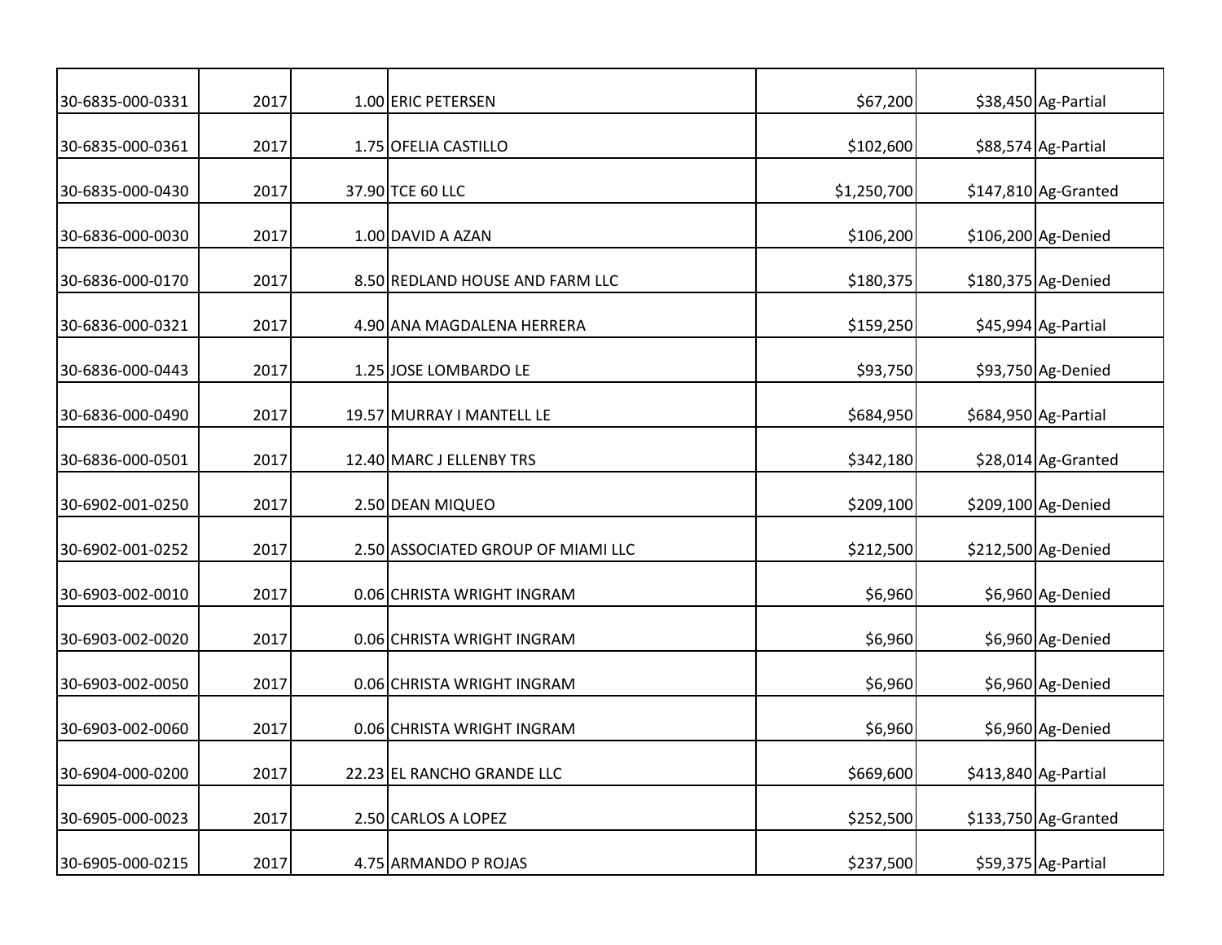| | | | | | | |
|---|---|---|---|---|---|---|
| 30-6835-000-0331 | 2017 | 1.00 | ERIC PETERSEN | $67,200 | $38,450 | Ag-Partial |
| 30-6835-000-0361 | 2017 | 1.75 | OFELIA CASTILLO | $102,600 | $88,574 | Ag-Partial |
| 30-6835-000-0430 | 2017 | 37.90 | TCE 60 LLC | $1,250,700 | $147,810 | Ag-Granted |
| 30-6836-000-0030 | 2017 | 1.00 | DAVID A AZAN | $106,200 | $106,200 | Ag-Denied |
| 30-6836-000-0170 | 2017 | 8.50 | REDLAND HOUSE AND FARM LLC | $180,375 | $180,375 | Ag-Denied |
| 30-6836-000-0321 | 2017 | 4.90 | ANA MAGDALENA HERRERA | $159,250 | $45,994 | Ag-Partial |
| 30-6836-000-0443 | 2017 | 1.25 | JOSE LOMBARDO LE | $93,750 | $93,750 | Ag-Denied |
| 30-6836-000-0490 | 2017 | 19.57 | MURRAY I MANTELL LE | $684,950 | $684,950 | Ag-Partial |
| 30-6836-000-0501 | 2017 | 12.40 | MARC J ELLENBY TRS | $342,180 | $28,014 | Ag-Granted |
| 30-6902-001-0250 | 2017 | 2.50 | DEAN MIQUEO | $209,100 | $209,100 | Ag-Denied |
| 30-6902-001-0252 | 2017 | 2.50 | ASSOCIATED GROUP OF MIAMI LLC | $212,500 | $212,500 | Ag-Denied |
| 30-6903-002-0010 | 2017 | 0.06 | CHRISTA WRIGHT INGRAM | $6,960 | $6,960 | Ag-Denied |
| 30-6903-002-0020 | 2017 | 0.06 | CHRISTA WRIGHT INGRAM | $6,960 | $6,960 | Ag-Denied |
| 30-6903-002-0050 | 2017 | 0.06 | CHRISTA WRIGHT INGRAM | $6,960 | $6,960 | Ag-Denied |
| 30-6903-002-0060 | 2017 | 0.06 | CHRISTA WRIGHT INGRAM | $6,960 | $6,960 | Ag-Denied |
| 30-6904-000-0200 | 2017 | 22.23 | EL RANCHO GRANDE LLC | $669,600 | $413,840 | Ag-Partial |
| 30-6905-000-0023 | 2017 | 2.50 | CARLOS A LOPEZ | $252,500 | $133,750 | Ag-Granted |
| 30-6905-000-0215 | 2017 | 4.75 | ARMANDO P ROJAS | $237,500 | $59,375 | Ag-Partial |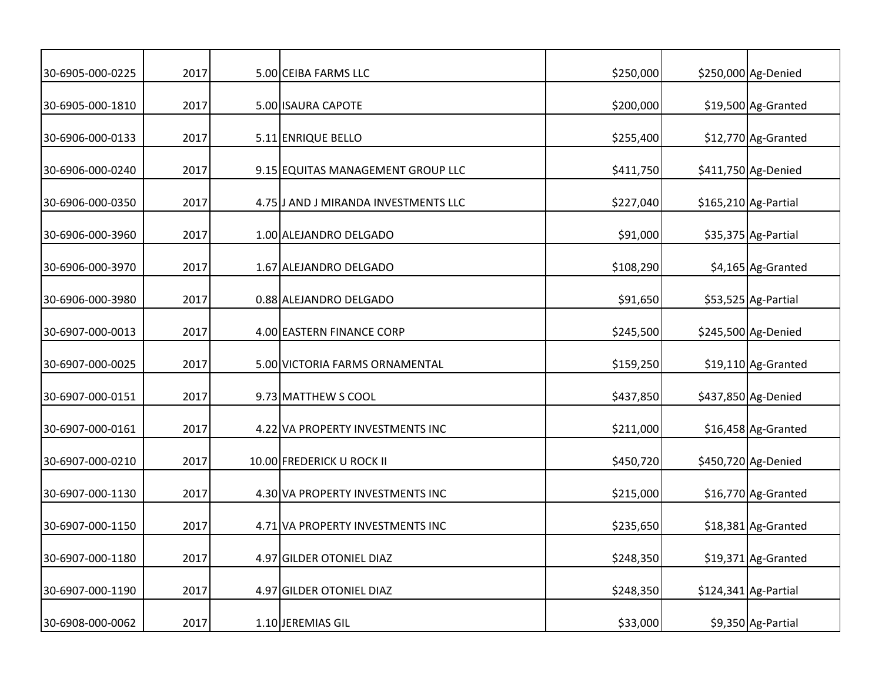| | | | | | | |
|---|---|---|---|---|---|---|
| 30-6905-000-0225 | 2017 | 5.00 | CEIBA FARMS LLC | $250,000 | $250,000 | Ag-Denied |
| 30-6905-000-1810 | 2017 | 5.00 | ISAURA CAPOTE | $200,000 | $19,500 | Ag-Granted |
| 30-6906-000-0133 | 2017 | 5.11 | ENRIQUE BELLO | $255,400 | $12,770 | Ag-Granted |
| 30-6906-000-0240 | 2017 | 9.15 | EQUITAS MANAGEMENT GROUP LLC | $411,750 | $411,750 | Ag-Denied |
| 30-6906-000-0350 | 2017 | 4.75 | J AND J MIRANDA INVESTMENTS LLC | $227,040 | $165,210 | Ag-Partial |
| 30-6906-000-3960 | 2017 | 1.00 | ALEJANDRO DELGADO | $91,000 | $35,375 | Ag-Partial |
| 30-6906-000-3970 | 2017 | 1.67 | ALEJANDRO DELGADO | $108,290 | $4,165 | Ag-Granted |
| 30-6906-000-3980 | 2017 | 0.88 | ALEJANDRO DELGADO | $91,650 | $53,525 | Ag-Partial |
| 30-6907-000-0013 | 2017 | 4.00 | EASTERN FINANCE CORP | $245,500 | $245,500 | Ag-Denied |
| 30-6907-000-0025 | 2017 | 5.00 | VICTORIA FARMS ORNAMENTAL | $159,250 | $19,110 | Ag-Granted |
| 30-6907-000-0151 | 2017 | 9.73 | MATTHEW S COOL | $437,850 | $437,850 | Ag-Denied |
| 30-6907-000-0161 | 2017 | 4.22 | VA PROPERTY INVESTMENTS INC | $211,000 | $16,458 | Ag-Granted |
| 30-6907-000-0210 | 2017 | 10.00 | FREDERICK U ROCK II | $450,720 | $450,720 | Ag-Denied |
| 30-6907-000-1130 | 2017 | 4.30 | VA PROPERTY INVESTMENTS INC | $215,000 | $16,770 | Ag-Granted |
| 30-6907-000-1150 | 2017 | 4.71 | VA PROPERTY INVESTMENTS INC | $235,650 | $18,381 | Ag-Granted |
| 30-6907-000-1180 | 2017 | 4.97 | GILDER OTONIEL DIAZ | $248,350 | $19,371 | Ag-Granted |
| 30-6907-000-1190 | 2017 | 4.97 | GILDER OTONIEL DIAZ | $248,350 | $124,341 | Ag-Partial |
| 30-6908-000-0062 | 2017 | 1.10 | JEREMIAS GIL | $33,000 | $9,350 | Ag-Partial |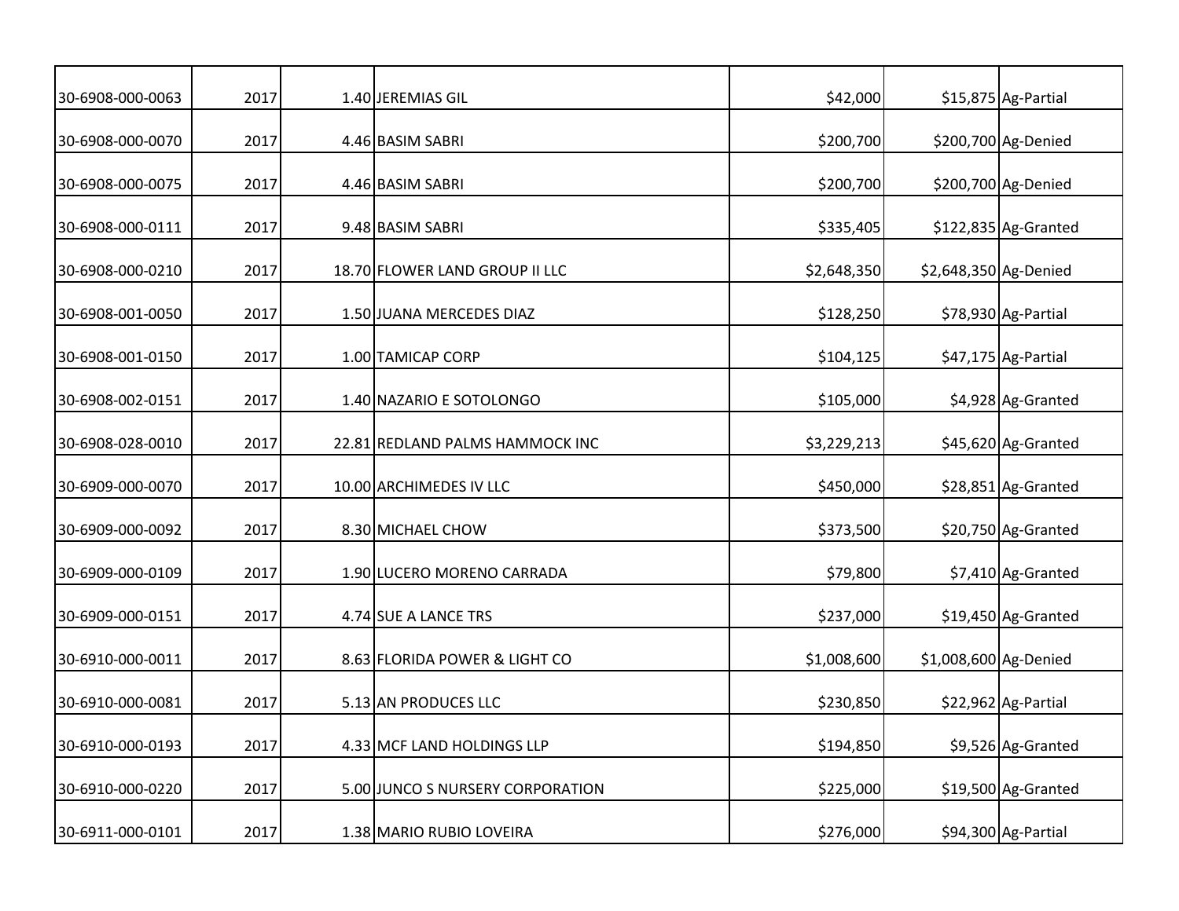| | | | | | | |
|---|---|---|---|---|---|---|
| 30-6908-000-0063 | 2017 | 1.40 | JEREMIAS GIL | $42,000 | $15,875 | Ag-Partial |
| 30-6908-000-0070 | 2017 | 4.46 | BASIM SABRI | $200,700 | $200,700 | Ag-Denied |
| 30-6908-000-0075 | 2017 | 4.46 | BASIM SABRI | $200,700 | $200,700 | Ag-Denied |
| 30-6908-000-0111 | 2017 | 9.48 | BASIM SABRI | $335,405 | $122,835 | Ag-Granted |
| 30-6908-000-0210 | 2017 | 18.70 | FLOWER LAND GROUP II LLC | $2,648,350 | $2,648,350 | Ag-Denied |
| 30-6908-001-0050 | 2017 | 1.50 | JUANA MERCEDES DIAZ | $128,250 | $78,930 | Ag-Partial |
| 30-6908-001-0150 | 2017 | 1.00 | TAMICAP CORP | $104,125 | $47,175 | Ag-Partial |
| 30-6908-002-0151 | 2017 | 1.40 | NAZARIO E SOTOLONGO | $105,000 | $4,928 | Ag-Granted |
| 30-6908-028-0010 | 2017 | 22.81 | REDLAND PALMS HAMMOCK INC | $3,229,213 | $45,620 | Ag-Granted |
| 30-6909-000-0070 | 2017 | 10.00 | ARCHIMEDES IV LLC | $450,000 | $28,851 | Ag-Granted |
| 30-6909-000-0092 | 2017 | 8.30 | MICHAEL CHOW | $373,500 | $20,750 | Ag-Granted |
| 30-6909-000-0109 | 2017 | 1.90 | LUCERO MORENO CARRADA | $79,800 | $7,410 | Ag-Granted |
| 30-6909-000-0151 | 2017 | 4.74 | SUE A LANCE TRS | $237,000 | $19,450 | Ag-Granted |
| 30-6910-000-0011 | 2017 | 8.63 | FLORIDA POWER & LIGHT CO | $1,008,600 | $1,008,600 | Ag-Denied |
| 30-6910-000-0081 | 2017 | 5.13 | AN PRODUCES LLC | $230,850 | $22,962 | Ag-Partial |
| 30-6910-000-0193 | 2017 | 4.33 | MCF LAND HOLDINGS LLP | $194,850 | $9,526 | Ag-Granted |
| 30-6910-000-0220 | 2017 | 5.00 | JUNCO S NURSERY CORPORATION | $225,000 | $19,500 | Ag-Granted |
| 30-6911-000-0101 | 2017 | 1.38 | MARIO RUBIO LOVEIRA | $276,000 | $94,300 | Ag-Partial |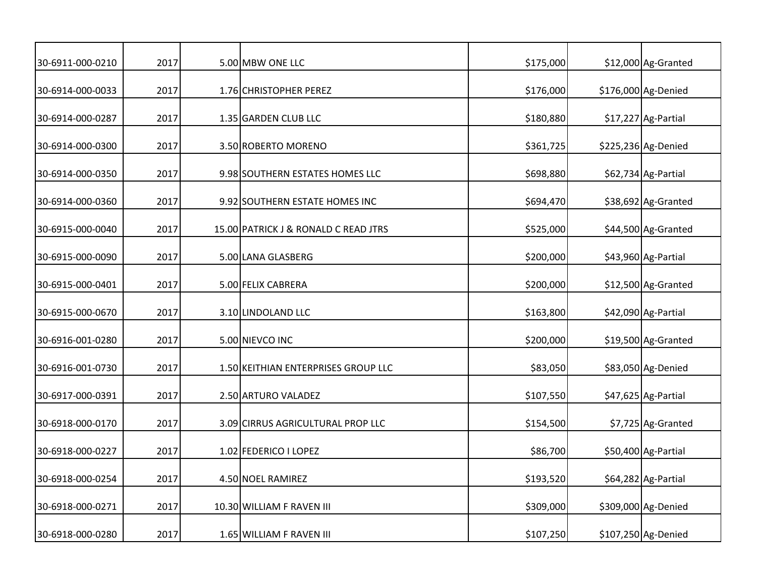| | | | | | | |
|---|---|---|---|---|---|---|
| 30-6911-000-0210 | 2017 | 5.00 | MBW ONE LLC | $175,000 | $12,000 | Ag-Granted |
| 30-6914-000-0033 | 2017 | 1.76 | CHRISTOPHER PEREZ | $176,000 | $176,000 | Ag-Denied |
| 30-6914-000-0287 | 2017 | 1.35 | GARDEN CLUB LLC | $180,880 | $17,227 | Ag-Partial |
| 30-6914-000-0300 | 2017 | 3.50 | ROBERTO MORENO | $361,725 | $225,236 | Ag-Denied |
| 30-6914-000-0350 | 2017 | 9.98 | SOUTHERN ESTATES HOMES LLC | $698,880 | $62,734 | Ag-Partial |
| 30-6914-000-0360 | 2017 | 9.92 | SOUTHERN ESTATE HOMES INC | $694,470 | $38,692 | Ag-Granted |
| 30-6915-000-0040 | 2017 | 15.00 | PATRICK J & RONALD C READ JTRS | $525,000 | $44,500 | Ag-Granted |
| 30-6915-000-0090 | 2017 | 5.00 | LANA GLASBERG | $200,000 | $43,960 | Ag-Partial |
| 30-6915-000-0401 | 2017 | 5.00 | FELIX CABRERA | $200,000 | $12,500 | Ag-Granted |
| 30-6915-000-0670 | 2017 | 3.10 | LINDOLAND LLC | $163,800 | $42,090 | Ag-Partial |
| 30-6916-001-0280 | 2017 | 5.00 | NIEVCO INC | $200,000 | $19,500 | Ag-Granted |
| 30-6916-001-0730 | 2017 | 1.50 | KEITHIAN ENTERPRISES GROUP LLC | $83,050 | $83,050 | Ag-Denied |
| 30-6917-000-0391 | 2017 | 2.50 | ARTURO VALADEZ | $107,550 | $47,625 | Ag-Partial |
| 30-6918-000-0170 | 2017 | 3.09 | CIRRUS AGRICULTURAL PROP LLC | $154,500 | $7,725 | Ag-Granted |
| 30-6918-000-0227 | 2017 | 1.02 | FEDERICO I LOPEZ | $86,700 | $50,400 | Ag-Partial |
| 30-6918-000-0254 | 2017 | 4.50 | NOEL RAMIREZ | $193,520 | $64,282 | Ag-Partial |
| 30-6918-000-0271 | 2017 | 10.30 | WILLIAM F RAVEN III | $309,000 | $309,000 | Ag-Denied |
| 30-6918-000-0280 | 2017 | 1.65 | WILLIAM F RAVEN III | $107,250 | $107,250 | Ag-Denied |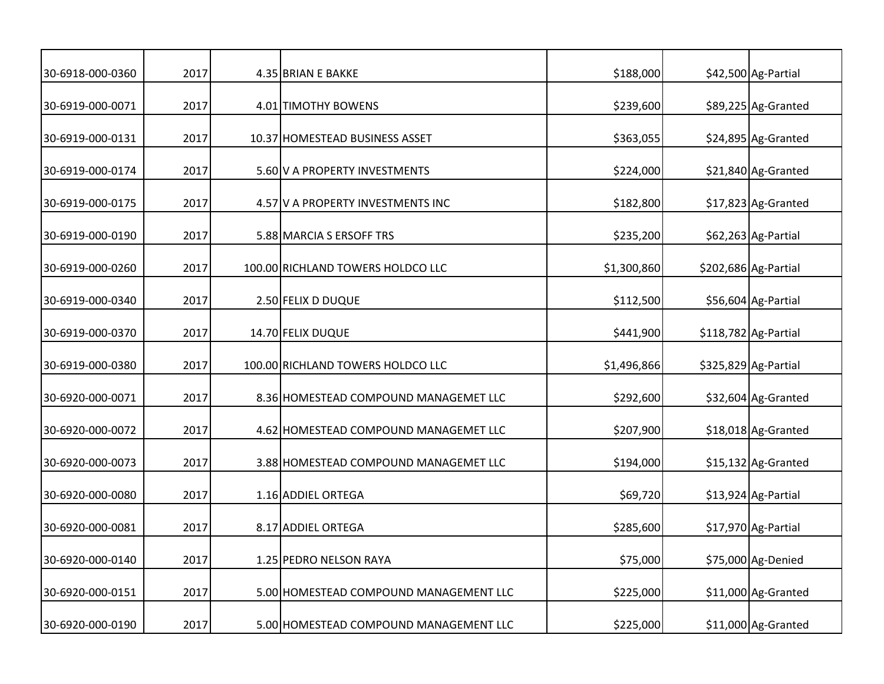| | | | | | | |
|---|---|---|---|---|---|---|
| 30-6918-000-0360 | 2017 | 4.35 | BRIAN E BAKKE | $188,000 | $42,500 | Ag-Partial |
| 30-6919-000-0071 | 2017 | 4.01 | TIMOTHY BOWENS | $239,600 | $89,225 | Ag-Granted |
| 30-6919-000-0131 | 2017 | 10.37 | HOMESTEAD BUSINESS ASSET | $363,055 | $24,895 | Ag-Granted |
| 30-6919-000-0174 | 2017 | 5.60 | V A PROPERTY INVESTMENTS | $224,000 | $21,840 | Ag-Granted |
| 30-6919-000-0175 | 2017 | 4.57 | V A PROPERTY INVESTMENTS INC | $182,800 | $17,823 | Ag-Granted |
| 30-6919-000-0190 | 2017 | 5.88 | MARCIA S ERSOFF TRS | $235,200 | $62,263 | Ag-Partial |
| 30-6919-000-0260 | 2017 | 100.00 | RICHLAND TOWERS HOLDCO LLC | $1,300,860 | $202,686 | Ag-Partial |
| 30-6919-000-0340 | 2017 | 2.50 | FELIX D DUQUE | $112,500 | $56,604 | Ag-Partial |
| 30-6919-000-0370 | 2017 | 14.70 | FELIX DUQUE | $441,900 | $118,782 | Ag-Partial |
| 30-6919-000-0380 | 2017 | 100.00 | RICHLAND TOWERS HOLDCO LLC | $1,496,866 | $325,829 | Ag-Partial |
| 30-6920-000-0071 | 2017 | 8.36 | HOMESTEAD COMPOUND MANAGEMET LLC | $292,600 | $32,604 | Ag-Granted |
| 30-6920-000-0072 | 2017 | 4.62 | HOMESTEAD COMPOUND MANAGEMET LLC | $207,900 | $18,018 | Ag-Granted |
| 30-6920-000-0073 | 2017 | 3.88 | HOMESTEAD COMPOUND MANAGEMET LLC | $194,000 | $15,132 | Ag-Granted |
| 30-6920-000-0080 | 2017 | 1.16 | ADDIEL ORTEGA | $69,720 | $13,924 | Ag-Partial |
| 30-6920-000-0081 | 2017 | 8.17 | ADDIEL ORTEGA | $285,600 | $17,970 | Ag-Partial |
| 30-6920-000-0140 | 2017 | 1.25 | PEDRO NELSON RAYA | $75,000 | $75,000 | Ag-Denied |
| 30-6920-000-0151 | 2017 | 5.00 | HOMESTEAD COMPOUND MANAGEMENT LLC | $225,000 | $11,000 | Ag-Granted |
| 30-6920-000-0190 | 2017 | 5.00 | HOMESTEAD COMPOUND MANAGEMENT LLC | $225,000 | $11,000 | Ag-Granted |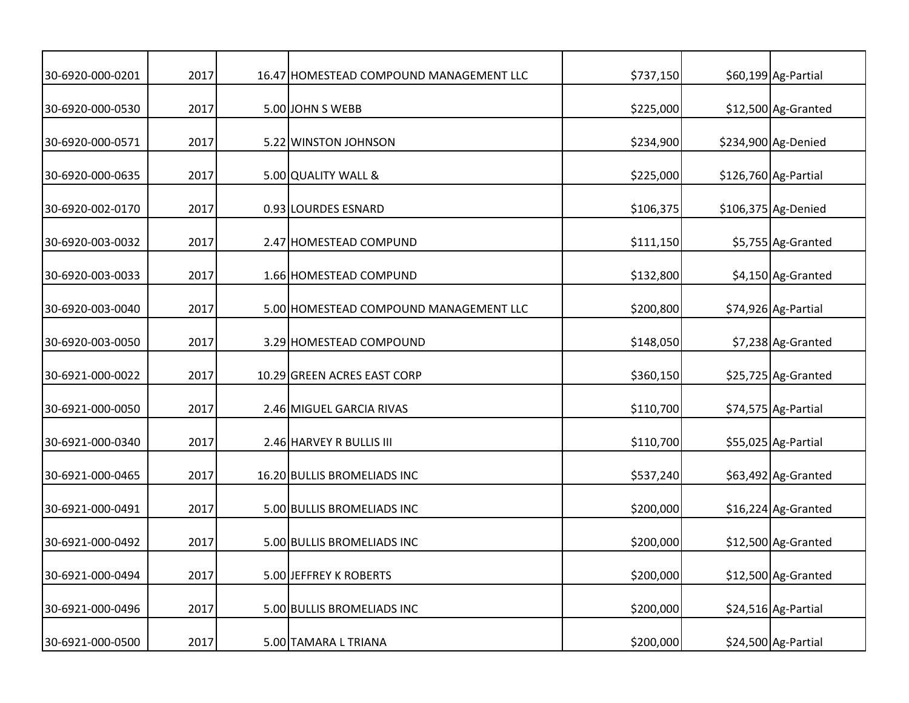| | | | | | | |
|---|---|---|---|---|---|---|
| 30-6920-000-0201 | 2017 | 16.47 | HOMESTEAD COMPOUND MANAGEMENT LLC | $737,150 | $60,199 | Ag-Partial |
| 30-6920-000-0530 | 2017 | 5.00 | JOHN S WEBB | $225,000 | $12,500 | Ag-Granted |
| 30-6920-000-0571 | 2017 | 5.22 | WINSTON JOHNSON | $234,900 | $234,900 | Ag-Denied |
| 30-6920-000-0635 | 2017 | 5.00 | QUALITY WALL & | $225,000 | $126,760 | Ag-Partial |
| 30-6920-002-0170 | 2017 | 0.93 | LOURDES ESNARD | $106,375 | $106,375 | Ag-Denied |
| 30-6920-003-0032 | 2017 | 2.47 | HOMESTEAD COMPUND | $111,150 | $5,755 | Ag-Granted |
| 30-6920-003-0033 | 2017 | 1.66 | HOMESTEAD COMPUND | $132,800 | $4,150 | Ag-Granted |
| 30-6920-003-0040 | 2017 | 5.00 | HOMESTEAD COMPOUND MANAGEMENT LLC | $200,800 | $74,926 | Ag-Partial |
| 30-6920-003-0050 | 2017 | 3.29 | HOMESTEAD COMPOUND | $148,050 | $7,238 | Ag-Granted |
| 30-6921-000-0022 | 2017 | 10.29 | GREEN ACRES EAST CORP | $360,150 | $25,725 | Ag-Granted |
| 30-6921-000-0050 | 2017 | 2.46 | MIGUEL GARCIA RIVAS | $110,700 | $74,575 | Ag-Partial |
| 30-6921-000-0340 | 2017 | 2.46 | HARVEY R BULLIS III | $110,700 | $55,025 | Ag-Partial |
| 30-6921-000-0465 | 2017 | 16.20 | BULLIS BROMELIADS INC | $537,240 | $63,492 | Ag-Granted |
| 30-6921-000-0491 | 2017 | 5.00 | BULLIS BROMELIADS INC | $200,000 | $16,224 | Ag-Granted |
| 30-6921-000-0492 | 2017 | 5.00 | BULLIS BROMELIADS INC | $200,000 | $12,500 | Ag-Granted |
| 30-6921-000-0494 | 2017 | 5.00 | JEFFREY K ROBERTS | $200,000 | $12,500 | Ag-Granted |
| 30-6921-000-0496 | 2017 | 5.00 | BULLIS BROMELIADS INC | $200,000 | $24,516 | Ag-Partial |
| 30-6921-000-0500 | 2017 | 5.00 | TAMARA L TRIANA | $200,000 | $24,500 | Ag-Partial |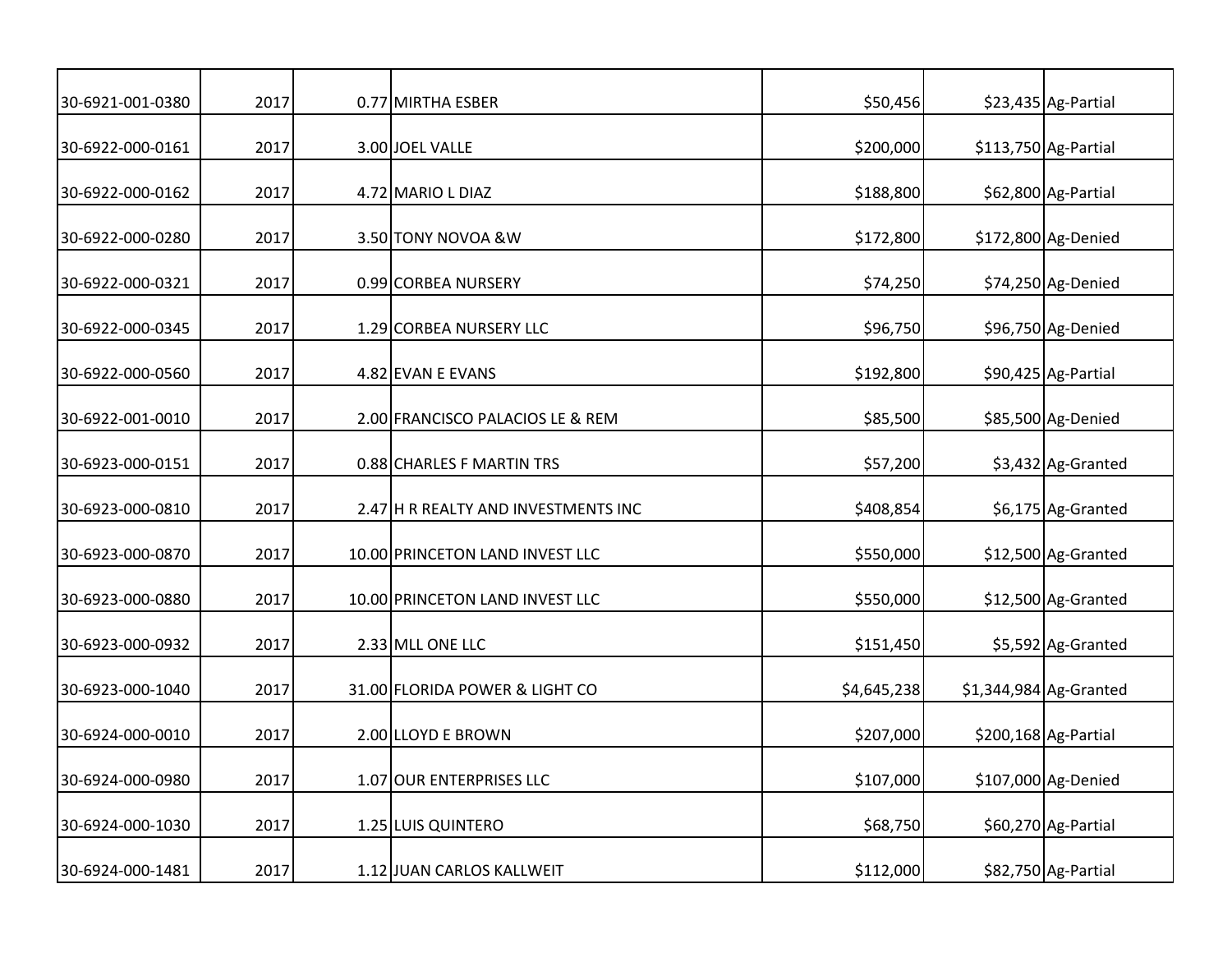| | | | | | | |
|---|---|---|---|---|---|---|
| 30-6921-001-0380 | 2017 | 0.77 | MIRTHA ESBER | $50,456 | $23,435 | Ag-Partial |
| 30-6922-000-0161 | 2017 | 3.00 | JOEL VALLE | $200,000 | $113,750 | Ag-Partial |
| 30-6922-000-0162 | 2017 | 4.72 | MARIO L DIAZ | $188,800 | $62,800 | Ag-Partial |
| 30-6922-000-0280 | 2017 | 3.50 | TONY NOVOA &W | $172,800 | $172,800 | Ag-Denied |
| 30-6922-000-0321 | 2017 | 0.99 | CORBEA NURSERY | $74,250 | $74,250 | Ag-Denied |
| 30-6922-000-0345 | 2017 | 1.29 | CORBEA NURSERY LLC | $96,750 | $96,750 | Ag-Denied |
| 30-6922-000-0560 | 2017 | 4.82 | EVAN E EVANS | $192,800 | $90,425 | Ag-Partial |
| 30-6922-001-0010 | 2017 | 2.00 | FRANCISCO PALACIOS LE & REM | $85,500 | $85,500 | Ag-Denied |
| 30-6923-000-0151 | 2017 | 0.88 | CHARLES F MARTIN TRS | $57,200 | $3,432 | Ag-Granted |
| 30-6923-000-0810 | 2017 | 2.47 | H R REALTY AND INVESTMENTS INC | $408,854 | $6,175 | Ag-Granted |
| 30-6923-000-0870 | 2017 | 10.00 | PRINCETON LAND INVEST LLC | $550,000 | $12,500 | Ag-Granted |
| 30-6923-000-0880 | 2017 | 10.00 | PRINCETON LAND INVEST LLC | $550,000 | $12,500 | Ag-Granted |
| 30-6923-000-0932 | 2017 | 2.33 | MLL ONE LLC | $151,450 | $5,592 | Ag-Granted |
| 30-6923-000-1040 | 2017 | 31.00 | FLORIDA POWER & LIGHT CO | $4,645,238 | $1,344,984 | Ag-Granted |
| 30-6924-000-0010 | 2017 | 2.00 | LLOYD E BROWN | $207,000 | $200,168 | Ag-Partial |
| 30-6924-000-0980 | 2017 | 1.07 | OUR ENTERPRISES LLC | $107,000 | $107,000 | Ag-Denied |
| 30-6924-000-1030 | 2017 | 1.25 | LUIS QUINTERO | $68,750 | $60,270 | Ag-Partial |
| 30-6924-000-1481 | 2017 | 1.12 | JUAN CARLOS KALLWEIT | $112,000 | $82,750 | Ag-Partial |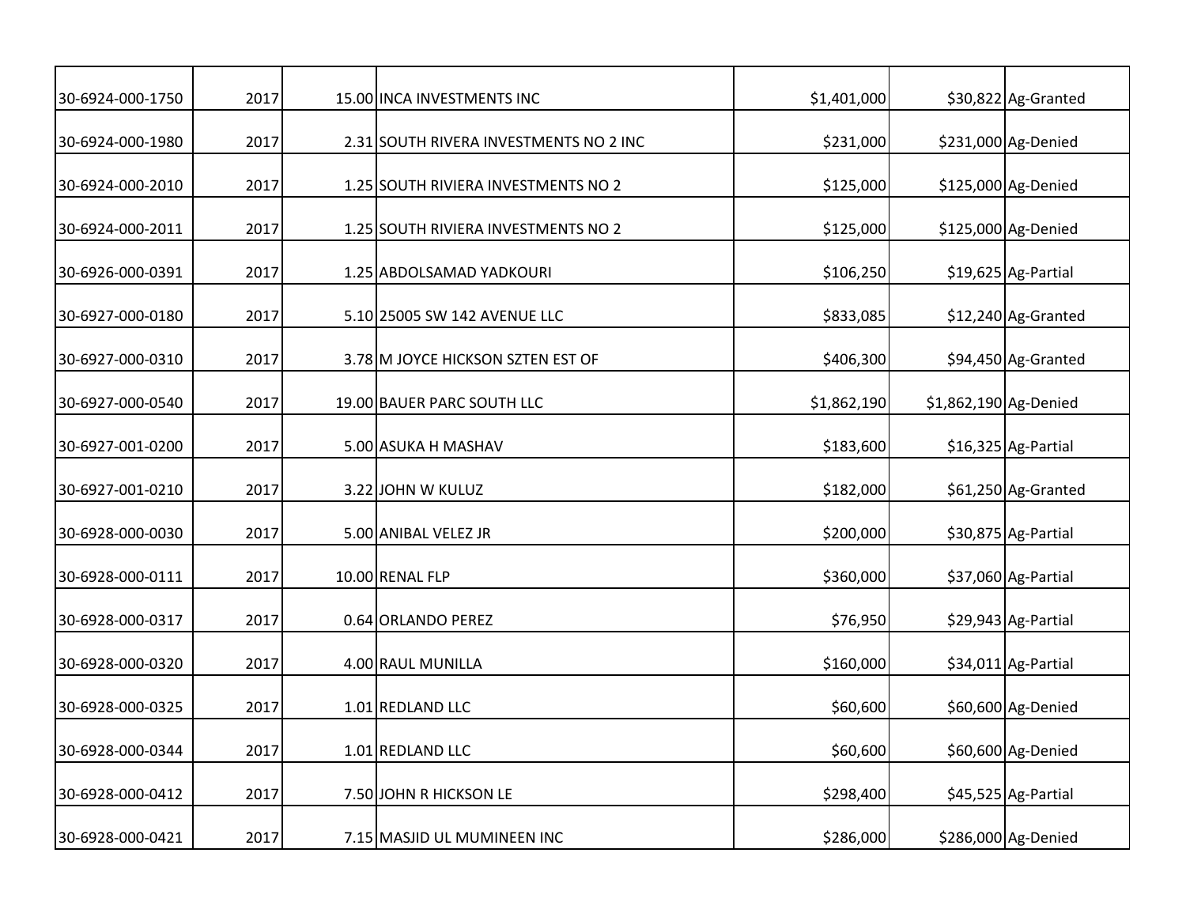| | | | | | | |
|---|---|---|---|---|---|---|
| 30-6924-000-1750 | 2017 | 15.00 | INCA INVESTMENTS INC | $1,401,000 | $30,822 | Ag-Granted |
| 30-6924-000-1980 | 2017 | 2.31 | SOUTH RIVERA INVESTMENTS NO 2 INC | $231,000 | $231,000 | Ag-Denied |
| 30-6924-000-2010 | 2017 | 1.25 | SOUTH RIVIERA INVESTMENTS NO 2 | $125,000 | $125,000 | Ag-Denied |
| 30-6924-000-2011 | 2017 | 1.25 | SOUTH RIVIERA INVESTMENTS NO 2 | $125,000 | $125,000 | Ag-Denied |
| 30-6926-000-0391 | 2017 | 1.25 | ABDOLSAMAD YADKOURI | $106,250 | $19,625 | Ag-Partial |
| 30-6927-000-0180 | 2017 | 5.10 | 25005 SW 142 AVENUE LLC | $833,085 | $12,240 | Ag-Granted |
| 30-6927-000-0310 | 2017 | 3.78 | M JOYCE HICKSON SZTEN EST OF | $406,300 | $94,450 | Ag-Granted |
| 30-6927-000-0540 | 2017 | 19.00 | BAUER PARC SOUTH LLC | $1,862,190 | $1,862,190 | Ag-Denied |
| 30-6927-001-0200 | 2017 | 5.00 | ASUKA H MASHAV | $183,600 | $16,325 | Ag-Partial |
| 30-6927-001-0210 | 2017 | 3.22 | JOHN W KULUZ | $182,000 | $61,250 | Ag-Granted |
| 30-6928-000-0030 | 2017 | 5.00 | ANIBAL VELEZ JR | $200,000 | $30,875 | Ag-Partial |
| 30-6928-000-0111 | 2017 | 10.00 | RENAL FLP | $360,000 | $37,060 | Ag-Partial |
| 30-6928-000-0317 | 2017 | 0.64 | ORLANDO PEREZ | $76,950 | $29,943 | Ag-Partial |
| 30-6928-000-0320 | 2017 | 4.00 | RAUL MUNILLA | $160,000 | $34,011 | Ag-Partial |
| 30-6928-000-0325 | 2017 | 1.01 | REDLAND LLC | $60,600 | $60,600 | Ag-Denied |
| 30-6928-000-0344 | 2017 | 1.01 | REDLAND LLC | $60,600 | $60,600 | Ag-Denied |
| 30-6928-000-0412 | 2017 | 7.50 | JOHN R HICKSON LE | $298,400 | $45,525 | Ag-Partial |
| 30-6928-000-0421 | 2017 | 7.15 | MASJID UL MUMINEEN INC | $286,000 | $286,000 | Ag-Denied |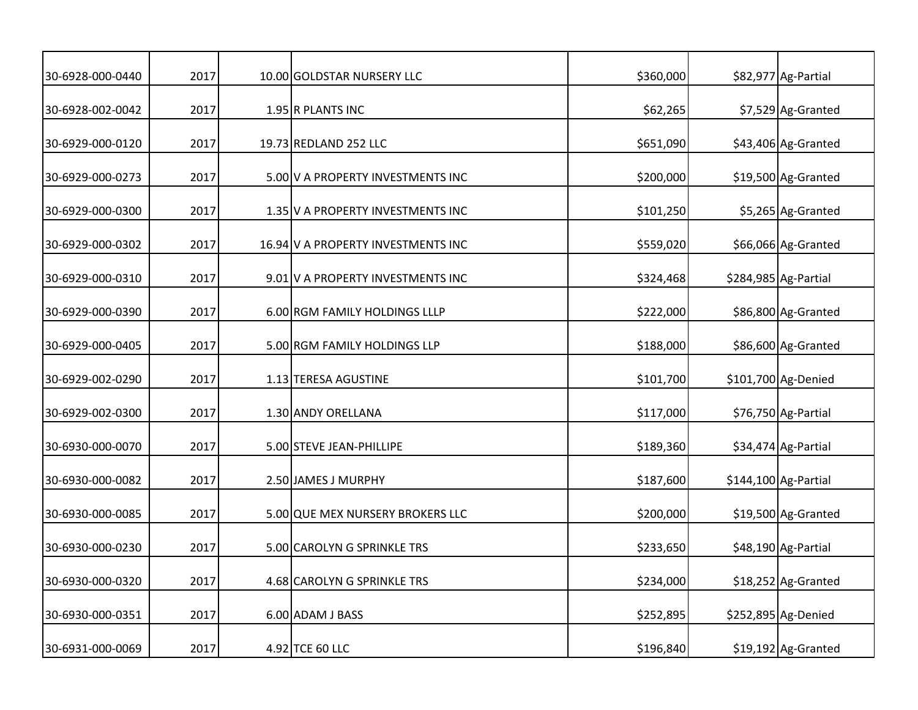| | | | | | | |
|---|---|---|---|---|---|---|
| 30-6928-000-0440 | 2017 | 10.00 | GOLDSTAR NURSERY LLC | $360,000 | $82,977 | Ag-Partial |
| 30-6928-002-0042 | 2017 | 1.95 | R PLANTS INC | $62,265 | $7,529 | Ag-Granted |
| 30-6929-000-0120 | 2017 | 19.73 | REDLAND 252 LLC | $651,090 | $43,406 | Ag-Granted |
| 30-6929-000-0273 | 2017 | 5.00 | V A PROPERTY INVESTMENTS INC | $200,000 | $19,500 | Ag-Granted |
| 30-6929-000-0300 | 2017 | 1.35 | V A PROPERTY INVESTMENTS INC | $101,250 | $5,265 | Ag-Granted |
| 30-6929-000-0302 | 2017 | 16.94 | V A PROPERTY INVESTMENTS INC | $559,020 | $66,066 | Ag-Granted |
| 30-6929-000-0310 | 2017 | 9.01 | V A PROPERTY INVESTMENTS INC | $324,468 | $284,985 | Ag-Partial |
| 30-6929-000-0390 | 2017 | 6.00 | RGM FAMILY HOLDINGS LLLP | $222,000 | $86,800 | Ag-Granted |
| 30-6929-000-0405 | 2017 | 5.00 | RGM FAMILY HOLDINGS LLP | $188,000 | $86,600 | Ag-Granted |
| 30-6929-002-0290 | 2017 | 1.13 | TERESA AGUSTINE | $101,700 | $101,700 | Ag-Denied |
| 30-6929-002-0300 | 2017 | 1.30 | ANDY ORELLANA | $117,000 | $76,750 | Ag-Partial |
| 30-6930-000-0070 | 2017 | 5.00 | STEVE JEAN-PHILLIPE | $189,360 | $34,474 | Ag-Partial |
| 30-6930-000-0082 | 2017 | 2.50 | JAMES J MURPHY | $187,600 | $144,100 | Ag-Partial |
| 30-6930-000-0085 | 2017 | 5.00 | QUE MEX NURSERY BROKERS LLC | $200,000 | $19,500 | Ag-Granted |
| 30-6930-000-0230 | 2017 | 5.00 | CAROLYN G SPRINKLE TRS | $233,650 | $48,190 | Ag-Partial |
| 30-6930-000-0320 | 2017 | 4.68 | CAROLYN G SPRINKLE TRS | $234,000 | $18,252 | Ag-Granted |
| 30-6930-000-0351 | 2017 | 6.00 | ADAM J BASS | $252,895 | $252,895 | Ag-Denied |
| 30-6931-000-0069 | 2017 | 4.92 | TCE 60 LLC | $196,840 | $19,192 | Ag-Granted |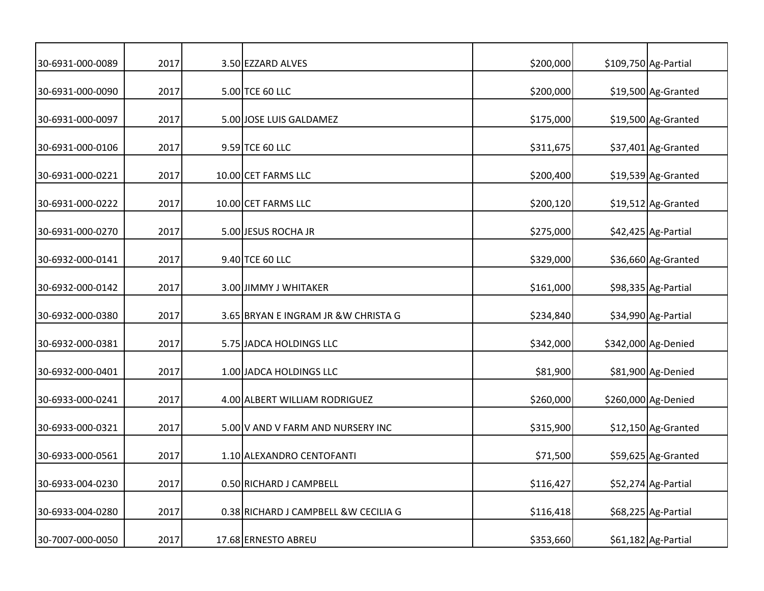| | | | | | | |
|---|---|---|---|---|---|---|
| 30-6931-000-0089 | 2017 | 3.50 | EZZARD ALVES | $200,000 | $109,750 | Ag-Partial |
| 30-6931-000-0090 | 2017 | 5.00 | TCE 60 LLC | $200,000 | $19,500 | Ag-Granted |
| 30-6931-000-0097 | 2017 | 5.00 | JOSE LUIS GALDAMEZ | $175,000 | $19,500 | Ag-Granted |
| 30-6931-000-0106 | 2017 | 9.59 | TCE 60 LLC | $311,675 | $37,401 | Ag-Granted |
| 30-6931-000-0221 | 2017 | 10.00 | CET FARMS LLC | $200,400 | $19,539 | Ag-Granted |
| 30-6931-000-0222 | 2017 | 10.00 | CET FARMS LLC | $200,120 | $19,512 | Ag-Granted |
| 30-6931-000-0270 | 2017 | 5.00 | JESUS ROCHA JR | $275,000 | $42,425 | Ag-Partial |
| 30-6932-000-0141 | 2017 | 9.40 | TCE 60 LLC | $329,000 | $36,660 | Ag-Granted |
| 30-6932-000-0142 | 2017 | 3.00 | JIMMY J WHITAKER | $161,000 | $98,335 | Ag-Partial |
| 30-6932-000-0380 | 2017 | 3.65 | BRYAN E INGRAM JR &W CHRISTA G | $234,840 | $34,990 | Ag-Partial |
| 30-6932-000-0381 | 2017 | 5.75 | JADCA HOLDINGS LLC | $342,000 | $342,000 | Ag-Denied |
| 30-6932-000-0401 | 2017 | 1.00 | JADCA HOLDINGS LLC | $81,900 | $81,900 | Ag-Denied |
| 30-6933-000-0241 | 2017 | 4.00 | ALBERT WILLIAM RODRIGUEZ | $260,000 | $260,000 | Ag-Denied |
| 30-6933-000-0321 | 2017 | 5.00 | V AND V FARM AND NURSERY INC | $315,900 | $12,150 | Ag-Granted |
| 30-6933-000-0561 | 2017 | 1.10 | ALEXANDRO CENTOFANTI | $71,500 | $59,625 | Ag-Granted |
| 30-6933-004-0230 | 2017 | 0.50 | RICHARD J CAMPBELL | $116,427 | $52,274 | Ag-Partial |
| 30-6933-004-0280 | 2017 | 0.38 | RICHARD J CAMPBELL &W CECILIA G | $116,418 | $68,225 | Ag-Partial |
| 30-7007-000-0050 | 2017 | 17.68 | ERNESTO ABREU | $353,660 | $61,182 | Ag-Partial |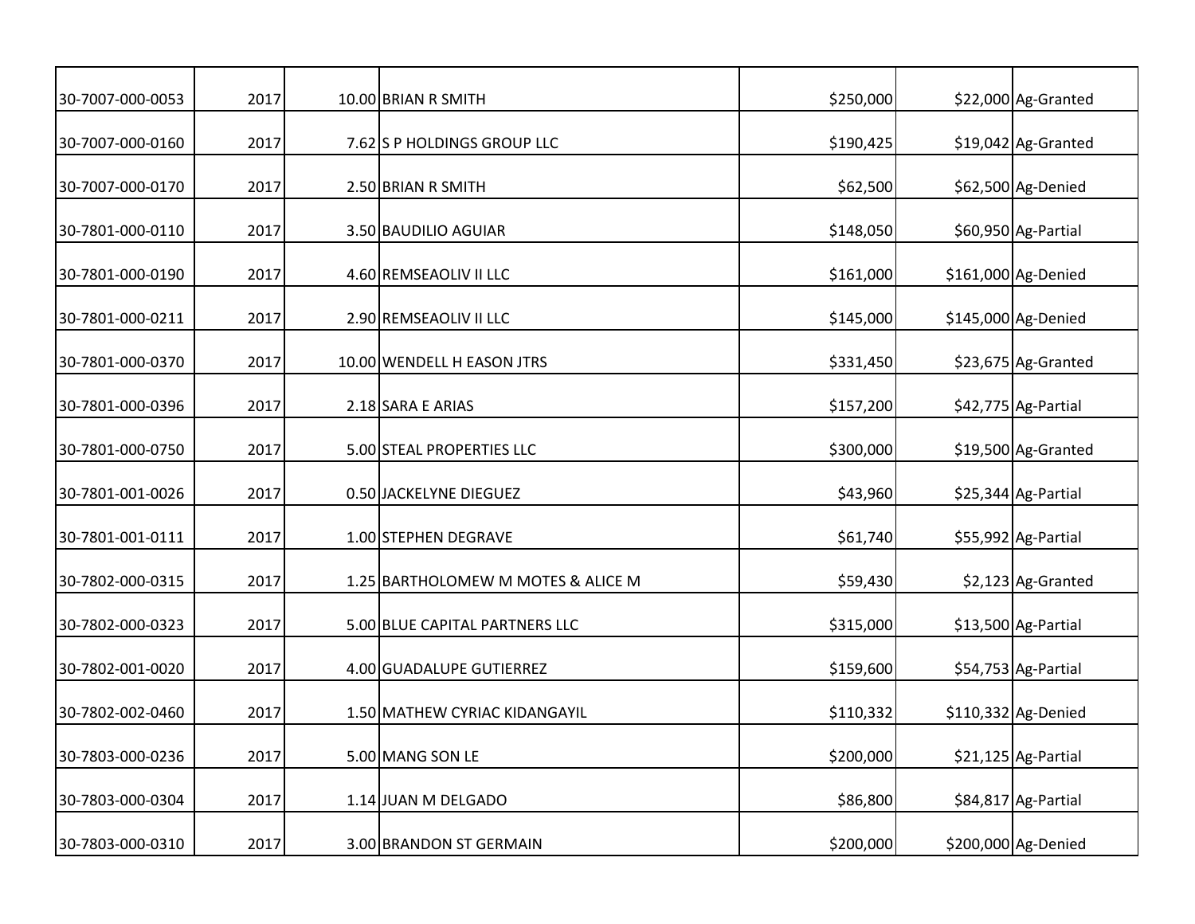| | | | | | | |
|---|---|---|---|---|---|---|
| 30-7007-000-0053 | 2017 | 10.00 | BRIAN R SMITH | $250,000 | $22,000 | Ag-Granted |
| 30-7007-000-0160 | 2017 | 7.62 | S P HOLDINGS GROUP LLC | $190,425 | $19,042 | Ag-Granted |
| 30-7007-000-0170 | 2017 | 2.50 | BRIAN R SMITH | $62,500 | $62,500 | Ag-Denied |
| 30-7801-000-0110 | 2017 | 3.50 | BAUDILIO AGUIAR | $148,050 | $60,950 | Ag-Partial |
| 30-7801-000-0190 | 2017 | 4.60 | REMSEAOLIV II LLC | $161,000 | $161,000 | Ag-Denied |
| 30-7801-000-0211 | 2017 | 2.90 | REMSEAOLIV II LLC | $145,000 | $145,000 | Ag-Denied |
| 30-7801-000-0370 | 2017 | 10.00 | WENDELL H EASON JTRS | $331,450 | $23,675 | Ag-Granted |
| 30-7801-000-0396 | 2017 | 2.18 | SARA E ARIAS | $157,200 | $42,775 | Ag-Partial |
| 30-7801-000-0750 | 2017 | 5.00 | STEAL PROPERTIES LLC | $300,000 | $19,500 | Ag-Granted |
| 30-7801-001-0026 | 2017 | 0.50 | JACKELYNE DIEGUEZ | $43,960 | $25,344 | Ag-Partial |
| 30-7801-001-0111 | 2017 | 1.00 | STEPHEN DEGRAVE | $61,740 | $55,992 | Ag-Partial |
| 30-7802-000-0315 | 2017 | 1.25 | BARTHOLOMEW M MOTES & ALICE M | $59,430 | $2,123 | Ag-Granted |
| 30-7802-000-0323 | 2017 | 5.00 | BLUE CAPITAL PARTNERS LLC | $315,000 | $13,500 | Ag-Partial |
| 30-7802-001-0020 | 2017 | 4.00 | GUADALUPE GUTIERREZ | $159,600 | $54,753 | Ag-Partial |
| 30-7802-002-0460 | 2017 | 1.50 | MATHEW CYRIAC KIDANGAYIL | $110,332 | $110,332 | Ag-Denied |
| 30-7803-000-0236 | 2017 | 5.00 | MANG SON LE | $200,000 | $21,125 | Ag-Partial |
| 30-7803-000-0304 | 2017 | 1.14 | JUAN M DELGADO | $86,800 | $84,817 | Ag-Partial |
| 30-7803-000-0310 | 2017 | 3.00 | BRANDON ST GERMAIN | $200,000 | $200,000 | Ag-Denied |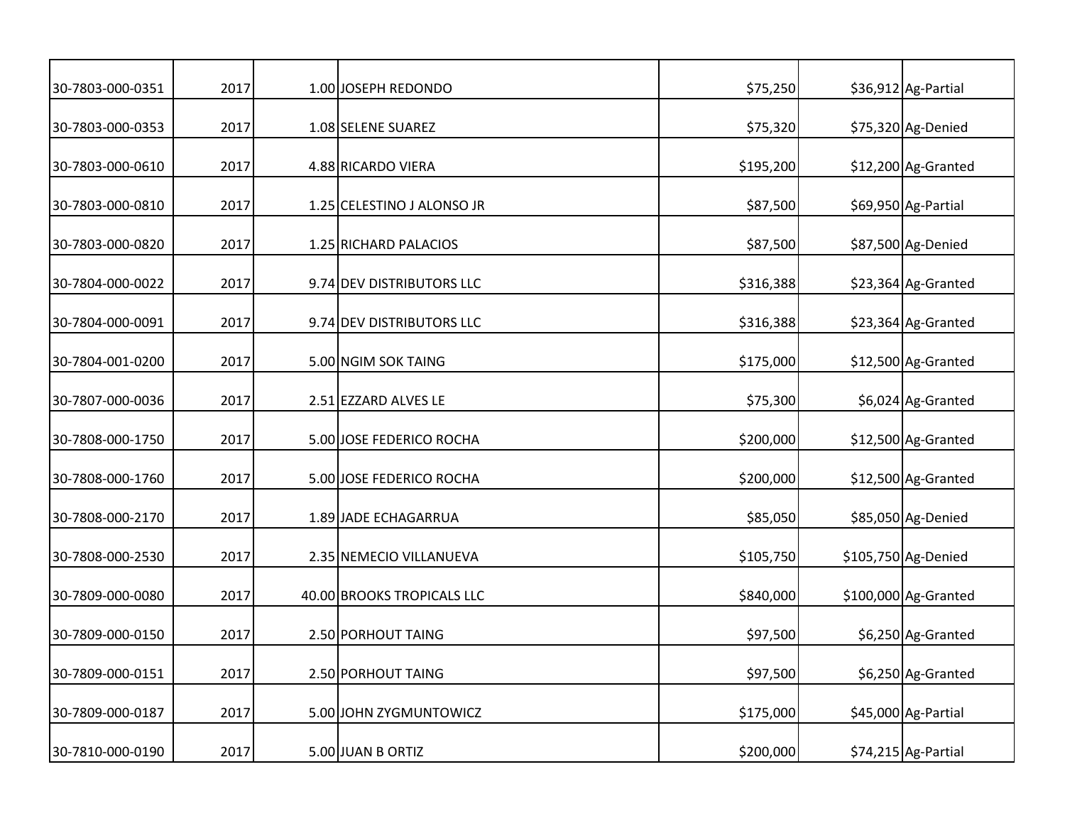| | | | | | | |
|---|---|---|---|---|---|---|
| 30-7803-000-0351 | 2017 | 1.00 | JOSEPH REDONDO | $75,250 | $36,912 | Ag-Partial |
| 30-7803-000-0353 | 2017 | 1.08 | SELENE SUAREZ | $75,320 | $75,320 | Ag-Denied |
| 30-7803-000-0610 | 2017 | 4.88 | RICARDO VIERA | $195,200 | $12,200 | Ag-Granted |
| 30-7803-000-0810 | 2017 | 1.25 | CELESTINO J ALONSO JR | $87,500 | $69,950 | Ag-Partial |
| 30-7803-000-0820 | 2017 | 1.25 | RICHARD PALACIOS | $87,500 | $87,500 | Ag-Denied |
| 30-7804-000-0022 | 2017 | 9.74 | DEV DISTRIBUTORS LLC | $316,388 | $23,364 | Ag-Granted |
| 30-7804-000-0091 | 2017 | 9.74 | DEV DISTRIBUTORS LLC | $316,388 | $23,364 | Ag-Granted |
| 30-7804-001-0200 | 2017 | 5.00 | NGIM SOK TAING | $175,000 | $12,500 | Ag-Granted |
| 30-7807-000-0036 | 2017 | 2.51 | EZZARD ALVES LE | $75,300 | $6,024 | Ag-Granted |
| 30-7808-000-1750 | 2017 | 5.00 | JOSE FEDERICO ROCHA | $200,000 | $12,500 | Ag-Granted |
| 30-7808-000-1760 | 2017 | 5.00 | JOSE FEDERICO ROCHA | $200,000 | $12,500 | Ag-Granted |
| 30-7808-000-2170 | 2017 | 1.89 | JADE ECHAGARRUA | $85,050 | $85,050 | Ag-Denied |
| 30-7808-000-2530 | 2017 | 2.35 | NEMECIO VILLANUEVA | $105,750 | $105,750 | Ag-Denied |
| 30-7809-000-0080 | 2017 | 40.00 | BROOKS TROPICALS LLC | $840,000 | $100,000 | Ag-Granted |
| 30-7809-000-0150 | 2017 | 2.50 | PORHOUT TAING | $97,500 | $6,250 | Ag-Granted |
| 30-7809-000-0151 | 2017 | 2.50 | PORHOUT TAING | $97,500 | $6,250 | Ag-Granted |
| 30-7809-000-0187 | 2017 | 5.00 | JOHN ZYGMUNTOWICZ | $175,000 | $45,000 | Ag-Partial |
| 30-7810-000-0190 | 2017 | 5.00 | JUAN B ORTIZ | $200,000 | $74,215 | Ag-Partial |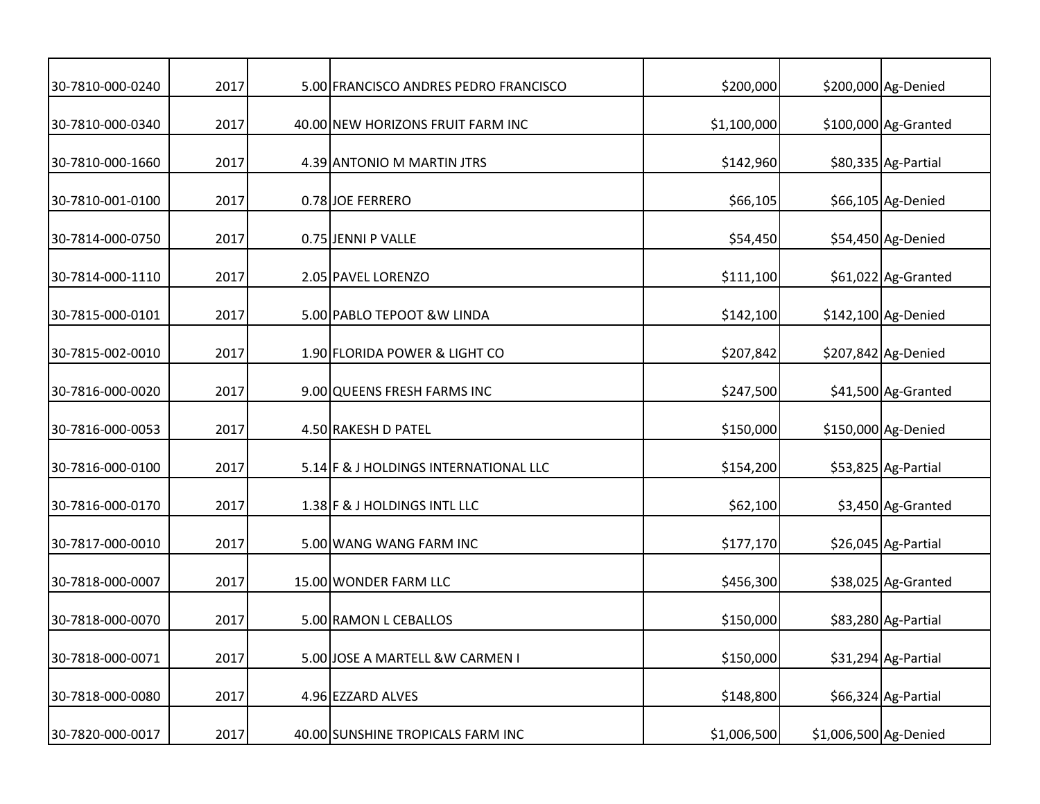| | | | | | | |
|---|---|---|---|---|---|---|
| 30-7810-000-0240 | 2017 | 5.00 | FRANCISCO ANDRES PEDRO FRANCISCO | $200,000 | $200,000 | Ag-Denied |
| 30-7810-000-0340 | 2017 | 40.00 | NEW HORIZONS FRUIT FARM INC | $1,100,000 | $100,000 | Ag-Granted |
| 30-7810-000-1660 | 2017 | 4.39 | ANTONIO M MARTIN JTRS | $142,960 | $80,335 | Ag-Partial |
| 30-7810-001-0100 | 2017 | 0.78 | JOE FERRERO | $66,105 | $66,105 | Ag-Denied |
| 30-7814-000-0750 | 2017 | 0.75 | JENNI P VALLE | $54,450 | $54,450 | Ag-Denied |
| 30-7814-000-1110 | 2017 | 2.05 | PAVEL LORENZO | $111,100 | $61,022 | Ag-Granted |
| 30-7815-000-0101 | 2017 | 5.00 | PABLO TEPOOT &W LINDA | $142,100 | $142,100 | Ag-Denied |
| 30-7815-002-0010 | 2017 | 1.90 | FLORIDA POWER & LIGHT CO | $207,842 | $207,842 | Ag-Denied |
| 30-7816-000-0020 | 2017 | 9.00 | QUEENS FRESH FARMS INC | $247,500 | $41,500 | Ag-Granted |
| 30-7816-000-0053 | 2017 | 4.50 | RAKESH D PATEL | $150,000 | $150,000 | Ag-Denied |
| 30-7816-000-0100 | 2017 | 5.14 | F & J HOLDINGS INTERNATIONAL LLC | $154,200 | $53,825 | Ag-Partial |
| 30-7816-000-0170 | 2017 | 1.38 | F & J HOLDINGS INTL LLC | $62,100 | $3,450 | Ag-Granted |
| 30-7817-000-0010 | 2017 | 5.00 | WANG WANG FARM INC | $177,170 | $26,045 | Ag-Partial |
| 30-7818-000-0007 | 2017 | 15.00 | WONDER FARM LLC | $456,300 | $38,025 | Ag-Granted |
| 30-7818-000-0070 | 2017 | 5.00 | RAMON L CEBALLOS | $150,000 | $83,280 | Ag-Partial |
| 30-7818-000-0071 | 2017 | 5.00 | JOSE A MARTELL &W CARMEN I | $150,000 | $31,294 | Ag-Partial |
| 30-7818-000-0080 | 2017 | 4.96 | EZZARD ALVES | $148,800 | $66,324 | Ag-Partial |
| 30-7820-000-0017 | 2017 | 40.00 | SUNSHINE TROPICALS FARM INC | $1,006,500 | $1,006,500 | Ag-Denied |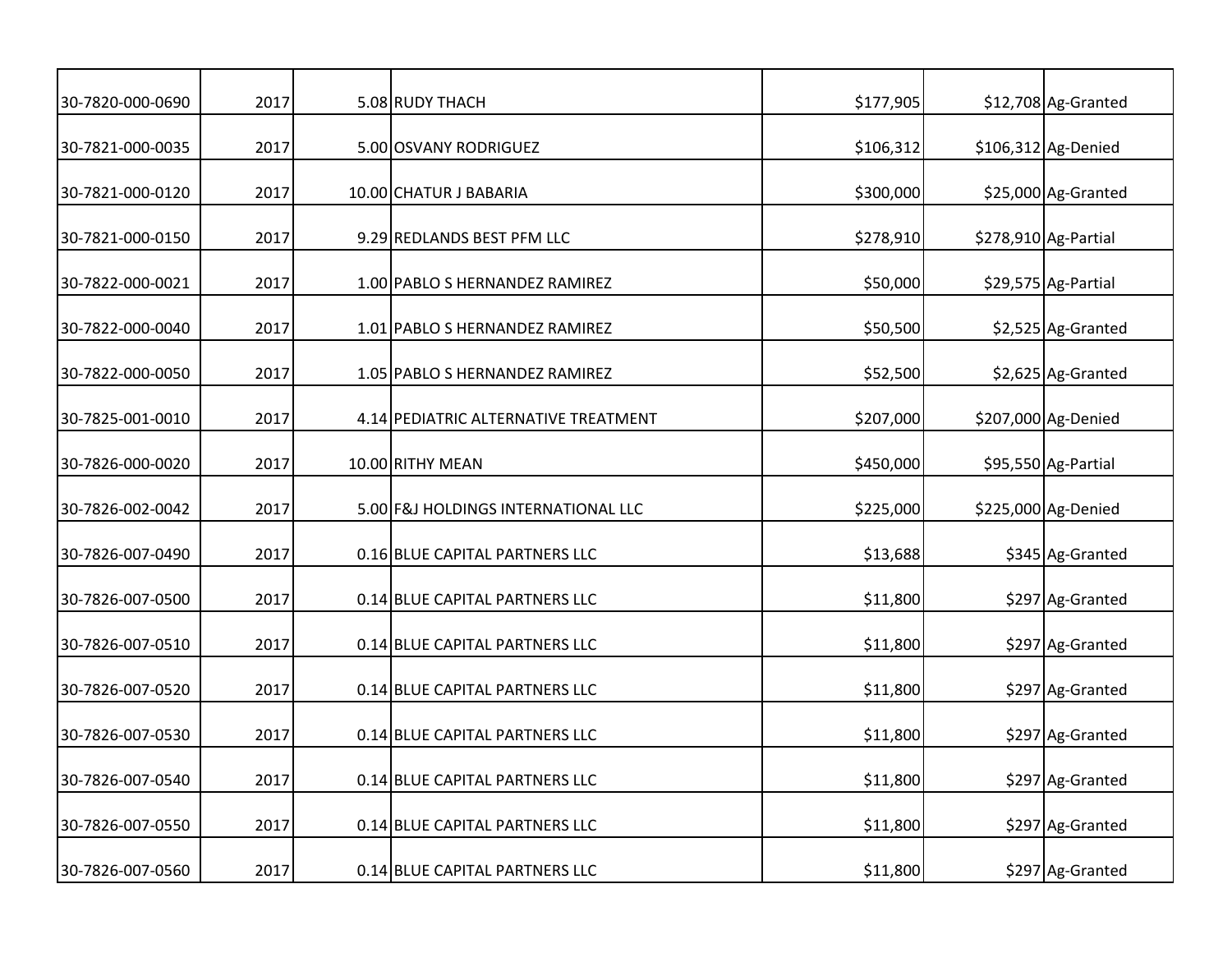| | | | | | | |
|---|---|---|---|---|---|---|
| 30-7820-000-0690 | 2017 | 5.08 | RUDY THACH | $177,905 | $12,708 | Ag-Granted |
| 30-7821-000-0035 | 2017 | 5.00 | OSVANY RODRIGUEZ | $106,312 | $106,312 | Ag-Denied |
| 30-7821-000-0120 | 2017 | 10.00 | CHATUR J BABARIA | $300,000 | $25,000 | Ag-Granted |
| 30-7821-000-0150 | 2017 | 9.29 | REDLANDS BEST PFM LLC | $278,910 | $278,910 | Ag-Partial |
| 30-7822-000-0021 | 2017 | 1.00 | PABLO S HERNANDEZ RAMIREZ | $50,000 | $29,575 | Ag-Partial |
| 30-7822-000-0040 | 2017 | 1.01 | PABLO S HERNANDEZ RAMIREZ | $50,500 | $2,525 | Ag-Granted |
| 30-7822-000-0050 | 2017 | 1.05 | PABLO S HERNANDEZ RAMIREZ | $52,500 | $2,625 | Ag-Granted |
| 30-7825-001-0010 | 2017 | 4.14 | PEDIATRIC ALTERNATIVE TREATMENT | $207,000 | $207,000 | Ag-Denied |
| 30-7826-000-0020 | 2017 | 10.00 | RITHY MEAN | $450,000 | $95,550 | Ag-Partial |
| 30-7826-002-0042 | 2017 | 5.00 | F&J HOLDINGS INTERNATIONAL LLC | $225,000 | $225,000 | Ag-Denied |
| 30-7826-007-0490 | 2017 | 0.16 | BLUE CAPITAL PARTNERS LLC | $13,688 | $345 | Ag-Granted |
| 30-7826-007-0500 | 2017 | 0.14 | BLUE CAPITAL PARTNERS LLC | $11,800 | $297 | Ag-Granted |
| 30-7826-007-0510 | 2017 | 0.14 | BLUE CAPITAL PARTNERS LLC | $11,800 | $297 | Ag-Granted |
| 30-7826-007-0520 | 2017 | 0.14 | BLUE CAPITAL PARTNERS LLC | $11,800 | $297 | Ag-Granted |
| 30-7826-007-0530 | 2017 | 0.14 | BLUE CAPITAL PARTNERS LLC | $11,800 | $297 | Ag-Granted |
| 30-7826-007-0540 | 2017 | 0.14 | BLUE CAPITAL PARTNERS LLC | $11,800 | $297 | Ag-Granted |
| 30-7826-007-0550 | 2017 | 0.14 | BLUE CAPITAL PARTNERS LLC | $11,800 | $297 | Ag-Granted |
| 30-7826-007-0560 | 2017 | 0.14 | BLUE CAPITAL PARTNERS LLC | $11,800 | $297 | Ag-Granted |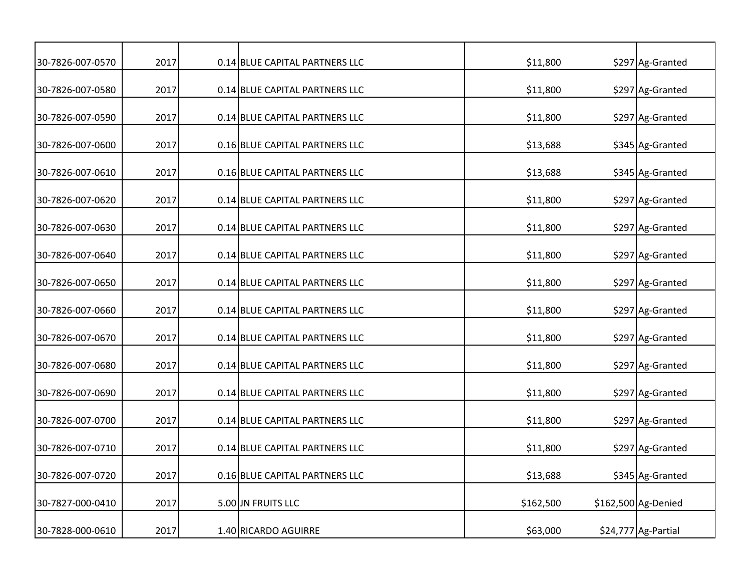| | | | | | | |
|---|---|---|---|---|---|---|
| 30-7826-007-0570 | 2017 | 0.14 | BLUE CAPITAL PARTNERS LLC | $11,800 | $297 | Ag-Granted |
| 30-7826-007-0580 | 2017 | 0.14 | BLUE CAPITAL PARTNERS LLC | $11,800 | $297 | Ag-Granted |
| 30-7826-007-0590 | 2017 | 0.14 | BLUE CAPITAL PARTNERS LLC | $11,800 | $297 | Ag-Granted |
| 30-7826-007-0600 | 2017 | 0.16 | BLUE CAPITAL PARTNERS LLC | $13,688 | $345 | Ag-Granted |
| 30-7826-007-0610 | 2017 | 0.16 | BLUE CAPITAL PARTNERS LLC | $13,688 | $345 | Ag-Granted |
| 30-7826-007-0620 | 2017 | 0.14 | BLUE CAPITAL PARTNERS LLC | $11,800 | $297 | Ag-Granted |
| 30-7826-007-0630 | 2017 | 0.14 | BLUE CAPITAL PARTNERS LLC | $11,800 | $297 | Ag-Granted |
| 30-7826-007-0640 | 2017 | 0.14 | BLUE CAPITAL PARTNERS LLC | $11,800 | $297 | Ag-Granted |
| 30-7826-007-0650 | 2017 | 0.14 | BLUE CAPITAL PARTNERS LLC | $11,800 | $297 | Ag-Granted |
| 30-7826-007-0660 | 2017 | 0.14 | BLUE CAPITAL PARTNERS LLC | $11,800 | $297 | Ag-Granted |
| 30-7826-007-0670 | 2017 | 0.14 | BLUE CAPITAL PARTNERS LLC | $11,800 | $297 | Ag-Granted |
| 30-7826-007-0680 | 2017 | 0.14 | BLUE CAPITAL PARTNERS LLC | $11,800 | $297 | Ag-Granted |
| 30-7826-007-0690 | 2017 | 0.14 | BLUE CAPITAL PARTNERS LLC | $11,800 | $297 | Ag-Granted |
| 30-7826-007-0700 | 2017 | 0.14 | BLUE CAPITAL PARTNERS LLC | $11,800 | $297 | Ag-Granted |
| 30-7826-007-0710 | 2017 | 0.14 | BLUE CAPITAL PARTNERS LLC | $11,800 | $297 | Ag-Granted |
| 30-7826-007-0720 | 2017 | 0.16 | BLUE CAPITAL PARTNERS LLC | $13,688 | $345 | Ag-Granted |
| 30-7827-000-0410 | 2017 | 5.00 | JN FRUITS LLC | $162,500 | $162,500 | Ag-Denied |
| 30-7828-000-0610 | 2017 | 1.40 | RICARDO AGUIRRE | $63,000 | $24,777 | Ag-Partial |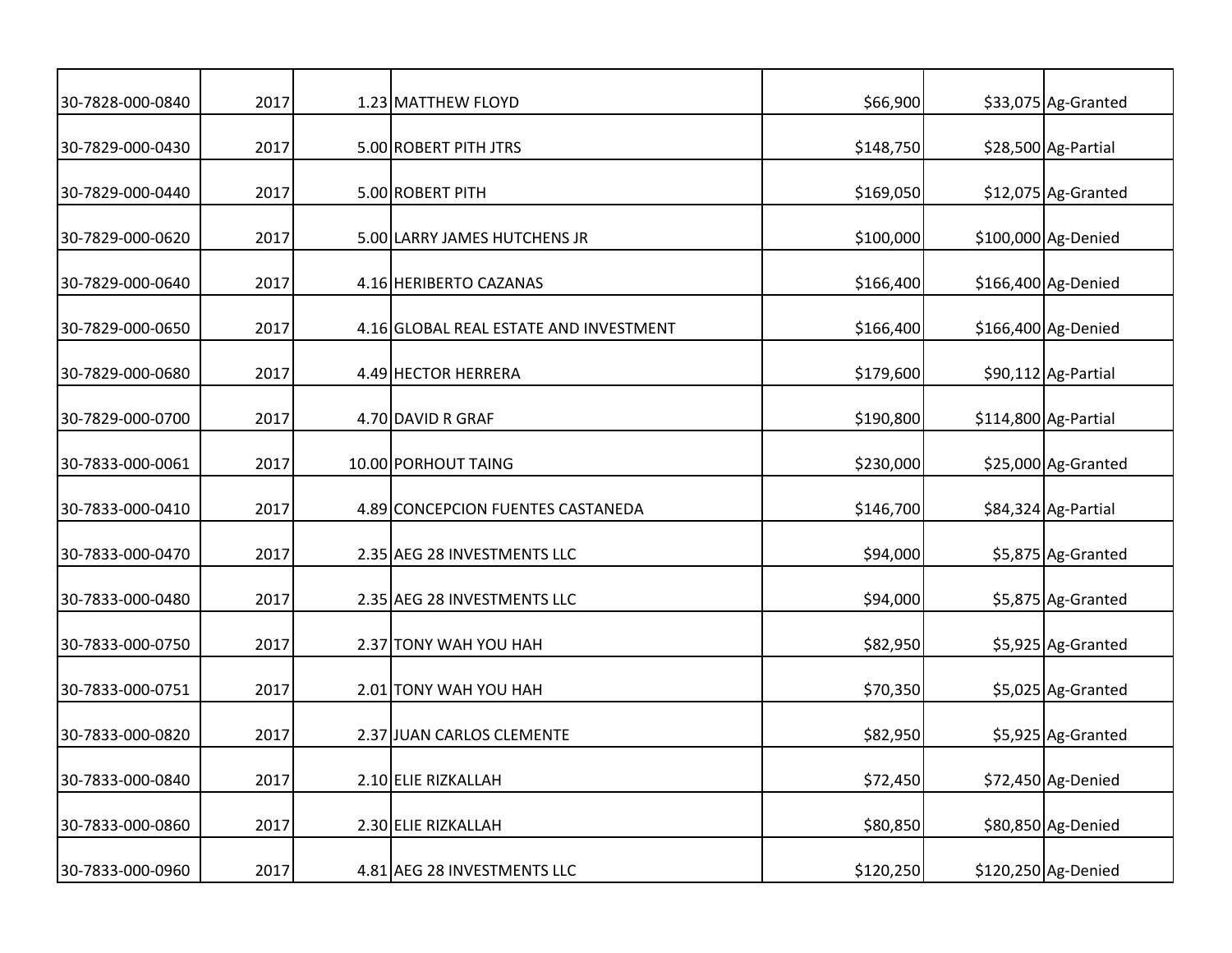| | | | | | | |
|---|---|---|---|---|---|---|
| 30-7828-000-0840 | 2017 | 1.23 | MATTHEW FLOYD | $66,900 | $33,075 | Ag-Granted |
| 30-7829-000-0430 | 2017 | 5.00 | ROBERT PITH JTRS | $148,750 | $28,500 | Ag-Partial |
| 30-7829-000-0440 | 2017 | 5.00 | ROBERT PITH | $169,050 | $12,075 | Ag-Granted |
| 30-7829-000-0620 | 2017 | 5.00 | LARRY JAMES HUTCHENS JR | $100,000 | $100,000 | Ag-Denied |
| 30-7829-000-0640 | 2017 | 4.16 | HERIBERTO CAZANAS | $166,400 | $166,400 | Ag-Denied |
| 30-7829-000-0650 | 2017 | 4.16 | GLOBAL REAL ESTATE AND INVESTMENT | $166,400 | $166,400 | Ag-Denied |
| 30-7829-000-0680 | 2017 | 4.49 | HECTOR HERRERA | $179,600 | $90,112 | Ag-Partial |
| 30-7829-000-0700 | 2017 | 4.70 | DAVID R GRAF | $190,800 | $114,800 | Ag-Partial |
| 30-7833-000-0061 | 2017 | 10.00 | PORHOUT TAING | $230,000 | $25,000 | Ag-Granted |
| 30-7833-000-0410 | 2017 | 4.89 | CONCEPCION FUENTES CASTANEDA | $146,700 | $84,324 | Ag-Partial |
| 30-7833-000-0470 | 2017 | 2.35 | AEG 28 INVESTMENTS LLC | $94,000 | $5,875 | Ag-Granted |
| 30-7833-000-0480 | 2017 | 2.35 | AEG 28 INVESTMENTS LLC | $94,000 | $5,875 | Ag-Granted |
| 30-7833-000-0750 | 2017 | 2.37 | TONY WAH YOU HAH | $82,950 | $5,925 | Ag-Granted |
| 30-7833-000-0751 | 2017 | 2.01 | TONY WAH YOU HAH | $70,350 | $5,025 | Ag-Granted |
| 30-7833-000-0820 | 2017 | 2.37 | JUAN CARLOS CLEMENTE | $82,950 | $5,925 | Ag-Granted |
| 30-7833-000-0840 | 2017 | 2.10 | ELIE RIZKALLAH | $72,450 | $72,450 | Ag-Denied |
| 30-7833-000-0860 | 2017 | 2.30 | ELIE RIZKALLAH | $80,850 | $80,850 | Ag-Denied |
| 30-7833-000-0960 | 2017 | 4.81 | AEG 28 INVESTMENTS LLC | $120,250 | $120,250 | Ag-Denied |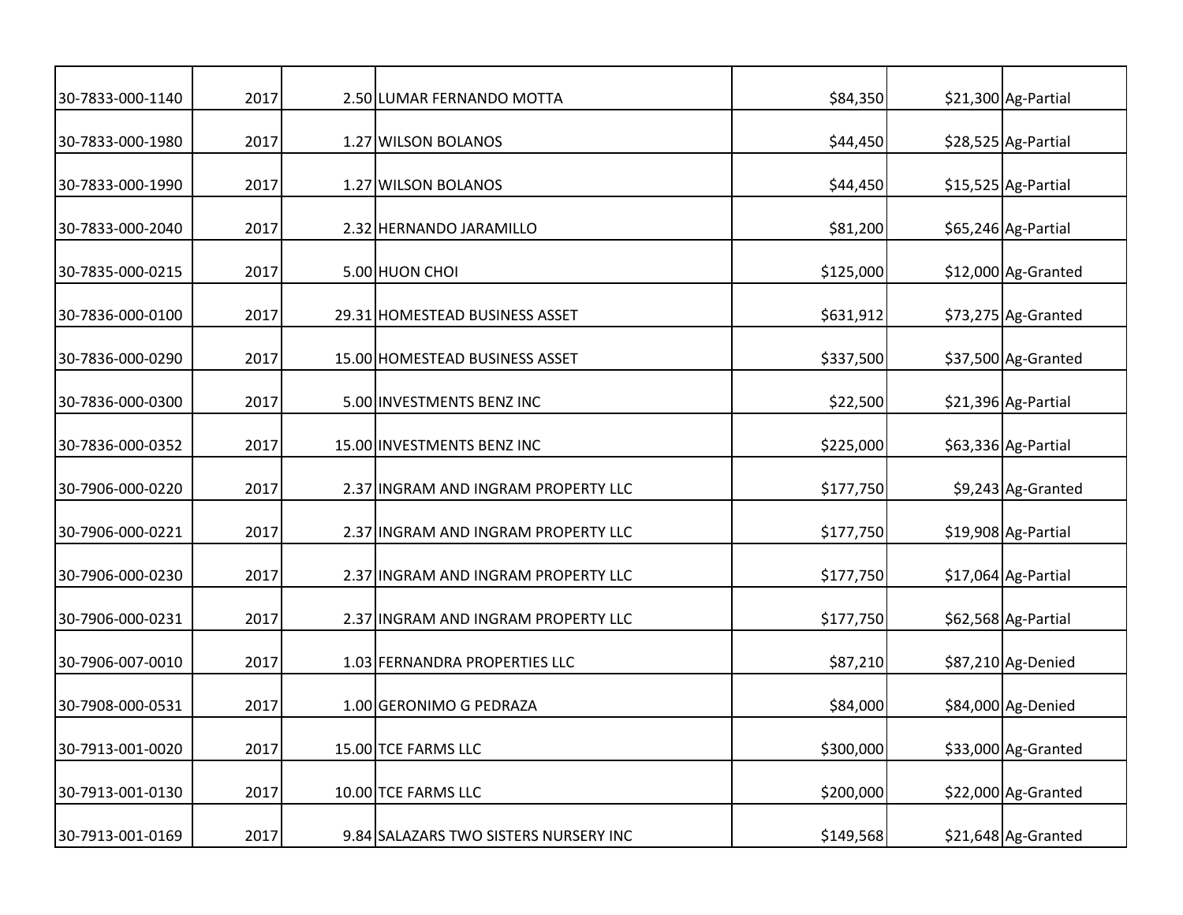| | | | | | | |
|---|---|---|---|---|---|---|
| 30-7833-000-1140 | 2017 | 2.50 | LUMAR FERNANDO MOTTA | $84,350 | $21,300 | Ag-Partial |
| 30-7833-000-1980 | 2017 | 1.27 | WILSON BOLANOS | $44,450 | $28,525 | Ag-Partial |
| 30-7833-000-1990 | 2017 | 1.27 | WILSON BOLANOS | $44,450 | $15,525 | Ag-Partial |
| 30-7833-000-2040 | 2017 | 2.32 | HERNANDO JARAMILLO | $81,200 | $65,246 | Ag-Partial |
| 30-7835-000-0215 | 2017 | 5.00 | HUON CHOI | $125,000 | $12,000 | Ag-Granted |
| 30-7836-000-0100 | 2017 | 29.31 | HOMESTEAD BUSINESS ASSET | $631,912 | $73,275 | Ag-Granted |
| 30-7836-000-0290 | 2017 | 15.00 | HOMESTEAD BUSINESS ASSET | $337,500 | $37,500 | Ag-Granted |
| 30-7836-000-0300 | 2017 | 5.00 | INVESTMENTS BENZ INC | $22,500 | $21,396 | Ag-Partial |
| 30-7836-000-0352 | 2017 | 15.00 | INVESTMENTS BENZ INC | $225,000 | $63,336 | Ag-Partial |
| 30-7906-000-0220 | 2017 | 2.37 | INGRAM AND INGRAM PROPERTY LLC | $177,750 | $9,243 | Ag-Granted |
| 30-7906-000-0221 | 2017 | 2.37 | INGRAM AND INGRAM PROPERTY LLC | $177,750 | $19,908 | Ag-Partial |
| 30-7906-000-0230 | 2017 | 2.37 | INGRAM AND INGRAM PROPERTY LLC | $177,750 | $17,064 | Ag-Partial |
| 30-7906-000-0231 | 2017 | 2.37 | INGRAM AND INGRAM PROPERTY LLC | $177,750 | $62,568 | Ag-Partial |
| 30-7906-007-0010 | 2017 | 1.03 | FERNANDRA PROPERTIES LLC | $87,210 | $87,210 | Ag-Denied |
| 30-7908-000-0531 | 2017 | 1.00 | GERONIMO G PEDRAZA | $84,000 | $84,000 | Ag-Denied |
| 30-7913-001-0020 | 2017 | 15.00 | TCE FARMS LLC | $300,000 | $33,000 | Ag-Granted |
| 30-7913-001-0130 | 2017 | 10.00 | TCE FARMS LLC | $200,000 | $22,000 | Ag-Granted |
| 30-7913-001-0169 | 2017 | 9.84 | SALAZARS TWO SISTERS NURSERY INC | $149,568 | $21,648 | Ag-Granted |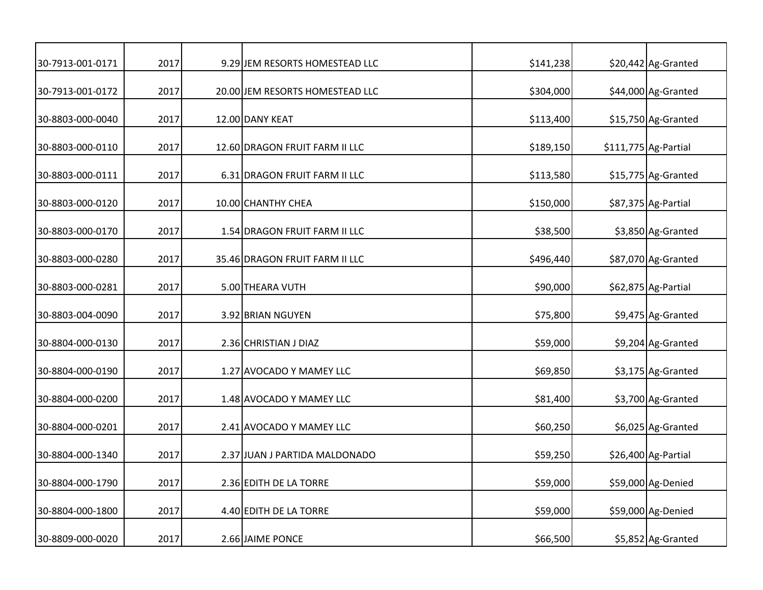| | | | | | | |
|---|---|---|---|---|---|---|
| 30-7913-001-0171 | 2017 | 9.29 | JEM RESORTS HOMESTEAD LLC | $141,238 | $20,442 | Ag-Granted |
| 30-7913-001-0172 | 2017 | 20.00 | JEM RESORTS HOMESTEAD LLC | $304,000 | $44,000 | Ag-Granted |
| 30-8803-000-0040 | 2017 | 12.00 | DANY KEAT | $113,400 | $15,750 | Ag-Granted |
| 30-8803-000-0110 | 2017 | 12.60 | DRAGON FRUIT FARM II LLC | $189,150 | $111,775 | Ag-Partial |
| 30-8803-000-0111 | 2017 | 6.31 | DRAGON FRUIT FARM II LLC | $113,580 | $15,775 | Ag-Granted |
| 30-8803-000-0120 | 2017 | 10.00 | CHANTHY CHEA | $150,000 | $87,375 | Ag-Partial |
| 30-8803-000-0170 | 2017 | 1.54 | DRAGON FRUIT FARM II LLC | $38,500 | $3,850 | Ag-Granted |
| 30-8803-000-0280 | 2017 | 35.46 | DRAGON FRUIT FARM II LLC | $496,440 | $87,070 | Ag-Granted |
| 30-8803-000-0281 | 2017 | 5.00 | THEARA VUTH | $90,000 | $62,875 | Ag-Partial |
| 30-8803-004-0090 | 2017 | 3.92 | BRIAN NGUYEN | $75,800 | $9,475 | Ag-Granted |
| 30-8804-000-0130 | 2017 | 2.36 | CHRISTIAN J DIAZ | $59,000 | $9,204 | Ag-Granted |
| 30-8804-000-0190 | 2017 | 1.27 | AVOCADO Y MAMEY LLC | $69,850 | $3,175 | Ag-Granted |
| 30-8804-000-0200 | 2017 | 1.48 | AVOCADO Y MAMEY LLC | $81,400 | $3,700 | Ag-Granted |
| 30-8804-000-0201 | 2017 | 2.41 | AVOCADO Y MAMEY LLC | $60,250 | $6,025 | Ag-Granted |
| 30-8804-000-1340 | 2017 | 2.37 | JUAN J PARTIDA MALDONADO | $59,250 | $26,400 | Ag-Partial |
| 30-8804-000-1790 | 2017 | 2.36 | EDITH DE LA TORRE | $59,000 | $59,000 | Ag-Denied |
| 30-8804-000-1800 | 2017 | 4.40 | EDITH DE LA TORRE | $59,000 | $59,000 | Ag-Denied |
| 30-8809-000-0020 | 2017 | 2.66 | JAIME PONCE | $66,500 | $5,852 | Ag-Granted |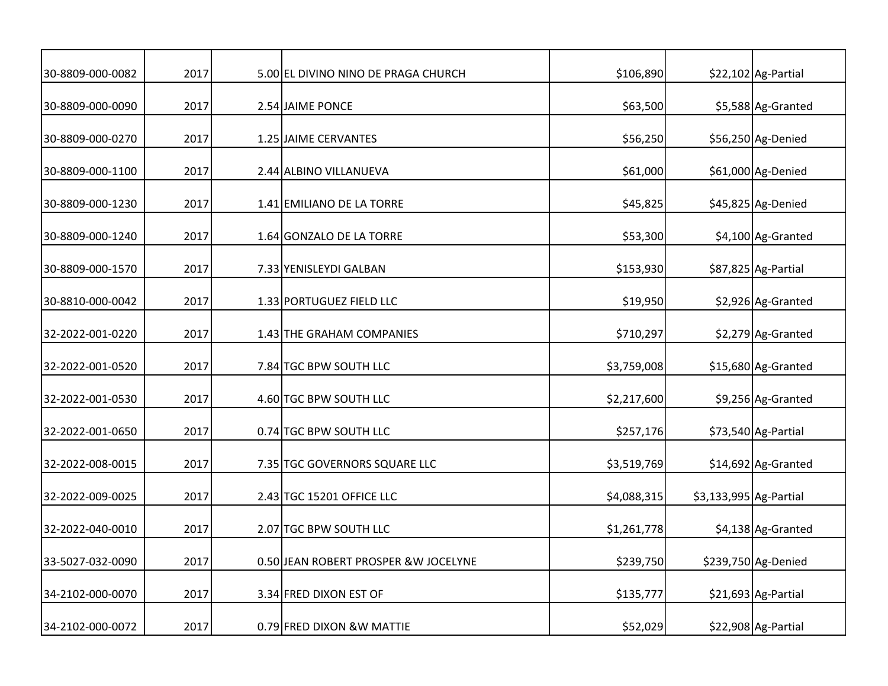| | | | | | | |
|---|---|---|---|---|---|---|
| 30-8809-000-0082 | 2017 | 5.00 | EL DIVINO NINO DE PRAGA CHURCH | $106,890 | $22,102 | Ag-Partial |
| 30-8809-000-0090 | 2017 | 2.54 | JAIME PONCE | $63,500 | $5,588 | Ag-Granted |
| 30-8809-000-0270 | 2017 | 1.25 | JAIME CERVANTES | $56,250 | $56,250 | Ag-Denied |
| 30-8809-000-1100 | 2017 | 2.44 | ALBINO VILLANUEVA | $61,000 | $61,000 | Ag-Denied |
| 30-8809-000-1230 | 2017 | 1.41 | EMILIANO DE LA TORRE | $45,825 | $45,825 | Ag-Denied |
| 30-8809-000-1240 | 2017 | 1.64 | GONZALO DE LA TORRE | $53,300 | $4,100 | Ag-Granted |
| 30-8809-000-1570 | 2017 | 7.33 | YENISLEYDI GALBAN | $153,930 | $87,825 | Ag-Partial |
| 30-8810-000-0042 | 2017 | 1.33 | PORTUGUEZ FIELD LLC | $19,950 | $2,926 | Ag-Granted |
| 32-2022-001-0220 | 2017 | 1.43 | THE GRAHAM COMPANIES | $710,297 | $2,279 | Ag-Granted |
| 32-2022-001-0520 | 2017 | 7.84 | TGC BPW SOUTH LLC | $3,759,008 | $15,680 | Ag-Granted |
| 32-2022-001-0530 | 2017 | 4.60 | TGC BPW SOUTH LLC | $2,217,600 | $9,256 | Ag-Granted |
| 32-2022-001-0650 | 2017 | 0.74 | TGC BPW SOUTH LLC | $257,176 | $73,540 | Ag-Partial |
| 32-2022-008-0015 | 2017 | 7.35 | TGC GOVERNORS SQUARE LLC | $3,519,769 | $14,692 | Ag-Granted |
| 32-2022-009-0025 | 2017 | 2.43 | TGC 15201 OFFICE LLC | $4,088,315 | $3,133,995 | Ag-Partial |
| 32-2022-040-0010 | 2017 | 2.07 | TGC BPW SOUTH LLC | $1,261,778 | $4,138 | Ag-Granted |
| 33-5027-032-0090 | 2017 | 0.50 | JEAN ROBERT PROSPER &W JOCELYNE | $239,750 | $239,750 | Ag-Denied |
| 34-2102-000-0070 | 2017 | 3.34 | FRED DIXON EST OF | $135,777 | $21,693 | Ag-Partial |
| 34-2102-000-0072 | 2017 | 0.79 | FRED DIXON &W MATTIE | $52,029 | $22,908 | Ag-Partial |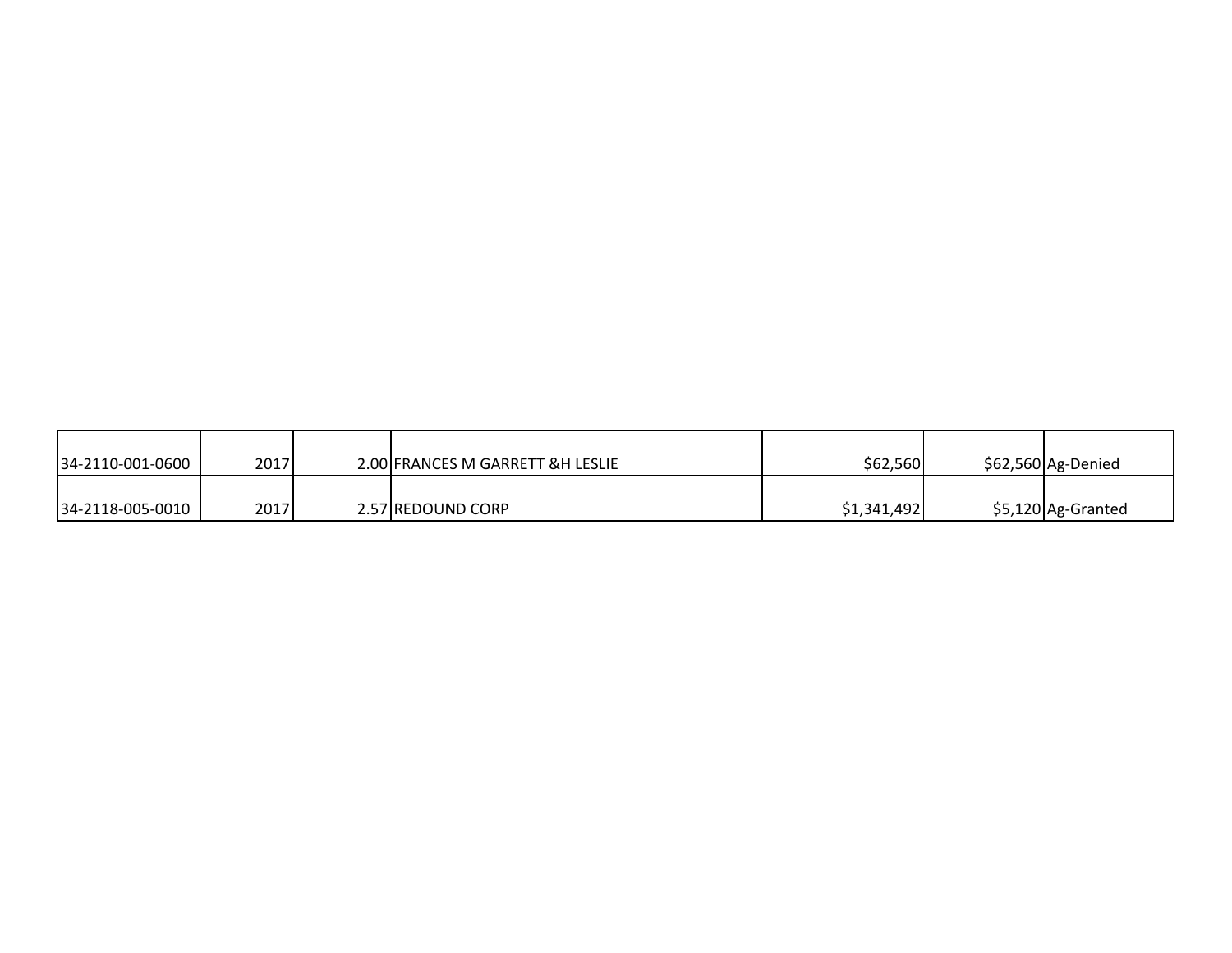| | | | | | | |
|---|---|---|---|---|---|---|
| 34-2110-001-0600 | 2017 | 2.00 | FRANCES M GARRETT &H LESLIE | $62,560 | $62,560 | Ag-Denied |
| 34-2118-005-0010 | 2017 | 2.57 | REDOUND CORP | $1,341,492 | $5,120 | Ag-Granted |